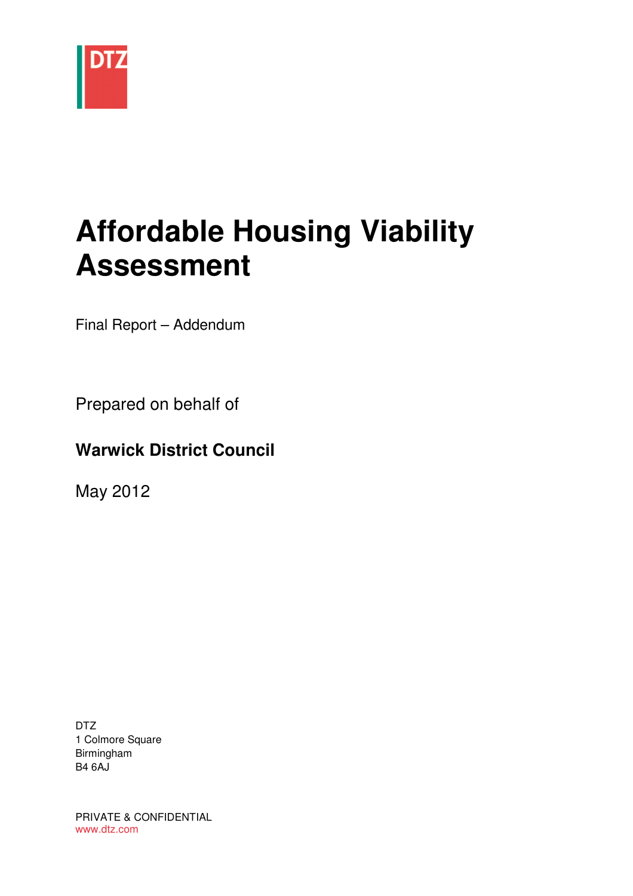DTZ

# Affordable Housing Viability Assessment

Final Report – Addendum

Prepared on behalf of

**Warwick District Council**

May 2012

DTZ
1 Colmore Square
Birmingham
B4 6AJ

PRIVATE & CONFIDENTIAL
www.dtz.com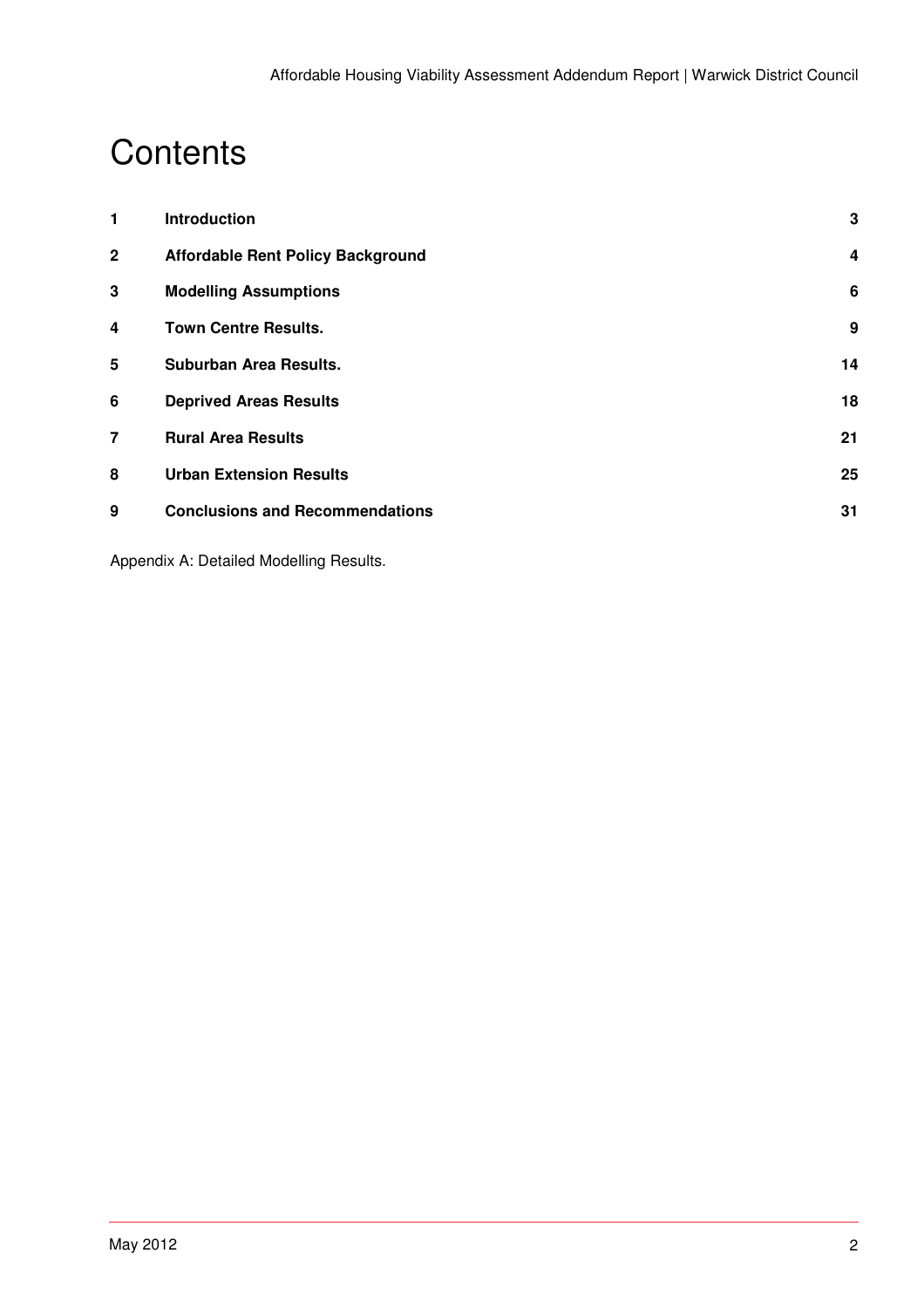# Contents

| | | |
|---|---|---|
| **1** | **Introduction** | **3** |
| **2** | **Affordable Rent Policy Background** | **4** |
| **3** | **Modelling Assumptions** | **6** |
| **4** | **Town Centre Results.** | **9** |
| **5** | **Suburban Area Results.** | **14** |
| **6** | **Deprived Areas Results** | **18** |
| **7** | **Rural Area Results** | **21** |
| **8** | **Urban Extension Results** | **25** |
| **9** | **Conclusions and Recommendations** | **31** |

Appendix A: Detailed Modelling Results.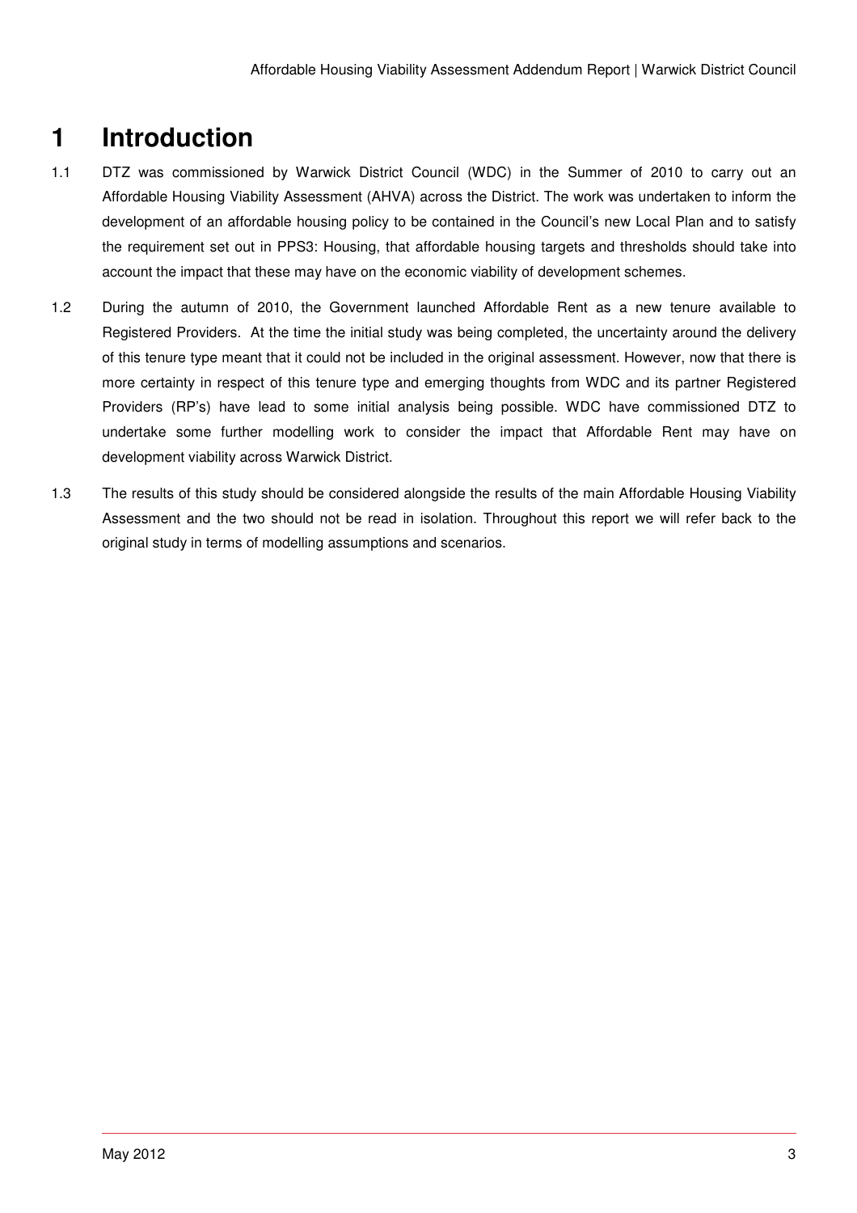# 1 Introduction

1.1 DTZ was commissioned by Warwick District Council (WDC) in the Summer of 2010 to carry out an Affordable Housing Viability Assessment (AHVA) across the District. The work was undertaken to inform the development of an affordable housing policy to be contained in the Council's new Local Plan and to satisfy the requirement set out in PPS3: Housing, that affordable housing targets and thresholds should take into account the impact that these may have on the economic viability of development schemes.

1.2 During the autumn of 2010, the Government launched Affordable Rent as a new tenure available to Registered Providers. At the time the initial study was being completed, the uncertainty around the delivery of this tenure type meant that it could not be included in the original assessment. However, now that there is more certainty in respect of this tenure type and emerging thoughts from WDC and its partner Registered Providers (RP's) have lead to some initial analysis being possible. WDC have commissioned DTZ to undertake some further modelling work to consider the impact that Affordable Rent may have on development viability across Warwick District.

1.3 The results of this study should be considered alongside the results of the main Affordable Housing Viability Assessment and the two should not be read in isolation. Throughout this report we will refer back to the original study in terms of modelling assumptions and scenarios.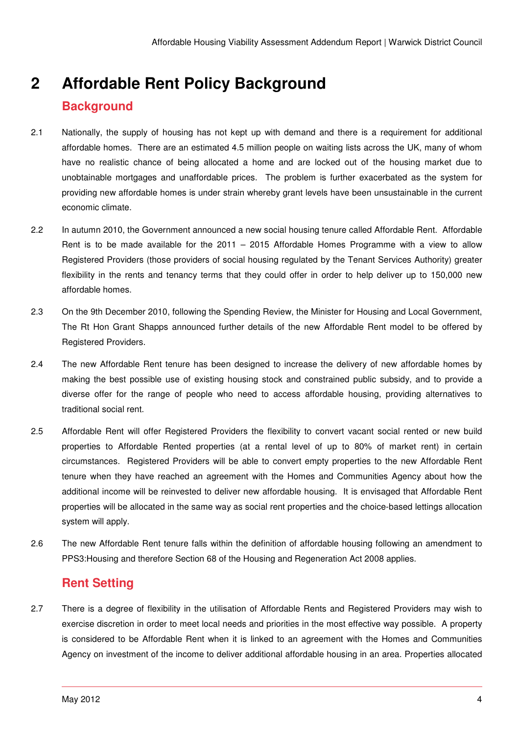# 2 Affordable Rent Policy Background

## Background

2.1 Nationally, the supply of housing has not kept up with demand and there is a requirement for additional affordable homes. There are an estimated 4.5 million people on waiting lists across the UK, many of whom have no realistic chance of being allocated a home and are locked out of the housing market due to unobtainable mortgages and unaffordable prices. The problem is further exacerbated as the system for providing new affordable homes is under strain whereby grant levels have been unsustainable in the current economic climate.

2.2 In autumn 2010, the Government announced a new social housing tenure called Affordable Rent. Affordable Rent is to be made available for the 2011 – 2015 Affordable Homes Programme with a view to allow Registered Providers (those providers of social housing regulated by the Tenant Services Authority) greater flexibility in the rents and tenancy terms that they could offer in order to help deliver up to 150,000 new affordable homes.

2.3 On the 9th December 2010, following the Spending Review, the Minister for Housing and Local Government, The Rt Hon Grant Shapps announced further details of the new Affordable Rent model to be offered by Registered Providers.

2.4 The new Affordable Rent tenure has been designed to increase the delivery of new affordable homes by making the best possible use of existing housing stock and constrained public subsidy, and to provide a diverse offer for the range of people who need to access affordable housing, providing alternatives to traditional social rent.

2.5 Affordable Rent will offer Registered Providers the flexibility to convert vacant social rented or new build properties to Affordable Rented properties (at a rental level of up to 80% of market rent) in certain circumstances. Registered Providers will be able to convert empty properties to the new Affordable Rent tenure when they have reached an agreement with the Homes and Communities Agency about how the additional income will be reinvested to deliver new affordable housing. It is envisaged that Affordable Rent properties will be allocated in the same way as social rent properties and the choice-based lettings allocation system will apply.

2.6 The new Affordable Rent tenure falls within the definition of affordable housing following an amendment to PPS3:Housing and therefore Section 68 of the Housing and Regeneration Act 2008 applies.

## Rent Setting

2.7 There is a degree of flexibility in the utilisation of Affordable Rents and Registered Providers may wish to exercise discretion in order to meet local needs and priorities in the most effective way possible. A property is considered to be Affordable Rent when it is linked to an agreement with the Homes and Communities Agency on investment of the income to deliver additional affordable housing in an area. Properties allocated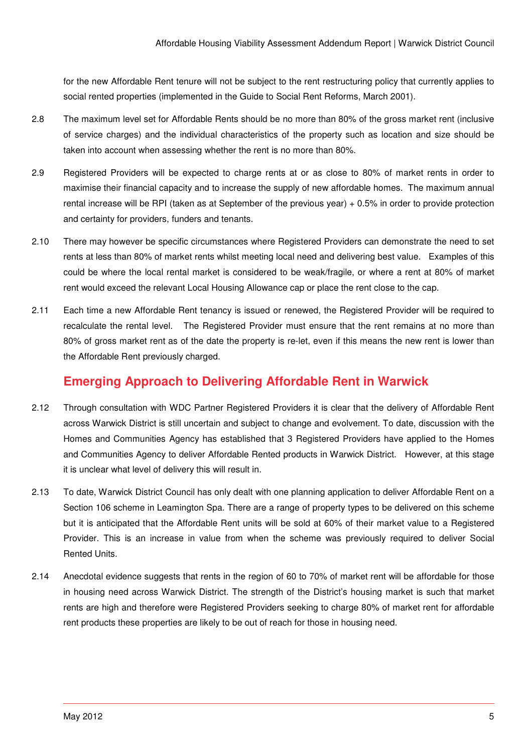for the new Affordable Rent tenure will not be subject to the rent restructuring policy that currently applies to social rented properties (implemented in the Guide to Social Rent Reforms, March 2001).

2.8 The maximum level set for Affordable Rents should be no more than 80% of the gross market rent (inclusive of service charges) and the individual characteristics of the property such as location and size should be taken into account when assessing whether the rent is no more than 80%.

2.9 Registered Providers will be expected to charge rents at or as close to 80% of market rents in order to maximise their financial capacity and to increase the supply of new affordable homes. The maximum annual rental increase will be RPI (taken as at September of the previous year) + 0.5% in order to provide protection and certainty for providers, funders and tenants.

2.10 There may however be specific circumstances where Registered Providers can demonstrate the need to set rents at less than 80% of market rents whilst meeting local need and delivering best value. Examples of this could be where the local rental market is considered to be weak/fragile, or where a rent at 80% of market rent would exceed the relevant Local Housing Allowance cap or place the rent close to the cap.

2.11 Each time a new Affordable Rent tenancy is issued or renewed, the Registered Provider will be required to recalculate the rental level. The Registered Provider must ensure that the rent remains at no more than 80% of gross market rent as of the date the property is re-let, even if this means the new rent is lower than the Affordable Rent previously charged.

## Emerging Approach to Delivering Affordable Rent in Warwick

2.12 Through consultation with WDC Partner Registered Providers it is clear that the delivery of Affordable Rent across Warwick District is still uncertain and subject to change and evolvement. To date, discussion with the Homes and Communities Agency has established that 3 Registered Providers have applied to the Homes and Communities Agency to deliver Affordable Rented products in Warwick District. However, at this stage it is unclear what level of delivery this will result in.

2.13 To date, Warwick District Council has only dealt with one planning application to deliver Affordable Rent on a Section 106 scheme in Leamington Spa. There are a range of property types to be delivered on this scheme but it is anticipated that the Affordable Rent units will be sold at 60% of their market value to a Registered Provider. This is an increase in value from when the scheme was previously required to deliver Social Rented Units.

2.14 Anecdotal evidence suggests that rents in the region of 60 to 70% of market rent will be affordable for those in housing need across Warwick District. The strength of the District's housing market is such that market rents are high and therefore were Registered Providers seeking to charge 80% of market rent for affordable rent products these properties are likely to be out of reach for those in housing need.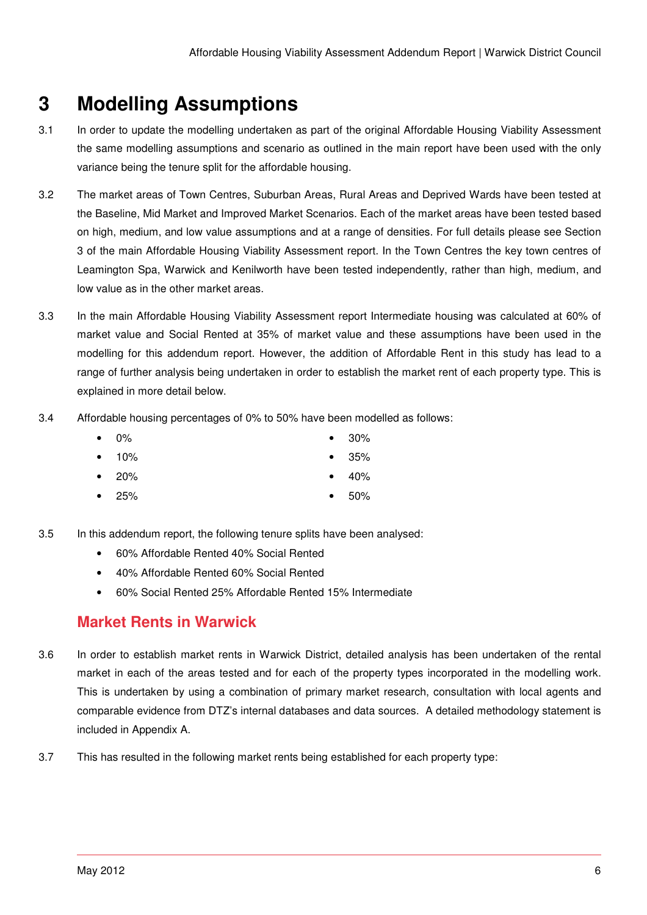# 3 Modelling Assumptions

3.1 In order to update the modelling undertaken as part of the original Affordable Housing Viability Assessment the same modelling assumptions and scenario as outlined in the main report have been used with the only variance being the tenure split for the affordable housing.

3.2 The market areas of Town Centres, Suburban Areas, Rural Areas and Deprived Wards have been tested at the Baseline, Mid Market and Improved Market Scenarios. Each of the market areas have been tested based on high, medium, and low value assumptions and at a range of densities. For full details please see Section 3 of the main Affordable Housing Viability Assessment report. In the Town Centres the key town centres of Leamington Spa, Warwick and Kenilworth have been tested independently, rather than high, medium, and low value as in the other market areas.

3.3 In the main Affordable Housing Viability Assessment report Intermediate housing was calculated at 60% of market value and Social Rented at 35% of market value and these assumptions have been used in the modelling for this addendum report. However, the addition of Affordable Rent in this study has lead to a range of further analysis being undertaken in order to establish the market rent of each property type. This is explained in more detail below.

3.4 Affordable housing percentages of 0% to 50% have been modelled as follows:

- 0%
- 10%
- 20%
- 25%
- 30%
- 35%
- 40%
- 50%

3.5 In this addendum report, the following tenure splits have been analysed:

- 60% Affordable Rented 40% Social Rented
- 40% Affordable Rented 60% Social Rented
- 60% Social Rented 25% Affordable Rented 15% Intermediate

## Market Rents in Warwick

3.6 In order to establish market rents in Warwick District, detailed analysis has been undertaken of the rental market in each of the areas tested and for each of the property types incorporated in the modelling work. This is undertaken by using a combination of primary market research, consultation with local agents and comparable evidence from DTZ's internal databases and data sources. A detailed methodology statement is included in Appendix A.

3.7 This has resulted in the following market rents being established for each property type: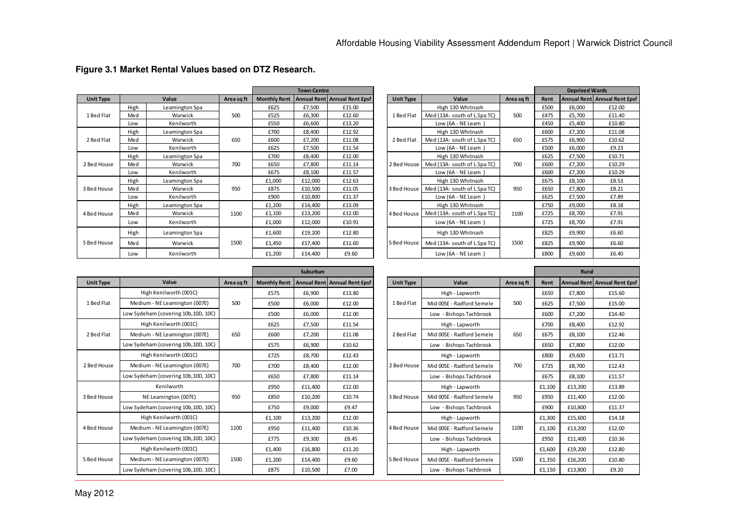## Figure 3.1 Market Rental Values based on DTZ Research.

| | | | | Town Centre | | |
|---|---|---|---|---|---|---|
| Unit Type | Value | | Area sq ft | Monthly Rent | Annual Rent | Annual Rent £psf |
| 1 Bed Flat | High | Leamington Spa | 500 | £625 | £7,500 | £15.00 |
| | Med | Warwick | | £525 | £6,300 | £12.60 |
| | Low | Kenilworth | | £550 | £6,600 | £13.20 |
| 2 Bed Flat | High | Leamington Spa | 650 | £700 | £8,400 | £12.92 |
| | Med | Warwick | | £600 | £7,200 | £11.08 |
| | Low | Kenilworth | | £625 | £7,500 | £11.54 |
| 2 Bed House | High | Leamington Spa | 700 | £700 | £8,400 | £12.00 |
| | Med | Warwick | | £650 | £7,800 | £11.14 |
| | Low | Kenilworth | | £675 | £8,100 | £11.57 |
| 3 Bed House | High | Leamington Spa | 950 | £1,000 | £12,000 | £12.63 |
| | Med | Warwick | | £875 | £10,500 | £11.05 |
| | Low | Kenilworth | | £900 | £10,800 | £11.37 |
| 4 Bed House | High | Leamington Spa | 1100 | £1,200 | £14,400 | £13.09 |
| | Med | Warwick | | £1,100 | £13,200 | £12.00 |
| | Low | Kenilworth | | £1,000 | £12,000 | £10.91 |
| 5 Bed House | High | Leamington Spa | 1500 | £1,600 | £19,200 | £12.80 |
| | Med | Warwick | | £1,450 | £17,400 | £11.60 |
| | Low | Kenilworth | | £1,200 | £14,400 | £9.60 |

| | | | Deprived Wards | | |
|---|---|---|---|---|---|
| Unit Type | Value | Area sq ft | Rent | Annual Rent | Annual Rent £psf |
| 1 Bed Flat | High 13D Whitnash | 500 | £500 | £6,000 | £12.00 |
| | Med (13A- south of L.Spa TC) | | £475 | £5,700 | £11.40 |
| | Low (6A - NE Leam ) | | £450 | £5,400 | £10.80 |
| 2 Bed Flat | High 13D Whitnash | 650 | £600 | £7,200 | £11.08 |
| | Med (13A- south of L.Spa TC) | | £575 | £6,900 | £10.62 |
| | Low (6A - NE Leam ) | | £500 | £6,000 | £9.23 |
| 2 Bed House | High 13D Whitnash | 700 | £625 | £7,500 | £10.71 |
| | Med (13A- south of L.Spa TC) | | £600 | £7,200 | £10.29 |
| | Low (6A - NE Leam ) | | £600 | £7,200 | £10.29 |
| 3 Bed House | High 13D Whitnash | 950 | £675 | £8,100 | £8.53 |
| | Med (13A- south of L.Spa TC) | | £650 | £7,800 | £8.21 |
| | Low (6A - NE Leam ) | | £625 | £7,500 | £7.89 |
| 4 Bed House | High 13D Whitnash | 1100 | £750 | £9,000 | £8.18 |
| | Med (13A- south of L.Spa TC) | | £725 | £8,700 | £7.91 |
| | Low (6A - NE Leam ) | | £725 | £8,700 | £7.91 |
| 5 Bed House | High 13D Whitnash | 1500 | £825 | £9,900 | £6.60 |
| | Med (13A- south of L.Spa TC) | | £825 | £9,900 | £6.60 |
| | Low (6A - NE Leam ) | | £800 | £9,600 | £6.40 |

| | | | Suburban | | |
|---|---|---|---|---|---|
| Unit Type | Value | Area sq ft | Monthly Rent | Annual Rent | Annual Rent £psf |
| 1 Bed Flat | High Kenilworth (001C) | 500 | £575 | £6,900 | £13.80 |
| | Medium - NE Leamington (007E) | | £500 | £6,000 | £12.00 |
| | Low Sydeham (covering 10b,10D, 10C) | | £500 | £6,000 | £12.00 |
| 2 Bed Flat | High Kenilworth (001C) | 650 | £625 | £7,500 | £11.54 |
| | Medium - NE Leamington (007E) | | £600 | £7,200 | £11.08 |
| | Low Sydeham (covering 10b,10D, 10C) | | £575 | £6,900 | £10.62 |
| 2 Bed House | High Kenilworth (001C) | 700 | £725 | £8,700 | £12.43 |
| | Medium - NE Leamington (007E) | | £700 | £8,400 | £12.00 |
| | Low Sydeham (covering 10b,10D, 10C) | | £650 | £7,800 | £11.14 |
| 3 Bed House | Kenilworth | 950 | £950 | £11,400 | £12.00 |
| | NE Leamington (007E) | | £850 | £10,200 | £10.74 |
| | Low Sydeham (covering 10b,10D, 10C) | | £750 | £9,000 | £9.47 |
| 4 Bed House | High Kenilworth (001C) | 1100 | £1,100 | £13,200 | £12.00 |
| | Medium - NE Leamington (007E) | | £950 | £11,400 | £10.36 |
| | Low Sydeham (covering 10b,10D, 10C) | | £775 | £9,300 | £8.45 |
| 5 Bed House | High Kenilworth (001C) | 1500 | £1,400 | £16,800 | £11.20 |
| | Medium - NE Leamington (007E) | | £1,200 | £14,400 | £9.60 |
| | Low Sydeham (covering 10b,10D, 10C) | | £875 | £10,500 | £7.00 |

| | | | Rural | | |
|---|---|---|---|---|---|
| Unit Type | Value | Area sq ft | Rent | Annual Rent | Annual Rent £psf |
| 1 Bed Flat | High - Lapworth | 500 | £650 | £7,800 | £15.60 |
| | Mid 005E - Radford Semele | | £625 | £7,500 | £15.00 |
| | Low - Bishops Tachbrook | | £600 | £7,200 | £14.40 |
| 2 Bed Flat | High - Lapworth | 650 | £700 | £8,400 | £12.92 |
| | Mid 005E - Radford Semele | | £675 | £8,100 | £12.46 |
| | Low - Bishops Tachbrook | | £650 | £7,800 | £12.00 |
| 2 Bed House | High - Lapworth | 700 | £800 | £9,600 | £13.71 |
| | Mid 005E - Radford Semele | | £725 | £8,700 | £12.43 |
| | Low - Bishops Tachbrook | | £675 | £8,100 | £11.57 |
| 3 Bed House | High - Lapworth | 950 | £1,100 | £13,200 | £13.89 |
| | Mid 005E - Radford Semele | | £950 | £11,400 | £12.00 |
| | Low - Bishops Tachbrook | | £900 | £10,800 | £11.37 |
| 4 Bed House | High - Lapworth | 1100 | £1,300 | £15,600 | £14.18 |
| | Mid 005E - Radford Semele | | £1,100 | £13,200 | £12.00 |
| | Low - Bishops Tachbrook | | £950 | £11,400 | £10.36 |
| 5 Bed House | High - Lapworth | 1500 | £1,600 | £19,200 | £12.80 |
| | Mid 005E - Radford Semele | | £1,350 | £16,200 | £10.80 |
| | Low - Bishops Tachbrook | | £1,150 | £13,800 | £9.20 |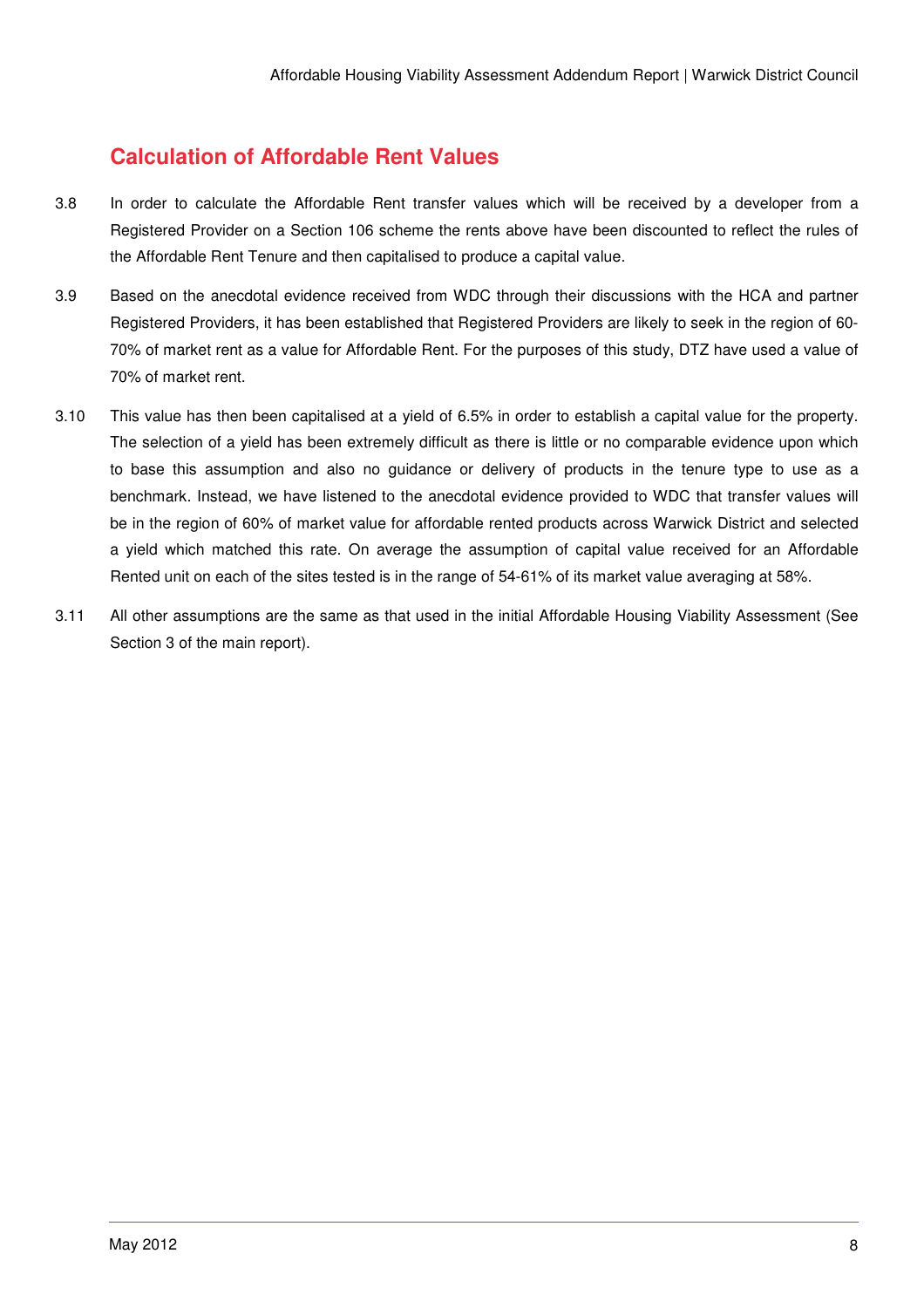## Calculation of Affordable Rent Values

3.8 In order to calculate the Affordable Rent transfer values which will be received by a developer from a Registered Provider on a Section 106 scheme the rents above have been discounted to reflect the rules of the Affordable Rent Tenure and then capitalised to produce a capital value.

3.9 Based on the anecdotal evidence received from WDC through their discussions with the HCA and partner Registered Providers, it has been established that Registered Providers are likely to seek in the region of 60-70% of market rent as a value for Affordable Rent. For the purposes of this study, DTZ have used a value of 70% of market rent.

3.10 This value has then been capitalised at a yield of 6.5% in order to establish a capital value for the property. The selection of a yield has been extremely difficult as there is little or no comparable evidence upon which to base this assumption and also no guidance or delivery of products in the tenure type to use as a benchmark. Instead, we have listened to the anecdotal evidence provided to WDC that transfer values will be in the region of 60% of market value for affordable rented products across Warwick District and selected a yield which matched this rate. On average the assumption of capital value received for an Affordable Rented unit on each of the sites tested is in the range of 54-61% of its market value averaging at 58%.

3.11 All other assumptions are the same as that used in the initial Affordable Housing Viability Assessment (See Section 3 of the main report).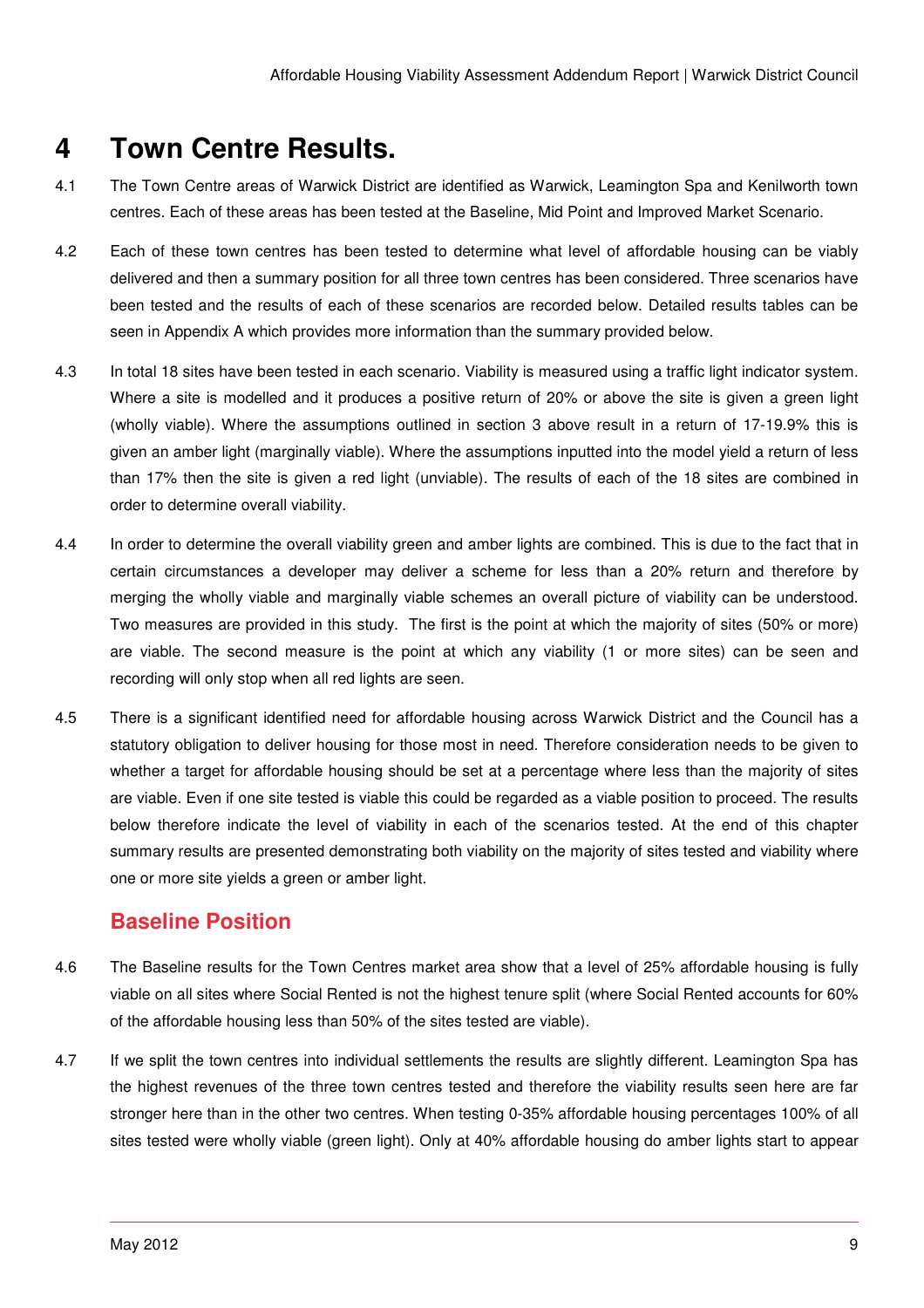# 4 Town Centre Results.

4.1 The Town Centre areas of Warwick District are identified as Warwick, Leamington Spa and Kenilworth town centres. Each of these areas has been tested at the Baseline, Mid Point and Improved Market Scenario.

4.2 Each of these town centres has been tested to determine what level of affordable housing can be viably delivered and then a summary position for all three town centres has been considered. Three scenarios have been tested and the results of each of these scenarios are recorded below. Detailed results tables can be seen in Appendix A which provides more information than the summary provided below.

4.3 In total 18 sites have been tested in each scenario. Viability is measured using a traffic light indicator system. Where a site is modelled and it produces a positive return of 20% or above the site is given a green light (wholly viable). Where the assumptions outlined in section 3 above result in a return of 17-19.9% this is given an amber light (marginally viable). Where the assumptions inputted into the model yield a return of less than 17% then the site is given a red light (unviable). The results of each of the 18 sites are combined in order to determine overall viability.

4.4 In order to determine the overall viability green and amber lights are combined. This is due to the fact that in certain circumstances a developer may deliver a scheme for less than a 20% return and therefore by merging the wholly viable and marginally viable schemes an overall picture of viability can be understood. Two measures are provided in this study. The first is the point at which the majority of sites (50% or more) are viable. The second measure is the point at which any viability (1 or more sites) can be seen and recording will only stop when all red lights are seen.

4.5 There is a significant identified need for affordable housing across Warwick District and the Council has a statutory obligation to deliver housing for those most in need. Therefore consideration needs to be given to whether a target for affordable housing should be set at a percentage where less than the majority of sites are viable. Even if one site tested is viable this could be regarded as a viable position to proceed. The results below therefore indicate the level of viability in each of the scenarios tested. At the end of this chapter summary results are presented demonstrating both viability on the majority of sites tested and viability where one or more site yields a green or amber light.

## Baseline Position

4.6 The Baseline results for the Town Centres market area show that a level of 25% affordable housing is fully viable on all sites where Social Rented is not the highest tenure split (where Social Rented accounts for 60% of the affordable housing less than 50% of the sites tested are viable).

4.7 If we split the town centres into individual settlements the results are slightly different. Leamington Spa has the highest revenues of the three town centres tested and therefore the viability results seen here are far stronger here than in the other two centres. When testing 0-35% affordable housing percentages 100% of all sites tested were wholly viable (green light). Only at 40% affordable housing do amber lights start to appear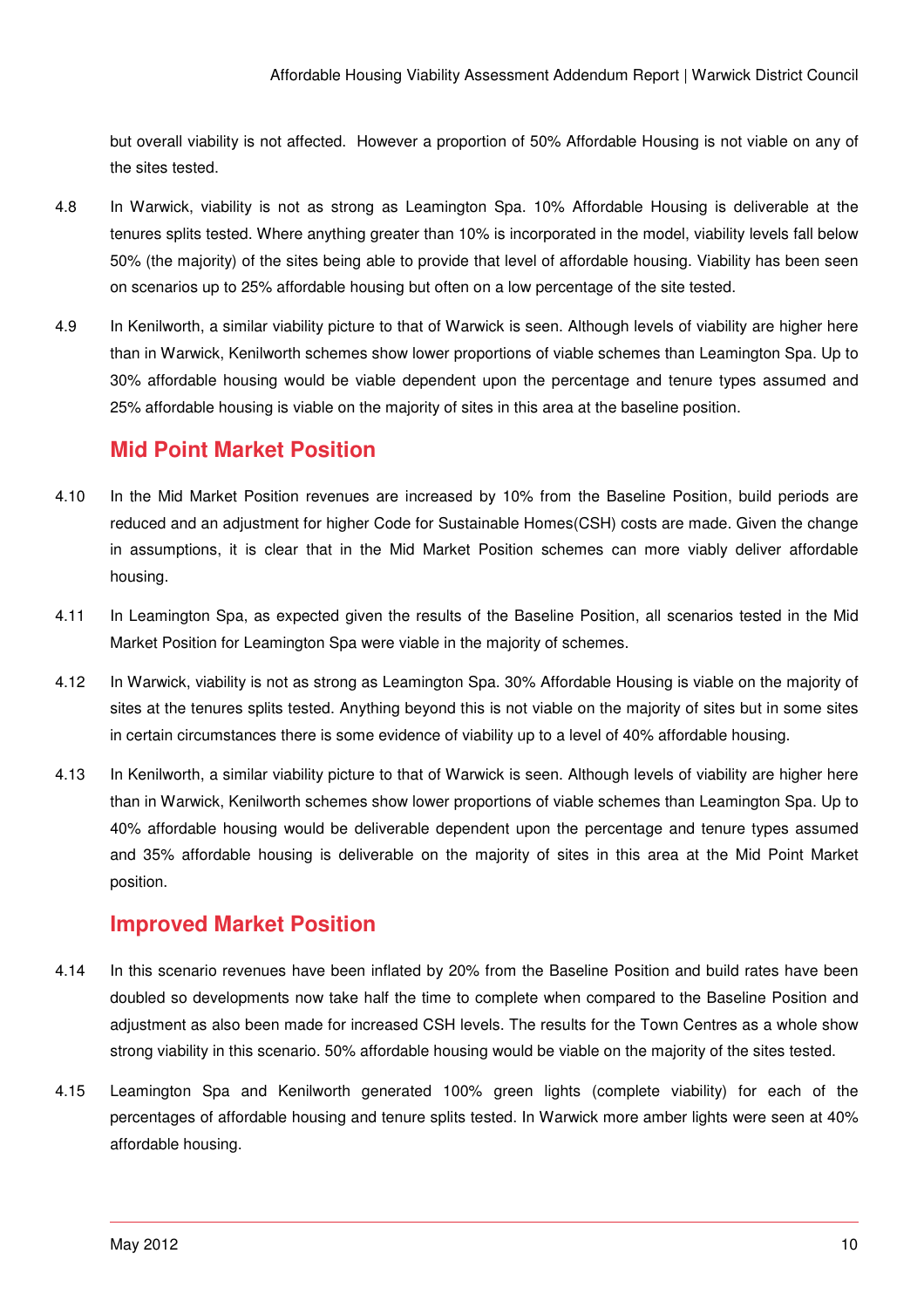but overall viability is not affected. However a proportion of 50% Affordable Housing is not viable on any of the sites tested.

4.8 In Warwick, viability is not as strong as Leamington Spa. 10% Affordable Housing is deliverable at the tenures splits tested. Where anything greater than 10% is incorporated in the model, viability levels fall below 50% (the majority) of the sites being able to provide that level of affordable housing. Viability has been seen on scenarios up to 25% affordable housing but often on a low percentage of the site tested.

4.9 In Kenilworth, a similar viability picture to that of Warwick is seen. Although levels of viability are higher here than in Warwick, Kenilworth schemes show lower proportions of viable schemes than Leamington Spa. Up to 30% affordable housing would be viable dependent upon the percentage and tenure types assumed and 25% affordable housing is viable on the majority of sites in this area at the baseline position.

## Mid Point Market Position

4.10 In the Mid Market Position revenues are increased by 10% from the Baseline Position, build periods are reduced and an adjustment for higher Code for Sustainable Homes(CSH) costs are made. Given the change in assumptions, it is clear that in the Mid Market Position schemes can more viably deliver affordable housing.

4.11 In Leamington Spa, as expected given the results of the Baseline Position, all scenarios tested in the Mid Market Position for Leamington Spa were viable in the majority of schemes.

4.12 In Warwick, viability is not as strong as Leamington Spa. 30% Affordable Housing is viable on the majority of sites at the tenures splits tested. Anything beyond this is not viable on the majority of sites but in some sites in certain circumstances there is some evidence of viability up to a level of 40% affordable housing.

4.13 In Kenilworth, a similar viability picture to that of Warwick is seen. Although levels of viability are higher here than in Warwick, Kenilworth schemes show lower proportions of viable schemes than Leamington Spa. Up to 40% affordable housing would be deliverable dependent upon the percentage and tenure types assumed and 35% affordable housing is deliverable on the majority of sites in this area at the Mid Point Market position.

## Improved Market Position

4.14 In this scenario revenues have been inflated by 20% from the Baseline Position and build rates have been doubled so developments now take half the time to complete when compared to the Baseline Position and adjustment as also been made for increased CSH levels. The results for the Town Centres as a whole show strong viability in this scenario. 50% affordable housing would be viable on the majority of the sites tested.

4.15 Leamington Spa and Kenilworth generated 100% green lights (complete viability) for each of the percentages of affordable housing and tenure splits tested. In Warwick more amber lights were seen at 40% affordable housing.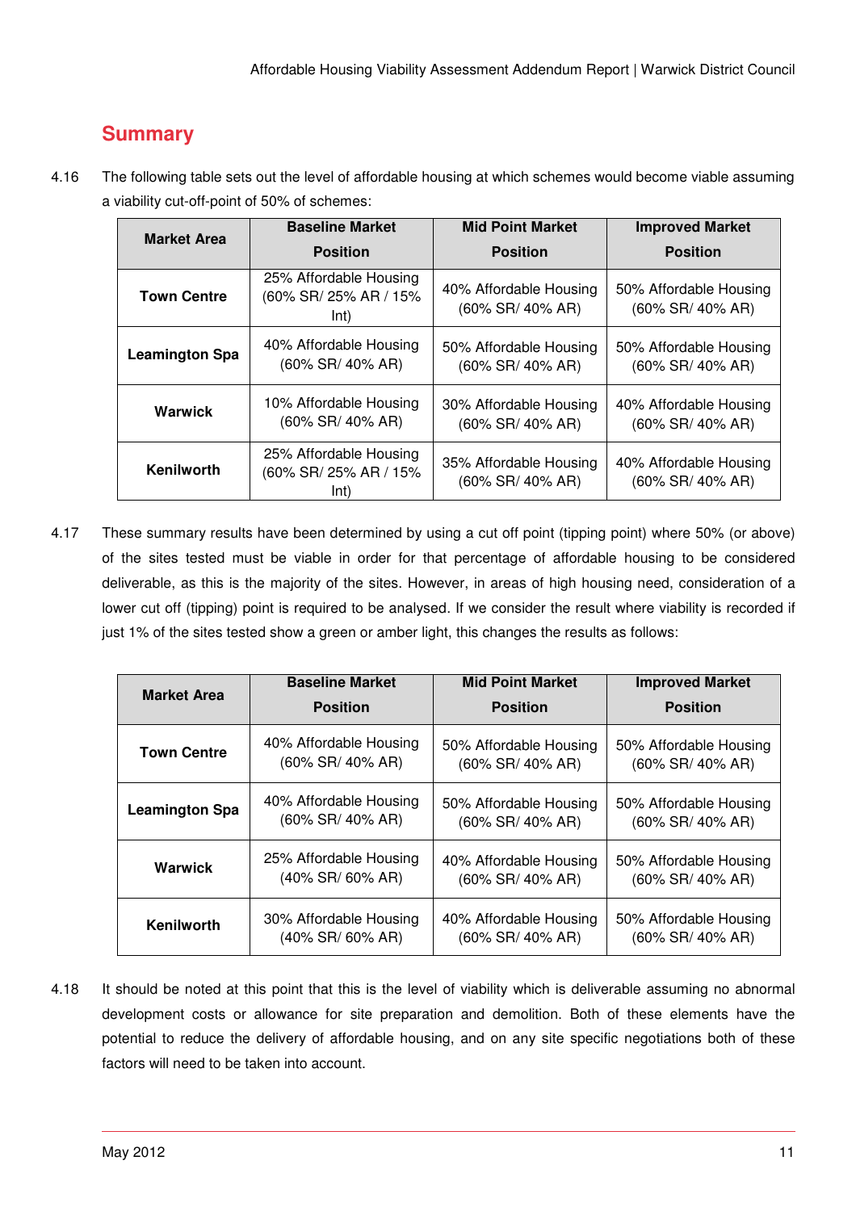## Summary

4.16 The following table sets out the level of affordable housing at which schemes would become viable assuming a viability cut-off-point of 50% of schemes:

| Market Area | Baseline Market Position | Mid Point Market Position | Improved Market Position |
|---|---|---|---|
| **Town Centre** | 25% Affordable Housing (60% SR/ 25% AR / 15% Int) | 40% Affordable Housing (60% SR/ 40% AR) | 50% Affordable Housing (60% SR/ 40% AR) |
| **Leamington Spa** | 40% Affordable Housing (60% SR/ 40% AR) | 50% Affordable Housing (60% SR/ 40% AR) | 50% Affordable Housing (60% SR/ 40% AR) |
| **Warwick** | 10% Affordable Housing (60% SR/ 40% AR) | 30% Affordable Housing (60% SR/ 40% AR) | 40% Affordable Housing (60% SR/ 40% AR) |
| **Kenilworth** | 25% Affordable Housing (60% SR/ 25% AR / 15% Int) | 35% Affordable Housing (60% SR/ 40% AR) | 40% Affordable Housing (60% SR/ 40% AR) |

4.17 These summary results have been determined by using a cut off point (tipping point) where 50% (or above) of the sites tested must be viable in order for that percentage of affordable housing to be considered deliverable, as this is the majority of the sites. However, in areas of high housing need, consideration of a lower cut off (tipping) point is required to be analysed. If we consider the result where viability is recorded if just 1% of the sites tested show a green or amber light, this changes the results as follows:

| Market Area | Baseline Market Position | Mid Point Market Position | Improved Market Position |
|---|---|---|---|
| **Town Centre** | 40% Affordable Housing (60% SR/ 40% AR) | 50% Affordable Housing (60% SR/ 40% AR) | 50% Affordable Housing (60% SR/ 40% AR) |
| **Leamington Spa** | 40% Affordable Housing (60% SR/ 40% AR) | 50% Affordable Housing (60% SR/ 40% AR) | 50% Affordable Housing (60% SR/ 40% AR) |
| **Warwick** | 25% Affordable Housing (40% SR/ 60% AR) | 40% Affordable Housing (60% SR/ 40% AR) | 50% Affordable Housing (60% SR/ 40% AR) |
| **Kenilworth** | 30% Affordable Housing (40% SR/ 60% AR) | 40% Affordable Housing (60% SR/ 40% AR) | 50% Affordable Housing (60% SR/ 40% AR) |

4.18 It should be noted at this point that this is the level of viability which is deliverable assuming no abnormal development costs or allowance for site preparation and demolition. Both of these elements have the potential to reduce the delivery of affordable housing, and on any site specific negotiations both of these factors will need to be taken into account.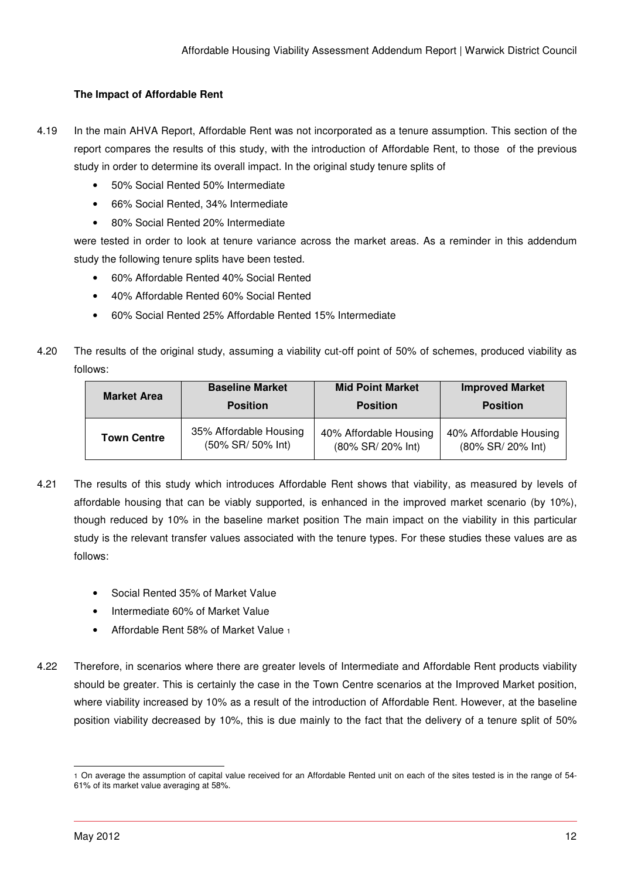**The Impact of Affordable Rent**

4.19 In the main AHVA Report, Affordable Rent was not incorporated as a tenure assumption. This section of the report compares the results of this study, with the introduction of Affordable Rent, to those of the previous study in order to determine its overall impact. In the original study tenure splits of

- 50% Social Rented 50% Intermediate
- 66% Social Rented, 34% Intermediate
- 80% Social Rented 20% Intermediate

were tested in order to look at tenure variance across the market areas. As a reminder in this addendum study the following tenure splits have been tested.

- 60% Affordable Rented 40% Social Rented
- 40% Affordable Rented 60% Social Rented
- 60% Social Rented 25% Affordable Rented 15% Intermediate

4.20 The results of the original study, assuming a viability cut-off point of 50% of schemes, produced viability as follows:

| Market Area | Baseline Market Position | Mid Point Market Position | Improved Market Position |
|---|---|---|---|
| **Town Centre** | 35% Affordable Housing (50% SR/ 50% Int) | 40% Affordable Housing (80% SR/ 20% Int) | 40% Affordable Housing (80% SR/ 20% Int) |

4.21 The results of this study which introduces Affordable Rent shows that viability, as measured by levels of affordable housing that can be viably supported, is enhanced in the improved market scenario (by 10%), though reduced by 10% in the baseline market position The main impact on the viability in this particular study is the relevant transfer values associated with the tenure types. For these studies these values are as follows:

- Social Rented 35% of Market Value
- Intermediate 60% of Market Value
- Affordable Rent 58% of Market Value [1]

4.22 Therefore, in scenarios where there are greater levels of Intermediate and Affordable Rent products viability should be greater. This is certainly the case in the Town Centre scenarios at the Improved Market position, where viability increased by 10% as a result of the introduction of Affordable Rent. However, at the baseline position viability decreased by 10%, this is due mainly to the fact that the delivery of a tenure split of 50%

[1] On average the assumption of capital value received for an Affordable Rented unit on each of the sites tested is in the range of 54-61% of its market value averaging at 58%.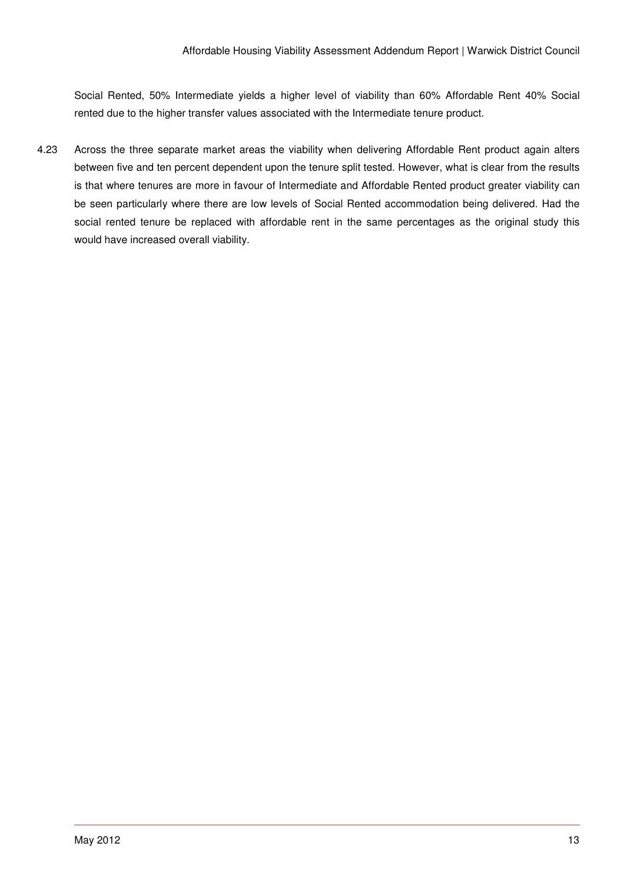Social Rented, 50% Intermediate yields a higher level of viability than 60% Affordable Rent 40% Social rented due to the higher transfer values associated with the Intermediate tenure product.

4.23 Across the three separate market areas the viability when delivering Affordable Rent product again alters between five and ten percent dependent upon the tenure split tested. However, what is clear from the results is that where tenures are more in favour of Intermediate and Affordable Rented product greater viability can be seen particularly where there are low levels of Social Rented accommodation being delivered. Had the social rented tenure be replaced with affordable rent in the same percentages as the original study this would have increased overall viability.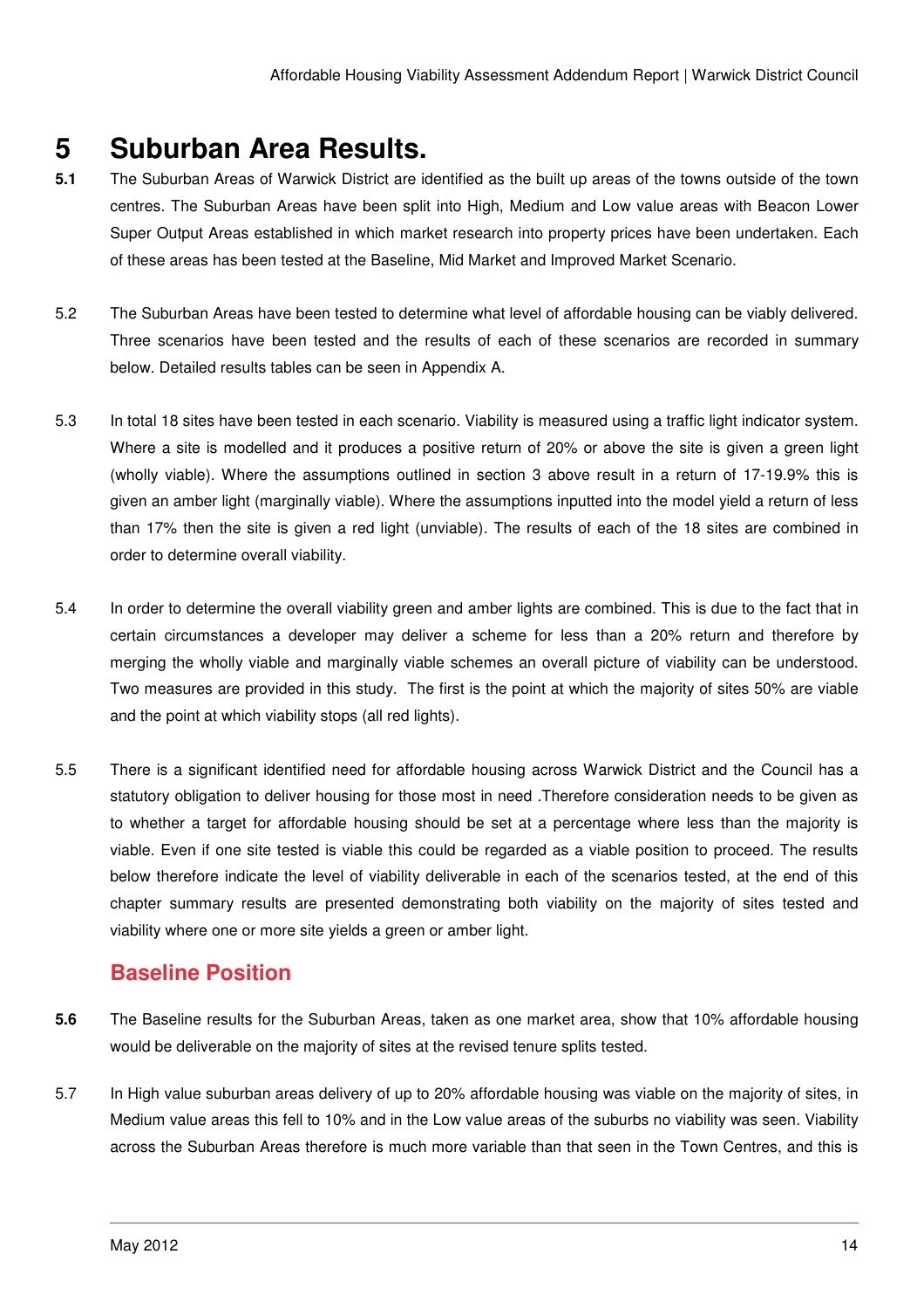# 5 Suburban Area Results.

**5.1** The Suburban Areas of Warwick District are identified as the built up areas of the towns outside of the town centres. The Suburban Areas have been split into High, Medium and Low value areas with Beacon Lower Super Output Areas established in which market research into property prices have been undertaken. Each of these areas has been tested at the Baseline, Mid Market and Improved Market Scenario.

5.2 The Suburban Areas have been tested to determine what level of affordable housing can be viably delivered. Three scenarios have been tested and the results of each of these scenarios are recorded in summary below. Detailed results tables can be seen in Appendix A.

5.3 In total 18 sites have been tested in each scenario. Viability is measured using a traffic light indicator system. Where a site is modelled and it produces a positive return of 20% or above the site is given a green light (wholly viable). Where the assumptions outlined in section 3 above result in a return of 17-19.9% this is given an amber light (marginally viable). Where the assumptions inputted into the model yield a return of less than 17% then the site is given a red light (unviable). The results of each of the 18 sites are combined in order to determine overall viability.

5.4 In order to determine the overall viability green and amber lights are combined. This is due to the fact that in certain circumstances a developer may deliver a scheme for less than a 20% return and therefore by merging the wholly viable and marginally viable schemes an overall picture of viability can be understood. Two measures are provided in this study. The first is the point at which the majority of sites 50% are viable and the point at which viability stops (all red lights).

5.5 There is a significant identified need for affordable housing across Warwick District and the Council has a statutory obligation to deliver housing for those most in need .Therefore consideration needs to be given as to whether a target for affordable housing should be set at a percentage where less than the majority is viable. Even if one site tested is viable this could be regarded as a viable position to proceed. The results below therefore indicate the level of viability deliverable in each of the scenarios tested, at the end of this chapter summary results are presented demonstrating both viability on the majority of sites tested and viability where one or more site yields a green or amber light.

## Baseline Position

**5.6** The Baseline results for the Suburban Areas, taken as one market area, show that 10% affordable housing would be deliverable on the majority of sites at the revised tenure splits tested.

5.7 In High value suburban areas delivery of up to 20% affordable housing was viable on the majority of sites, in Medium value areas this fell to 10% and in the Low value areas of the suburbs no viability was seen. Viability across the Suburban Areas therefore is much more variable than that seen in the Town Centres, and this is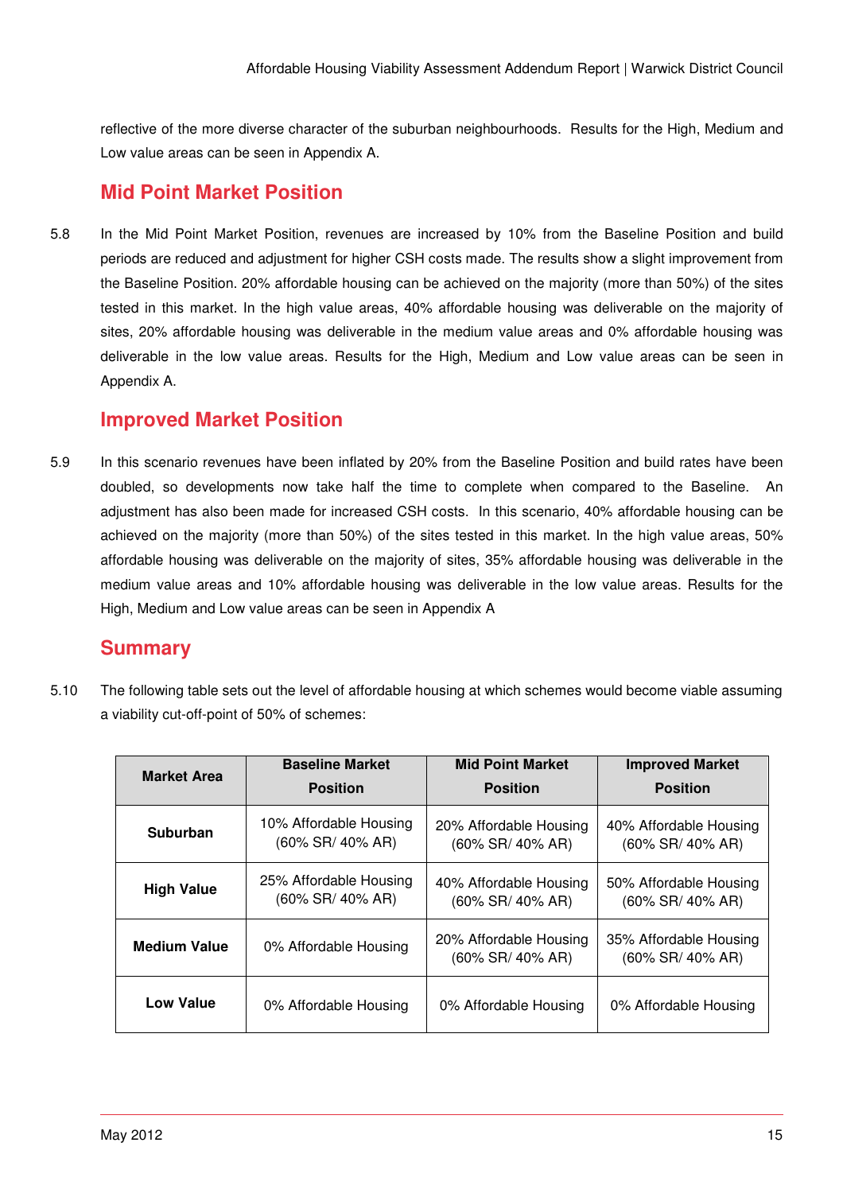reflective of the more diverse character of the suburban neighbourhoods. Results for the High, Medium and Low value areas can be seen in Appendix A.

## Mid Point Market Position

5.8 In the Mid Point Market Position, revenues are increased by 10% from the Baseline Position and build periods are reduced and adjustment for higher CSH costs made. The results show a slight improvement from the Baseline Position. 20% affordable housing can be achieved on the majority (more than 50%) of the sites tested in this market. In the high value areas, 40% affordable housing was deliverable on the majority of sites, 20% affordable housing was deliverable in the medium value areas and 0% affordable housing was deliverable in the low value areas. Results for the High, Medium and Low value areas can be seen in Appendix A.

## Improved Market Position

5.9 In this scenario revenues have been inflated by 20% from the Baseline Position and build rates have been doubled, so developments now take half the time to complete when compared to the Baseline. An adjustment has also been made for increased CSH costs. In this scenario, 40% affordable housing can be achieved on the majority (more than 50%) of the sites tested in this market. In the high value areas, 50% affordable housing was deliverable on the majority of sites, 35% affordable housing was deliverable in the medium value areas and 10% affordable housing was deliverable in the low value areas. Results for the High, Medium and Low value areas can be seen in Appendix A

## Summary

5.10 The following table sets out the level of affordable housing at which schemes would become viable assuming a viability cut-off-point of 50% of schemes:

| Market Area | Baseline Market Position | Mid Point Market Position | Improved Market Position |
|---|---|---|---|
| **Suburban** | 10% Affordable Housing (60% SR/ 40% AR) | 20% Affordable Housing (60% SR/ 40% AR) | 40% Affordable Housing (60% SR/ 40% AR) |
| **High Value** | 25% Affordable Housing (60% SR/ 40% AR) | 40% Affordable Housing (60% SR/ 40% AR) | 50% Affordable Housing (60% SR/ 40% AR) |
| **Medium Value** | 0% Affordable Housing | 20% Affordable Housing (60% SR/ 40% AR) | 35% Affordable Housing (60% SR/ 40% AR) |
| **Low Value** | 0% Affordable Housing | 0% Affordable Housing | 0% Affordable Housing |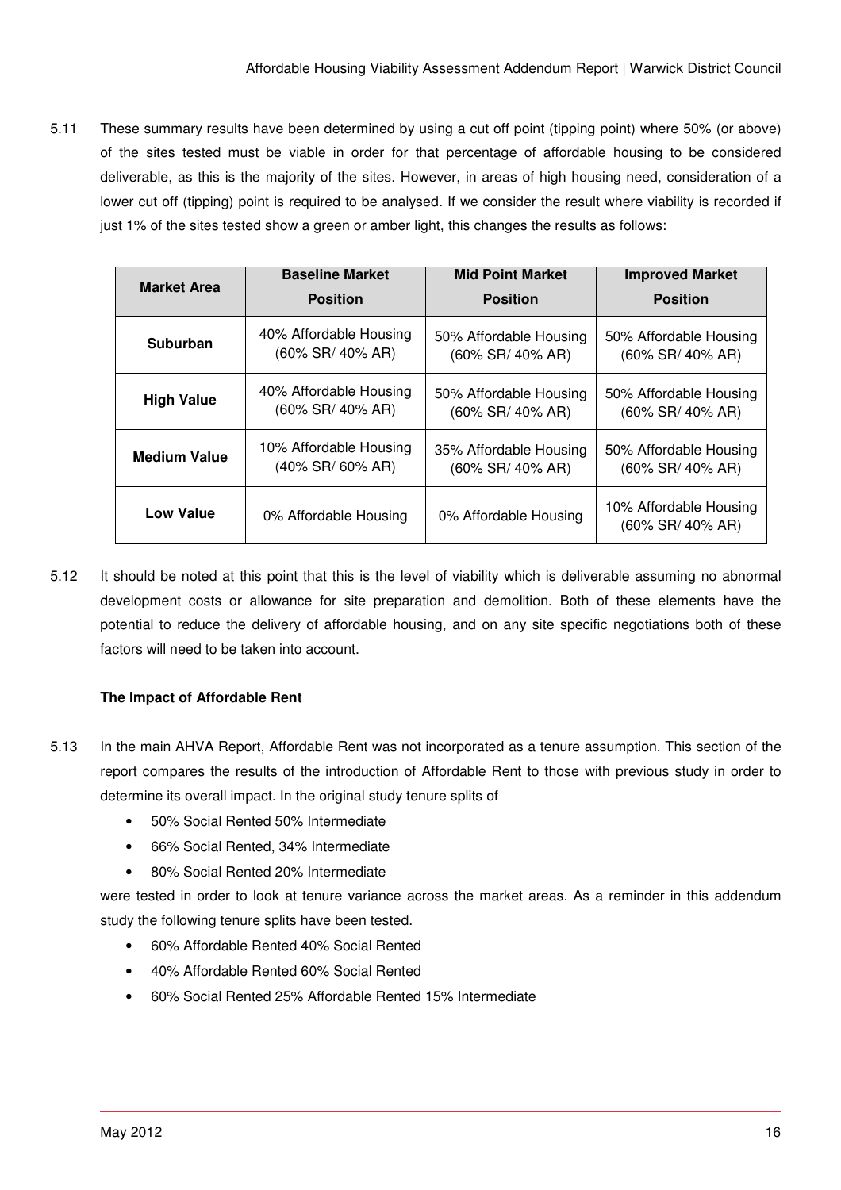5.11 These summary results have been determined by using a cut off point (tipping point) where 50% (or above) of the sites tested must be viable in order for that percentage of affordable housing to be considered deliverable, as this is the majority of the sites. However, in areas of high housing need, consideration of a lower cut off (tipping) point is required to be analysed. If we consider the result where viability is recorded if just 1% of the sites tested show a green or amber light, this changes the results as follows:

| Market Area | Baseline Market Position | Mid Point Market Position | Improved Market Position |
|---|---|---|---|
| **Suburban** | 40% Affordable Housing (60% SR/ 40% AR) | 50% Affordable Housing (60% SR/ 40% AR) | 50% Affordable Housing (60% SR/ 40% AR) |
| **High Value** | 40% Affordable Housing (60% SR/ 40% AR) | 50% Affordable Housing (60% SR/ 40% AR) | 50% Affordable Housing (60% SR/ 40% AR) |
| **Medium Value** | 10% Affordable Housing (40% SR/ 60% AR) | 35% Affordable Housing (60% SR/ 40% AR) | 50% Affordable Housing (60% SR/ 40% AR) |
| **Low Value** | 0% Affordable Housing | 0% Affordable Housing | 10% Affordable Housing (60% SR/ 40% AR) |

5.12 It should be noted at this point that this is the level of viability which is deliverable assuming no abnormal development costs or allowance for site preparation and demolition. Both of these elements have the potential to reduce the delivery of affordable housing, and on any site specific negotiations both of these factors will need to be taken into account.

**The Impact of Affordable Rent**

5.13 In the main AHVA Report, Affordable Rent was not incorporated as a tenure assumption. This section of the report compares the results of the introduction of Affordable Rent to those with previous study in order to determine its overall impact. In the original study tenure splits of

- 50% Social Rented 50% Intermediate
- 66% Social Rented, 34% Intermediate
- 80% Social Rented 20% Intermediate

were tested in order to look at tenure variance across the market areas. As a reminder in this addendum study the following tenure splits have been tested.

- 60% Affordable Rented 40% Social Rented
- 40% Affordable Rented 60% Social Rented
- 60% Social Rented 25% Affordable Rented 15% Intermediate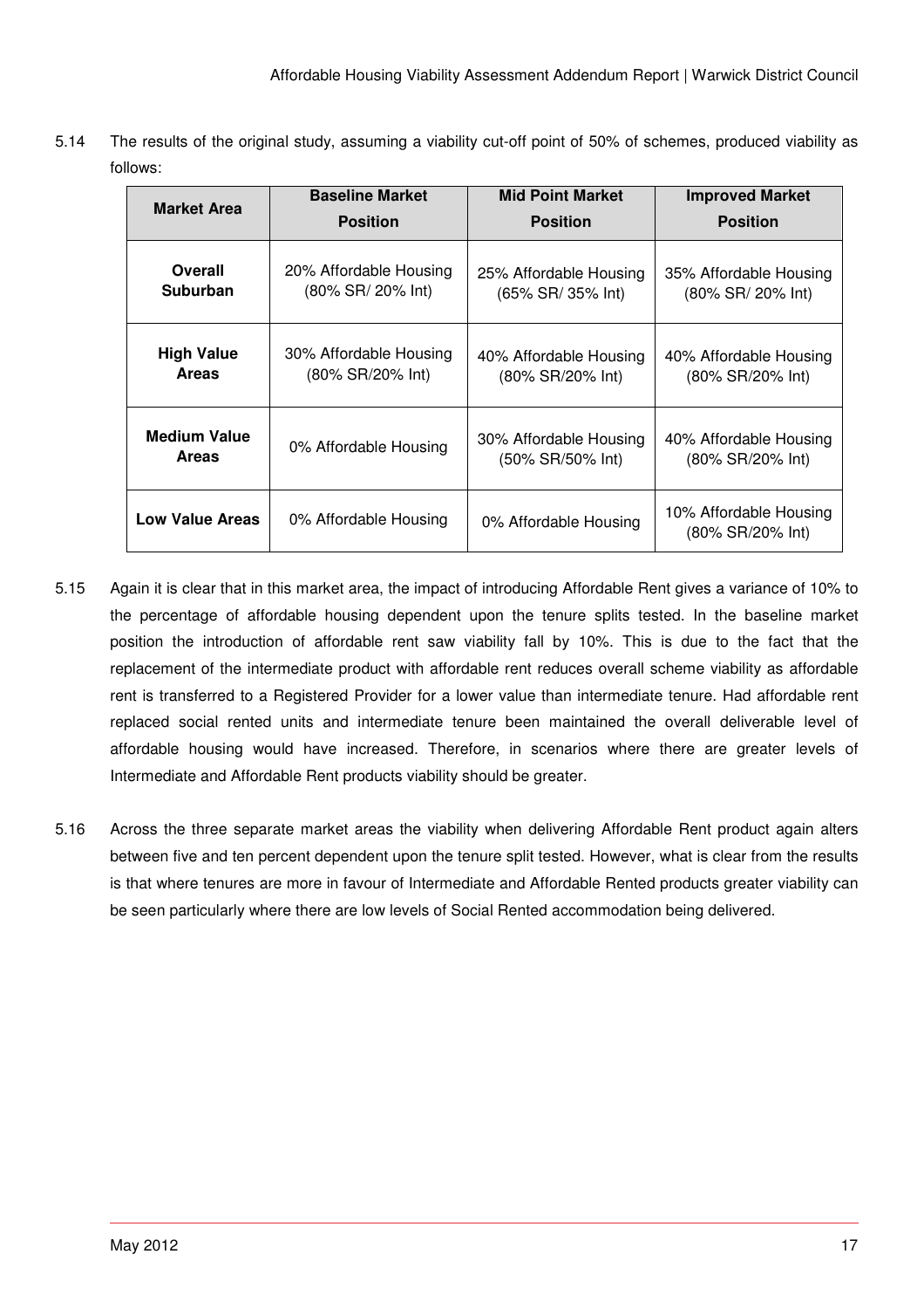5.14 The results of the original study, assuming a viability cut-off point of 50% of schemes, produced viability as follows:

| Market Area | Baseline Market Position | Mid Point Market Position | Improved Market Position |
|---|---|---|---|
| **Overall Suburban** | 20% Affordable Housing (80% SR/ 20% Int) | 25% Affordable Housing (65% SR/ 35% Int) | 35% Affordable Housing (80% SR/ 20% Int) |
| **High Value Areas** | 30% Affordable Housing (80% SR/20% Int) | 40% Affordable Housing (80% SR/20% Int) | 40% Affordable Housing (80% SR/20% Int) |
| **Medium Value Areas** | 0% Affordable Housing | 30% Affordable Housing (50% SR/50% Int) | 40% Affordable Housing (80% SR/20% Int) |
| **Low Value Areas** | 0% Affordable Housing | 0% Affordable Housing | 10% Affordable Housing (80% SR/20% Int) |

5.15 Again it is clear that in this market area, the impact of introducing Affordable Rent gives a variance of 10% to the percentage of affordable housing dependent upon the tenure splits tested. In the baseline market position the introduction of affordable rent saw viability fall by 10%. This is due to the fact that the replacement of the intermediate product with affordable rent reduces overall scheme viability as affordable rent is transferred to a Registered Provider for a lower value than intermediate tenure. Had affordable rent replaced social rented units and intermediate tenure been maintained the overall deliverable level of affordable housing would have increased. Therefore, in scenarios where there are greater levels of Intermediate and Affordable Rent products viability should be greater.

5.16 Across the three separate market areas the viability when delivering Affordable Rent product again alters between five and ten percent dependent upon the tenure split tested. However, what is clear from the results is that where tenures are more in favour of Intermediate and Affordable Rented products greater viability can be seen particularly where there are low levels of Social Rented accommodation being delivered.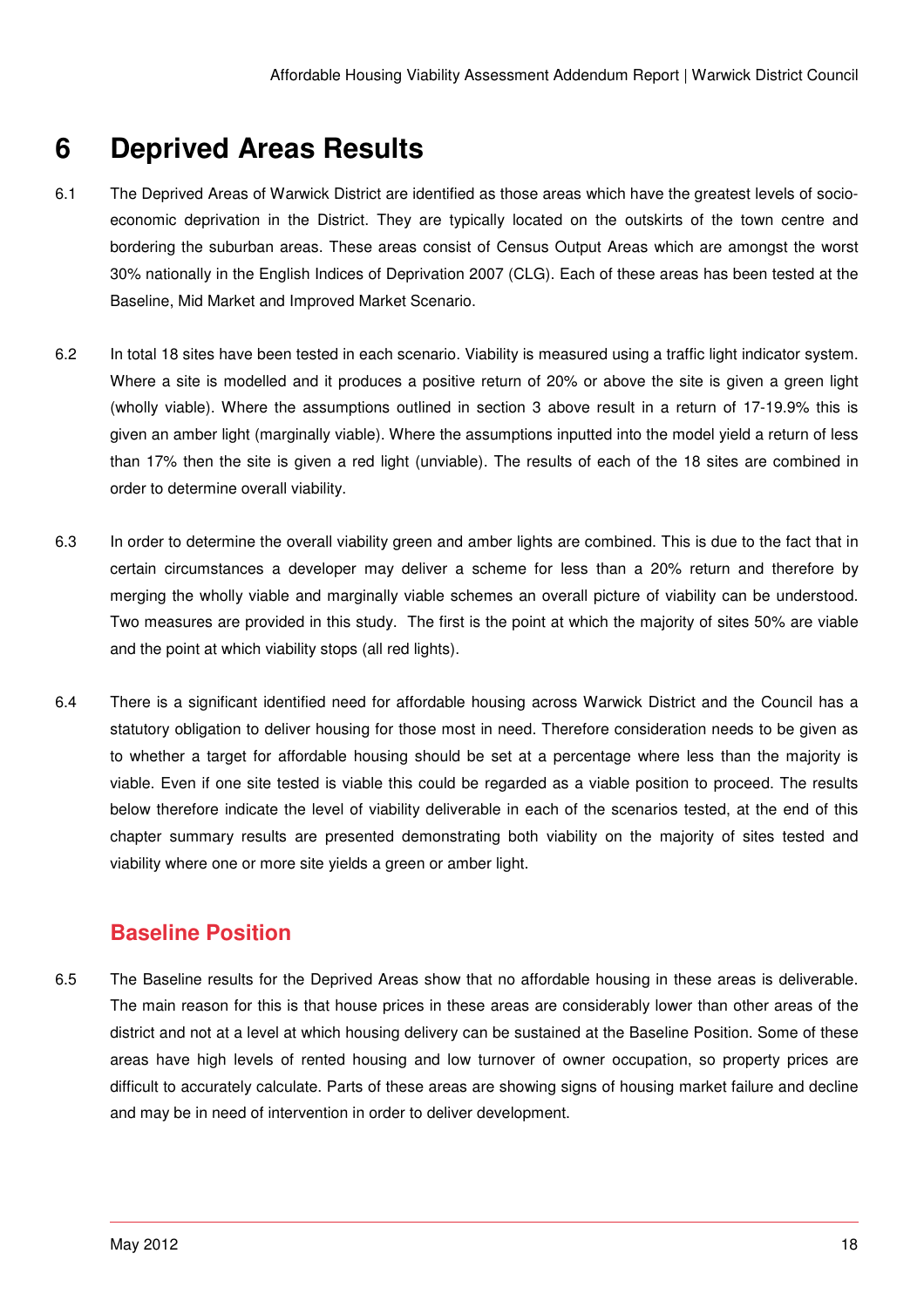# 6 Deprived Areas Results

6.1 The Deprived Areas of Warwick District are identified as those areas which have the greatest levels of socio-economic deprivation in the District. They are typically located on the outskirts of the town centre and bordering the suburban areas. These areas consist of Census Output Areas which are amongst the worst 30% nationally in the English Indices of Deprivation 2007 (CLG). Each of these areas has been tested at the Baseline, Mid Market and Improved Market Scenario.

6.2 In total 18 sites have been tested in each scenario. Viability is measured using a traffic light indicator system. Where a site is modelled and it produces a positive return of 20% or above the site is given a green light (wholly viable). Where the assumptions outlined in section 3 above result in a return of 17-19.9% this is given an amber light (marginally viable). Where the assumptions inputted into the model yield a return of less than 17% then the site is given a red light (unviable). The results of each of the 18 sites are combined in order to determine overall viability.

6.3 In order to determine the overall viability green and amber lights are combined. This is due to the fact that in certain circumstances a developer may deliver a scheme for less than a 20% return and therefore by merging the wholly viable and marginally viable schemes an overall picture of viability can be understood. Two measures are provided in this study. The first is the point at which the majority of sites 50% are viable and the point at which viability stops (all red lights).

6.4 There is a significant identified need for affordable housing across Warwick District and the Council has a statutory obligation to deliver housing for those most in need. Therefore consideration needs to be given as to whether a target for affordable housing should be set at a percentage where less than the majority is viable. Even if one site tested is viable this could be regarded as a viable position to proceed. The results below therefore indicate the level of viability deliverable in each of the scenarios tested, at the end of this chapter summary results are presented demonstrating both viability on the majority of sites tested and viability where one or more site yields a green or amber light.

## Baseline Position

6.5 The Baseline results for the Deprived Areas show that no affordable housing in these areas is deliverable. The main reason for this is that house prices in these areas are considerably lower than other areas of the district and not at a level at which housing delivery can be sustained at the Baseline Position. Some of these areas have high levels of rented housing and low turnover of owner occupation, so property prices are difficult to accurately calculate. Parts of these areas are showing signs of housing market failure and decline and may be in need of intervention in order to deliver development.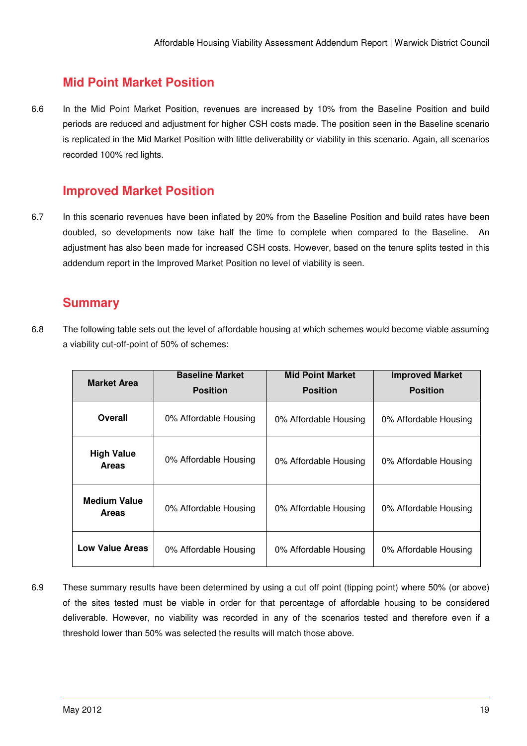## Mid Point Market Position

6.6 In the Mid Point Market Position, revenues are increased by 10% from the Baseline Position and build periods are reduced and adjustment for higher CSH costs made. The position seen in the Baseline scenario is replicated in the Mid Market Position with little deliverability or viability in this scenario. Again, all scenarios recorded 100% red lights.

## Improved Market Position

6.7 In this scenario revenues have been inflated by 20% from the Baseline Position and build rates have been doubled, so developments now take half the time to complete when compared to the Baseline. An adjustment has also been made for increased CSH costs. However, based on the tenure splits tested in this addendum report in the Improved Market Position no level of viability is seen.

## Summary

6.8 The following table sets out the level of affordable housing at which schemes would become viable assuming a viability cut-off-point of 50% of schemes:

| Market Area | Baseline Market Position | Mid Point Market Position | Improved Market Position |
|---|---|---|---|
| **Overall** | 0% Affordable Housing | 0% Affordable Housing | 0% Affordable Housing |
| **High Value Areas** | 0% Affordable Housing | 0% Affordable Housing | 0% Affordable Housing |
| **Medium Value Areas** | 0% Affordable Housing | 0% Affordable Housing | 0% Affordable Housing |
| **Low Value Areas** | 0% Affordable Housing | 0% Affordable Housing | 0% Affordable Housing |

6.9 These summary results have been determined by using a cut off point (tipping point) where 50% (or above) of the sites tested must be viable in order for that percentage of affordable housing to be considered deliverable. However, no viability was recorded in any of the scenarios tested and therefore even if a threshold lower than 50% was selected the results will match those above.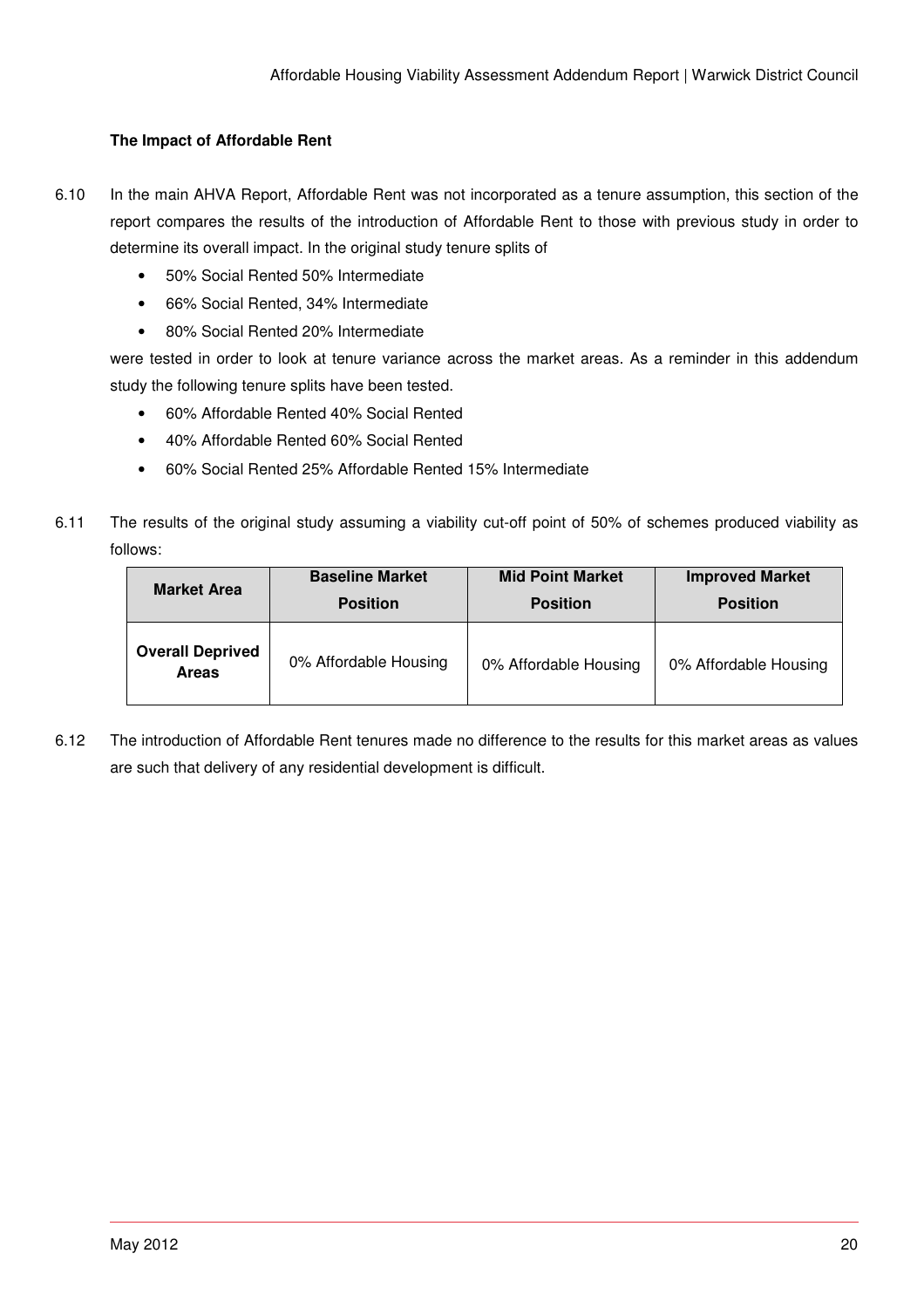**The Impact of Affordable Rent**

6.10 In the main AHVA Report, Affordable Rent was not incorporated as a tenure assumption, this section of the report compares the results of the introduction of Affordable Rent to those with previous study in order to determine its overall impact. In the original study tenure splits of

- 50% Social Rented 50% Intermediate
- 66% Social Rented, 34% Intermediate
- 80% Social Rented 20% Intermediate

were tested in order to look at tenure variance across the market areas. As a reminder in this addendum study the following tenure splits have been tested.

- 60% Affordable Rented 40% Social Rented
- 40% Affordable Rented 60% Social Rented
- 60% Social Rented 25% Affordable Rented 15% Intermediate

6.11 The results of the original study assuming a viability cut-off point of 50% of schemes produced viability as follows:

| Market Area | Baseline Market Position | Mid Point Market Position | Improved Market Position |
|---|---|---|---|
| **Overall Deprived Areas** | 0% Affordable Housing | 0% Affordable Housing | 0% Affordable Housing |

6.12 The introduction of Affordable Rent tenures made no difference to the results for this market areas as values are such that delivery of any residential development is difficult.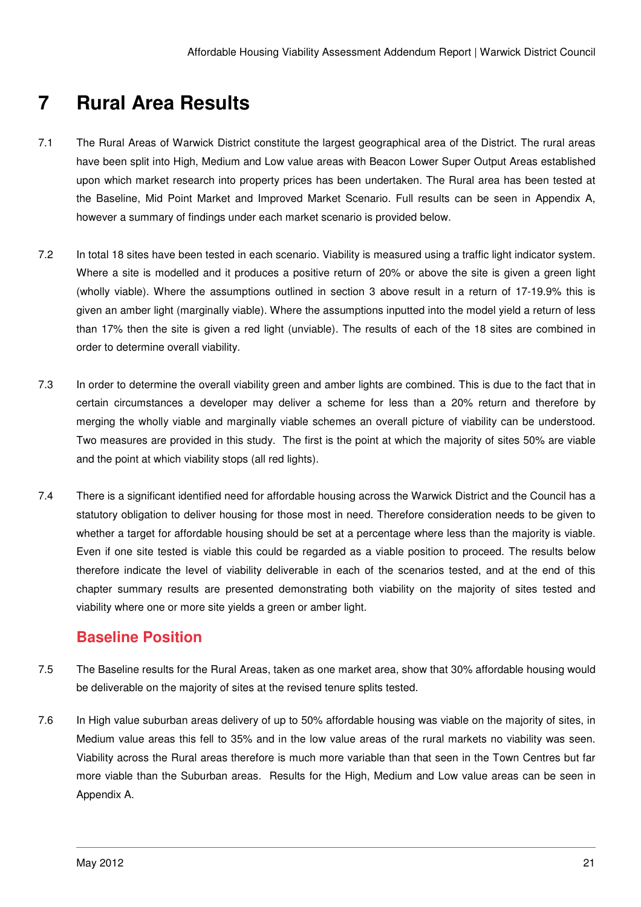# 7 Rural Area Results

7.1 The Rural Areas of Warwick District constitute the largest geographical area of the District. The rural areas have been split into High, Medium and Low value areas with Beacon Lower Super Output Areas established upon which market research into property prices has been undertaken. The Rural area has been tested at the Baseline, Mid Point Market and Improved Market Scenario. Full results can be seen in Appendix A, however a summary of findings under each market scenario is provided below.

7.2 In total 18 sites have been tested in each scenario. Viability is measured using a traffic light indicator system. Where a site is modelled and it produces a positive return of 20% or above the site is given a green light (wholly viable). Where the assumptions outlined in section 3 above result in a return of 17-19.9% this is given an amber light (marginally viable). Where the assumptions inputted into the model yield a return of less than 17% then the site is given a red light (unviable). The results of each of the 18 sites are combined in order to determine overall viability.

7.3 In order to determine the overall viability green and amber lights are combined. This is due to the fact that in certain circumstances a developer may deliver a scheme for less than a 20% return and therefore by merging the wholly viable and marginally viable schemes an overall picture of viability can be understood. Two measures are provided in this study. The first is the point at which the majority of sites 50% are viable and the point at which viability stops (all red lights).

7.4 There is a significant identified need for affordable housing across the Warwick District and the Council has a statutory obligation to deliver housing for those most in need. Therefore consideration needs to be given to whether a target for affordable housing should be set at a percentage where less than the majority is viable. Even if one site tested is viable this could be regarded as a viable position to proceed. The results below therefore indicate the level of viability deliverable in each of the scenarios tested, and at the end of this chapter summary results are presented demonstrating both viability on the majority of sites tested and viability where one or more site yields a green or amber light.

## Baseline Position

7.5 The Baseline results for the Rural Areas, taken as one market area, show that 30% affordable housing would be deliverable on the majority of sites at the revised tenure splits tested.

7.6 In High value suburban areas delivery of up to 50% affordable housing was viable on the majority of sites, in Medium value areas this fell to 35% and in the low value areas of the rural markets no viability was seen. Viability across the Rural areas therefore is much more variable than that seen in the Town Centres but far more viable than the Suburban areas. Results for the High, Medium and Low value areas can be seen in Appendix A.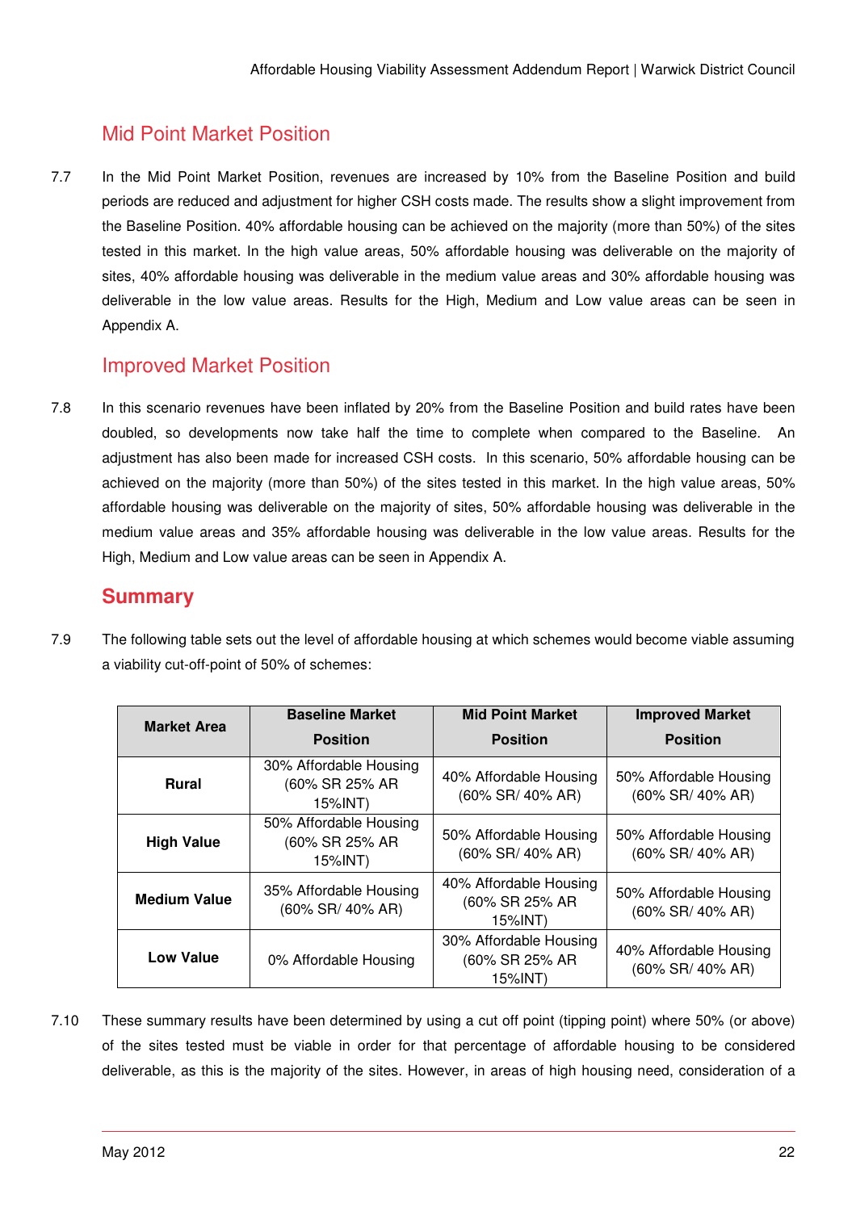## Mid Point Market Position

7.7 In the Mid Point Market Position, revenues are increased by 10% from the Baseline Position and build periods are reduced and adjustment for higher CSH costs made. The results show a slight improvement from the Baseline Position. 40% affordable housing can be achieved on the majority (more than 50%) of the sites tested in this market. In the high value areas, 50% affordable housing was deliverable on the majority of sites, 40% affordable housing was deliverable in the medium value areas and 30% affordable housing was deliverable in the low value areas. Results for the High, Medium and Low value areas can be seen in Appendix A.

## Improved Market Position

7.8 In this scenario revenues have been inflated by 20% from the Baseline Position and build rates have been doubled, so developments now take half the time to complete when compared to the Baseline. An adjustment has also been made for increased CSH costs. In this scenario, 50% affordable housing can be achieved on the majority (more than 50%) of the sites tested in this market. In the high value areas, 50% affordable housing was deliverable on the majority of sites, 50% affordable housing was deliverable in the medium value areas and 35% affordable housing was deliverable in the low value areas. Results for the High, Medium and Low value areas can be seen in Appendix A.

## Summary

7.9 The following table sets out the level of affordable housing at which schemes would become viable assuming a viability cut-off-point of 50% of schemes:

| Market Area | Baseline Market Position | Mid Point Market Position | Improved Market Position |
|---|---|---|---|
| **Rural** | 30% Affordable Housing (60% SR 25% AR 15%INT) | 40% Affordable Housing (60% SR/ 40% AR) | 50% Affordable Housing (60% SR/ 40% AR) |
| **High Value** | 50% Affordable Housing (60% SR 25% AR 15%INT) | 50% Affordable Housing (60% SR/ 40% AR) | 50% Affordable Housing (60% SR/ 40% AR) |
| **Medium Value** | 35% Affordable Housing (60% SR/ 40% AR) | 40% Affordable Housing (60% SR 25% AR 15%INT) | 50% Affordable Housing (60% SR/ 40% AR) |
| **Low Value** | 0% Affordable Housing | 30% Affordable Housing (60% SR 25% AR 15%INT) | 40% Affordable Housing (60% SR/ 40% AR) |

7.10 These summary results have been determined by using a cut off point (tipping point) where 50% (or above) of the sites tested must be viable in order for that percentage of affordable housing to be considered deliverable, as this is the majority of the sites. However, in areas of high housing need, consideration of a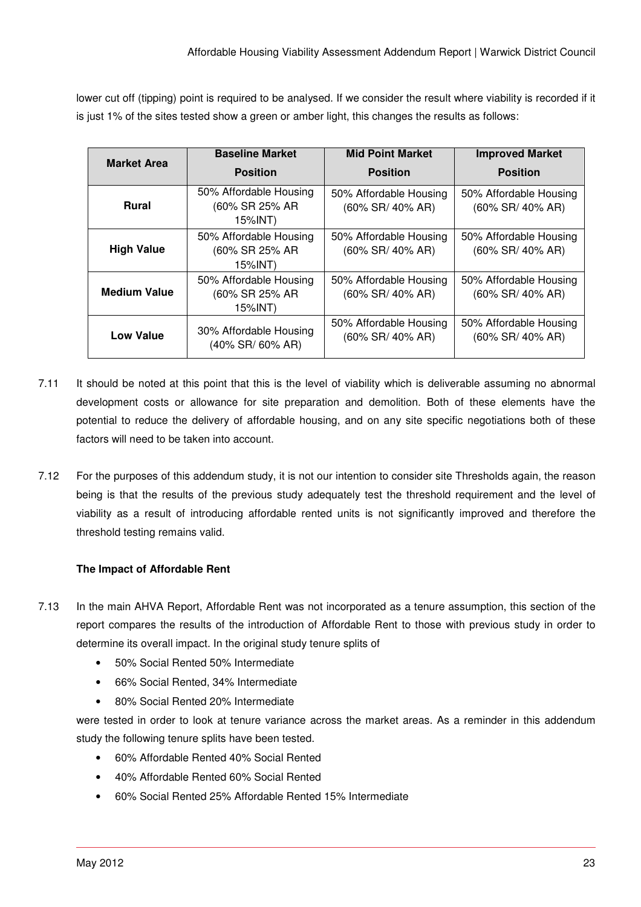lower cut off (tipping) point is required to be analysed. If we consider the result where viability is recorded if it is just 1% of the sites tested show a green or amber light, this changes the results as follows:

| Market Area | Baseline Market Position | Mid Point Market Position | Improved Market Position |
|---|---|---|---|
| **Rural** | 50% Affordable Housing (60% SR 25% AR 15%INT) | 50% Affordable Housing (60% SR/ 40% AR) | 50% Affordable Housing (60% SR/ 40% AR) |
| **High Value** | 50% Affordable Housing (60% SR 25% AR 15%INT) | 50% Affordable Housing (60% SR/ 40% AR) | 50% Affordable Housing (60% SR/ 40% AR) |
| **Medium Value** | 50% Affordable Housing (60% SR 25% AR 15%INT) | 50% Affordable Housing (60% SR/ 40% AR) | 50% Affordable Housing (60% SR/ 40% AR) |
| **Low Value** | 30% Affordable Housing (40% SR/ 60% AR) | 50% Affordable Housing (60% SR/ 40% AR) | 50% Affordable Housing (60% SR/ 40% AR) |

7.11 It should be noted at this point that this is the level of viability which is deliverable assuming no abnormal development costs or allowance for site preparation and demolition. Both of these elements have the potential to reduce the delivery of affordable housing, and on any site specific negotiations both of these factors will need to be taken into account.

7.12 For the purposes of this addendum study, it is not our intention to consider site Thresholds again, the reason being is that the results of the previous study adequately test the threshold requirement and the level of viability as a result of introducing affordable rented units is not significantly improved and therefore the threshold testing remains valid.

**The Impact of Affordable Rent**

7.13 In the main AHVA Report, Affordable Rent was not incorporated as a tenure assumption, this section of the report compares the results of the introduction of Affordable Rent to those with previous study in order to determine its overall impact. In the original study tenure splits of

- 50% Social Rented 50% Intermediate
- 66% Social Rented, 34% Intermediate
- 80% Social Rented 20% Intermediate

were tested in order to look at tenure variance across the market areas. As a reminder in this addendum study the following tenure splits have been tested.

- 60% Affordable Rented 40% Social Rented
- 40% Affordable Rented 60% Social Rented
- 60% Social Rented 25% Affordable Rented 15% Intermediate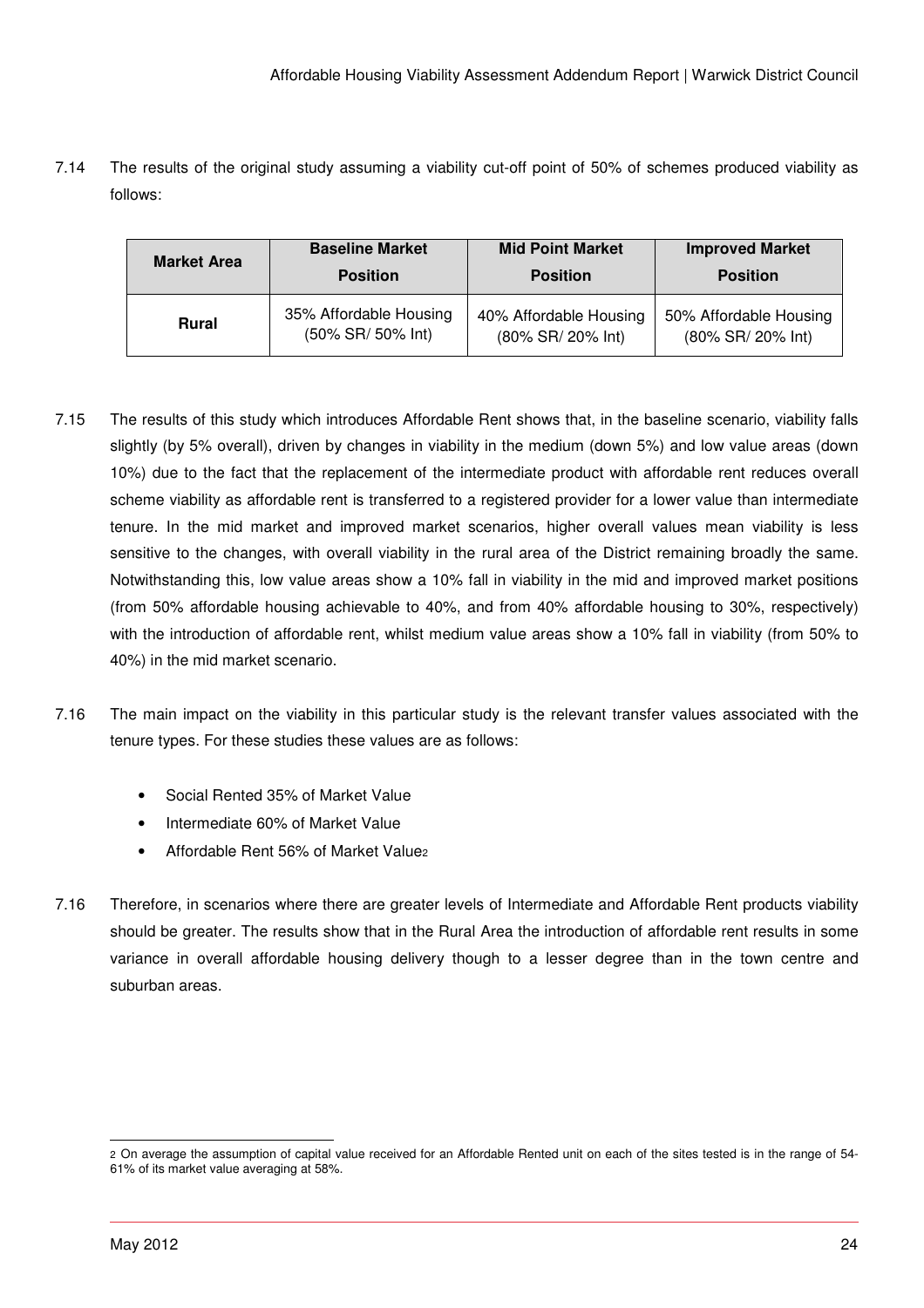7.14 The results of the original study assuming a viability cut-off point of 50% of schemes produced viability as follows:

| Market Area | Baseline Market Position | Mid Point Market Position | Improved Market Position |
|---|---|---|---|
| **Rural** | 35% Affordable Housing (50% SR/ 50% Int) | 40% Affordable Housing (80% SR/ 20% Int) | 50% Affordable Housing (80% SR/ 20% Int) |

7.15 The results of this study which introduces Affordable Rent shows that, in the baseline scenario, viability falls slightly (by 5% overall), driven by changes in viability in the medium (down 5%) and low value areas (down 10%) due to the fact that the replacement of the intermediate product with affordable rent reduces overall scheme viability as affordable rent is transferred to a registered provider for a lower value than intermediate tenure. In the mid market and improved market scenarios, higher overall values mean viability is less sensitive to the changes, with overall viability in the rural area of the District remaining broadly the same. Notwithstanding this, low value areas show a 10% fall in viability in the mid and improved market positions (from 50% affordable housing achievable to 40%, and from 40% affordable housing to 30%, respectively) with the introduction of affordable rent, whilst medium value areas show a 10% fall in viability (from 50% to 40%) in the mid market scenario.

7.16 The main impact on the viability in this particular study is the relevant transfer values associated with the tenure types. For these studies these values are as follows:

- Social Rented 35% of Market Value
- Intermediate 60% of Market Value
- Affordable Rent 56% of Market Value[2]

7.16 Therefore, in scenarios where there are greater levels of Intermediate and Affordable Rent products viability should be greater. The results show that in the Rural Area the introduction of affordable rent results in some variance in overall affordable housing delivery though to a lesser degree than in the town centre and suburban areas.

[2] On average the assumption of capital value received for an Affordable Rented unit on each of the sites tested is in the range of 54-61% of its market value averaging at 58%.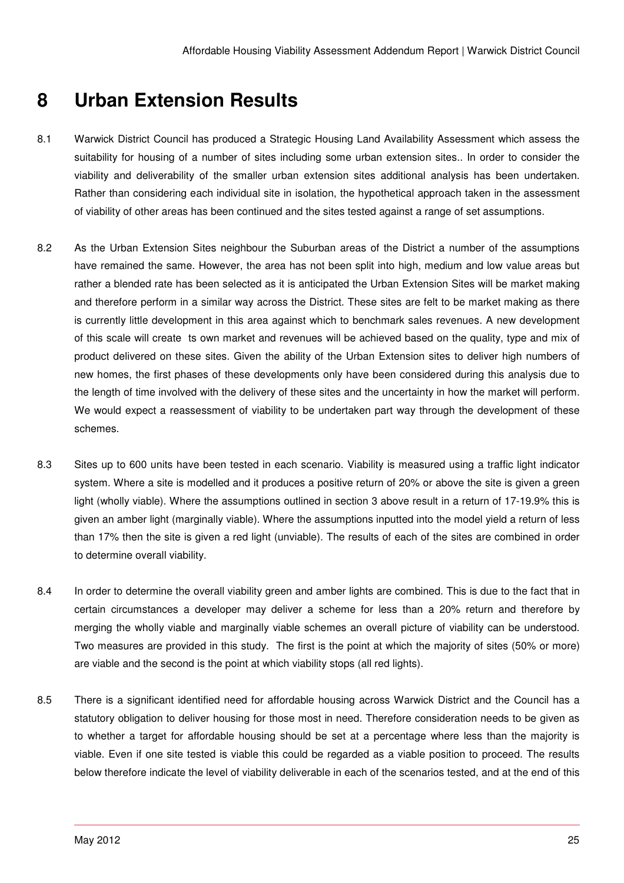# 8 Urban Extension Results

8.1 Warwick District Council has produced a Strategic Housing Land Availability Assessment which assess the suitability for housing of a number of sites including some urban extension sites.. In order to consider the viability and deliverability of the smaller urban extension sites additional analysis has been undertaken. Rather than considering each individual site in isolation, the hypothetical approach taken in the assessment of viability of other areas has been continued and the sites tested against a range of set assumptions.

8.2 As the Urban Extension Sites neighbour the Suburban areas of the District a number of the assumptions have remained the same. However, the area has not been split into high, medium and low value areas but rather a blended rate has been selected as it is anticipated the Urban Extension Sites will be market making and therefore perform in a similar way across the District. These sites are felt to be market making as there is currently little development in this area against which to benchmark sales revenues. A new development of this scale will create ts own market and revenues will be achieved based on the quality, type and mix of product delivered on these sites. Given the ability of the Urban Extension sites to deliver high numbers of new homes, the first phases of these developments only have been considered during this analysis due to the length of time involved with the delivery of these sites and the uncertainty in how the market will perform. We would expect a reassessment of viability to be undertaken part way through the development of these schemes.

8.3 Sites up to 600 units have been tested in each scenario. Viability is measured using a traffic light indicator system. Where a site is modelled and it produces a positive return of 20% or above the site is given a green light (wholly viable). Where the assumptions outlined in section 3 above result in a return of 17-19.9% this is given an amber light (marginally viable). Where the assumptions inputted into the model yield a return of less than 17% then the site is given a red light (unviable). The results of each of the sites are combined in order to determine overall viability.

8.4 In order to determine the overall viability green and amber lights are combined. This is due to the fact that in certain circumstances a developer may deliver a scheme for less than a 20% return and therefore by merging the wholly viable and marginally viable schemes an overall picture of viability can be understood. Two measures are provided in this study. The first is the point at which the majority of sites (50% or more) are viable and the second is the point at which viability stops (all red lights).

8.5 There is a significant identified need for affordable housing across Warwick District and the Council has a statutory obligation to deliver housing for those most in need. Therefore consideration needs to be given as to whether a target for affordable housing should be set at a percentage where less than the majority is viable. Even if one site tested is viable this could be regarded as a viable position to proceed. The results below therefore indicate the level of viability deliverable in each of the scenarios tested, and at the end of this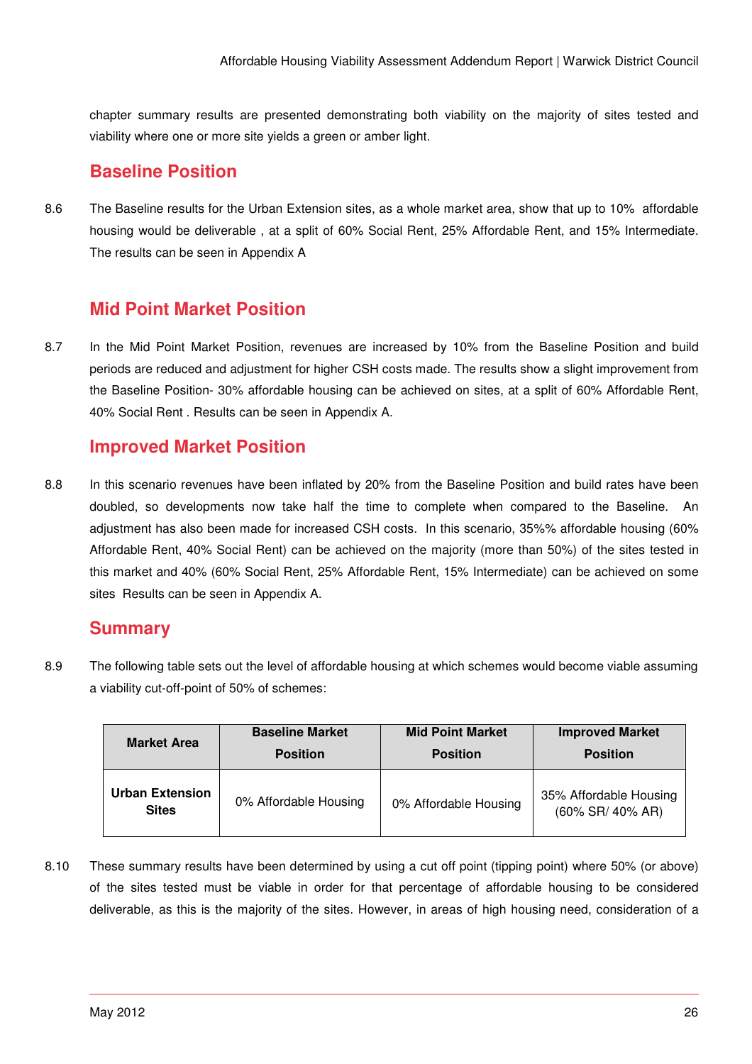chapter summary results are presented demonstrating both viability on the majority of sites tested and viability where one or more site yields a green or amber light.

## Baseline Position

8.6 The Baseline results for the Urban Extension sites, as a whole market area, show that up to 10% affordable housing would be deliverable , at a split of 60% Social Rent, 25% Affordable Rent, and 15% Intermediate. The results can be seen in Appendix A

## Mid Point Market Position

8.7 In the Mid Point Market Position, revenues are increased by 10% from the Baseline Position and build periods are reduced and adjustment for higher CSH costs made. The results show a slight improvement from the Baseline Position- 30% affordable housing can be achieved on sites, at a split of 60% Affordable Rent, 40% Social Rent . Results can be seen in Appendix A.

## Improved Market Position

8.8 In this scenario revenues have been inflated by 20% from the Baseline Position and build rates have been doubled, so developments now take half the time to complete when compared to the Baseline. An adjustment has also been made for increased CSH costs. In this scenario, 35%% affordable housing (60% Affordable Rent, 40% Social Rent) can be achieved on the majority (more than 50%) of the sites tested in this market and 40% (60% Social Rent, 25% Affordable Rent, 15% Intermediate) can be achieved on some sites Results can be seen in Appendix A.

## Summary

8.9 The following table sets out the level of affordable housing at which schemes would become viable assuming a viability cut-off-point of 50% of schemes:

| Market Area | Baseline Market Position | Mid Point Market Position | Improved Market Position |
|---|---|---|---|
| **Urban Extension Sites** | 0% Affordable Housing | 0% Affordable Housing | 35% Affordable Housing (60% SR/ 40% AR) |

8.10 These summary results have been determined by using a cut off point (tipping point) where 50% (or above) of the sites tested must be viable in order for that percentage of affordable housing to be considered deliverable, as this is the majority of the sites. However, in areas of high housing need, consideration of a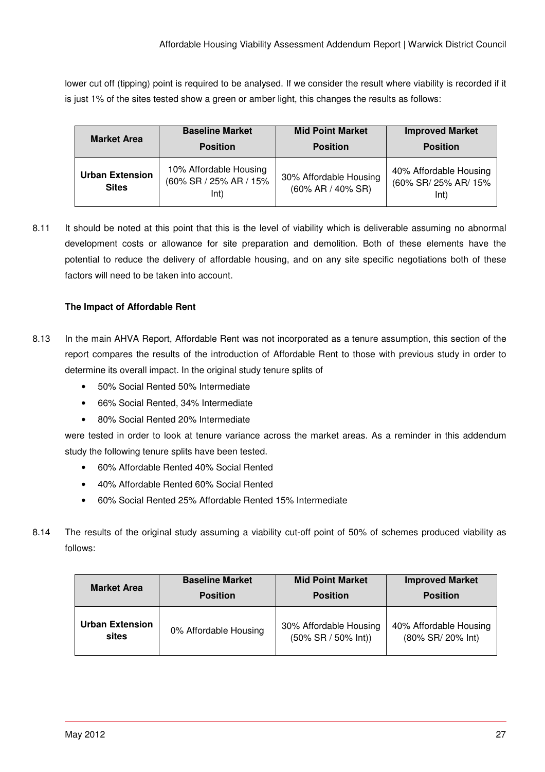lower cut off (tipping) point is required to be analysed. If we consider the result where viability is recorded if it is just 1% of the sites tested show a green or amber light, this changes the results as follows:

| Market Area | Baseline Market Position | Mid Point Market Position | Improved Market Position |
|---|---|---|---|
| **Urban Extension Sites** | 10% Affordable Housing (60% SR / 25% AR / 15% Int) | 30% Affordable Housing (60% AR / 40% SR) | 40% Affordable Housing (60% SR/ 25% AR/ 15% Int) |

8.11 It should be noted at this point that this is the level of viability which is deliverable assuming no abnormal development costs or allowance for site preparation and demolition. Both of these elements have the potential to reduce the delivery of affordable housing, and on any site specific negotiations both of these factors will need to be taken into account.

**The Impact of Affordable Rent**

8.13 In the main AHVA Report, Affordable Rent was not incorporated as a tenure assumption, this section of the report compares the results of the introduction of Affordable Rent to those with previous study in order to determine its overall impact. In the original study tenure splits of

- 50% Social Rented 50% Intermediate
- 66% Social Rented, 34% Intermediate
- 80% Social Rented 20% Intermediate

were tested in order to look at tenure variance across the market areas. As a reminder in this addendum study the following tenure splits have been tested.

- 60% Affordable Rented 40% Social Rented
- 40% Affordable Rented 60% Social Rented
- 60% Social Rented 25% Affordable Rented 15% Intermediate

8.14 The results of the original study assuming a viability cut-off point of 50% of schemes produced viability as follows:

| Market Area | Baseline Market Position | Mid Point Market Position | Improved Market Position |
|---|---|---|---|
| **Urban Extension sites** | 0% Affordable Housing | 30% Affordable Housing (50% SR / 50% Int)) | 40% Affordable Housing (80% SR/ 20% Int) |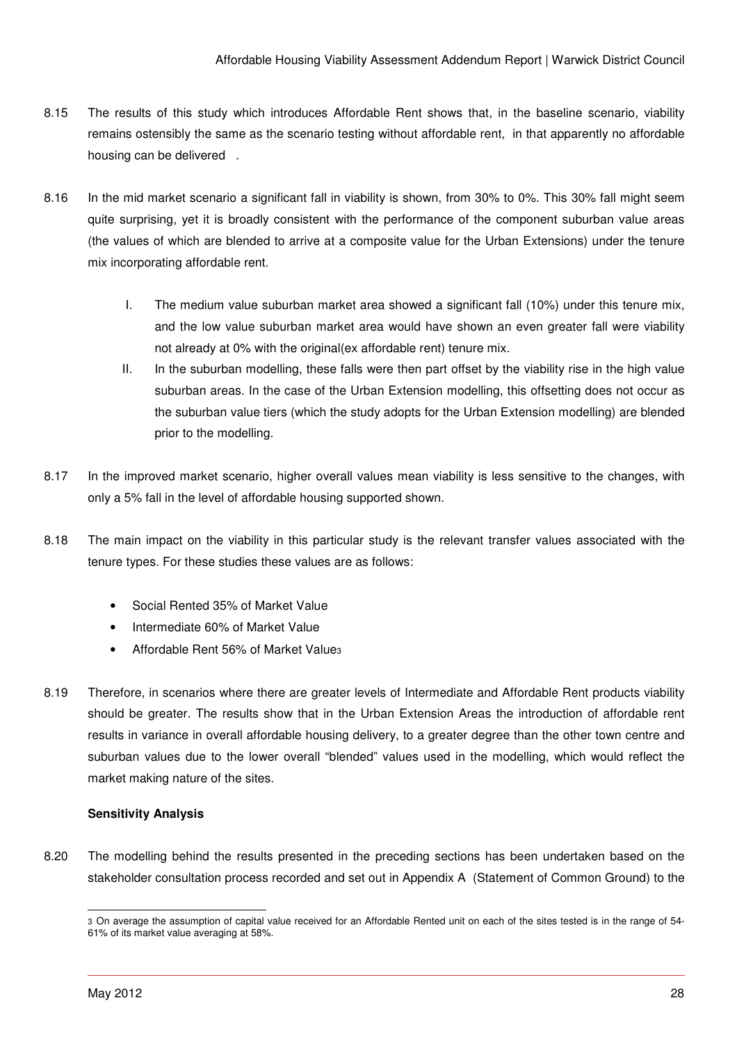8.15 The results of this study which introduces Affordable Rent shows that, in the baseline scenario, viability remains ostensibly the same as the scenario testing without affordable rent, in that apparently no affordable housing can be delivered .

8.16 In the mid market scenario a significant fall in viability is shown, from 30% to 0%. This 30% fall might seem quite surprising, yet it is broadly consistent with the performance of the component suburban value areas (the values of which are blended to arrive at a composite value for the Urban Extensions) under the tenure mix incorporating affordable rent.

I. The medium value suburban market area showed a significant fall (10%) under this tenure mix, and the low value suburban market area would have shown an even greater fall were viability not already at 0% with the original(ex affordable rent) tenure mix.

II. In the suburban modelling, these falls were then part offset by the viability rise in the high value suburban areas. In the case of the Urban Extension modelling, this offsetting does not occur as the suburban value tiers (which the study adopts for the Urban Extension modelling) are blended prior to the modelling.

8.17 In the improved market scenario, higher overall values mean viability is less sensitive to the changes, with only a 5% fall in the level of affordable housing supported shown.

8.18 The main impact on the viability in this particular study is the relevant transfer values associated with the tenure types. For these studies these values are as follows:

- Social Rented 35% of Market Value
- Intermediate 60% of Market Value
- Affordable Rent 56% of Market Value[3]

8.19 Therefore, in scenarios where there are greater levels of Intermediate and Affordable Rent products viability should be greater. The results show that in the Urban Extension Areas the introduction of affordable rent results in variance in overall affordable housing delivery, to a greater degree than the other town centre and suburban values due to the lower overall "blended" values used in the modelling, which would reflect the market making nature of the sites.

**Sensitivity Analysis**

8.20 The modelling behind the results presented in the preceding sections has been undertaken based on the stakeholder consultation process recorded and set out in Appendix A (Statement of Common Ground) to the

[3] On average the assumption of capital value received for an Affordable Rented unit on each of the sites tested is in the range of 54-61% of its market value averaging at 58%.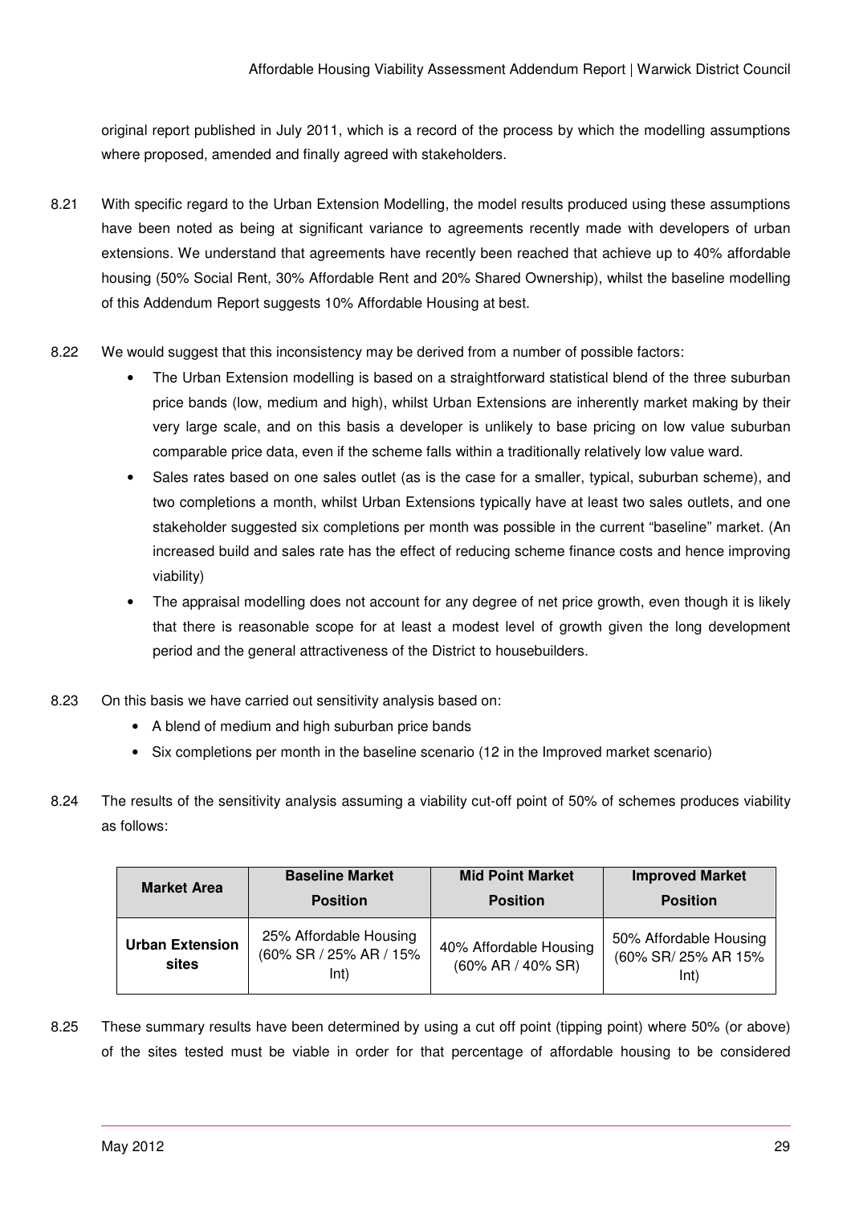original report published in July 2011, which is a record of the process by which the modelling assumptions where proposed, amended and finally agreed with stakeholders.

8.21 With specific regard to the Urban Extension Modelling, the model results produced using these assumptions have been noted as being at significant variance to agreements recently made with developers of urban extensions. We understand that agreements have recently been reached that achieve up to 40% affordable housing (50% Social Rent, 30% Affordable Rent and 20% Shared Ownership), whilst the baseline modelling of this Addendum Report suggests 10% Affordable Housing at best.

8.22 We would suggest that this inconsistency may be derived from a number of possible factors:

- The Urban Extension modelling is based on a straightforward statistical blend of the three suburban price bands (low, medium and high), whilst Urban Extensions are inherently market making by their very large scale, and on this basis a developer is unlikely to base pricing on low value suburban comparable price data, even if the scheme falls within a traditionally relatively low value ward.
- Sales rates based on one sales outlet (as is the case for a smaller, typical, suburban scheme), and two completions a month, whilst Urban Extensions typically have at least two sales outlets, and one stakeholder suggested six completions per month was possible in the current "baseline" market. (An increased build and sales rate has the effect of reducing scheme finance costs and hence improving viability)
- The appraisal modelling does not account for any degree of net price growth, even though it is likely that there is reasonable scope for at least a modest level of growth given the long development period and the general attractiveness of the District to housebuilders.

8.23 On this basis we have carried out sensitivity analysis based on:

- A blend of medium and high suburban price bands
- Six completions per month in the baseline scenario (12 in the Improved market scenario)

8.24 The results of the sensitivity analysis assuming a viability cut-off point of 50% of schemes produces viability as follows:

| Market Area | Baseline Market Position | Mid Point Market Position | Improved Market Position |
|---|---|---|---|
| **Urban Extension sites** | 25% Affordable Housing (60% SR / 25% AR / 15% Int) | 40% Affordable Housing (60% AR / 40% SR) | 50% Affordable Housing (60% SR/ 25% AR 15% Int) |

8.25 These summary results have been determined by using a cut off point (tipping point) where 50% (or above) of the sites tested must be viable in order for that percentage of affordable housing to be considered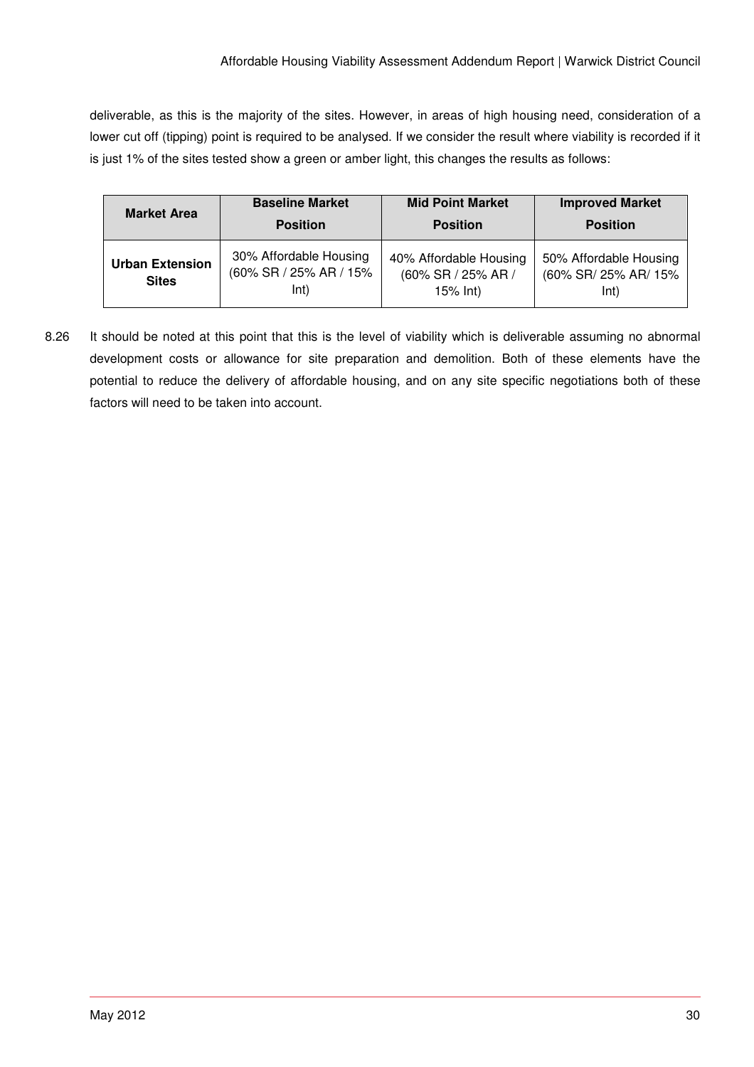deliverable, as this is the majority of the sites. However, in areas of high housing need, consideration of a lower cut off (tipping) point is required to be analysed. If we consider the result where viability is recorded if it is just 1% of the sites tested show a green or amber light, this changes the results as follows:

| Market Area | Baseline Market Position | Mid Point Market Position | Improved Market Position |
|---|---|---|---|
| **Urban Extension Sites** | 30% Affordable Housing (60% SR / 25% AR / 15% Int) | 40% Affordable Housing (60% SR / 25% AR / 15% Int) | 50% Affordable Housing (60% SR/ 25% AR/ 15% Int) |

8.26 It should be noted at this point that this is the level of viability which is deliverable assuming no abnormal development costs or allowance for site preparation and demolition. Both of these elements have the potential to reduce the delivery of affordable housing, and on any site specific negotiations both of these factors will need to be taken into account.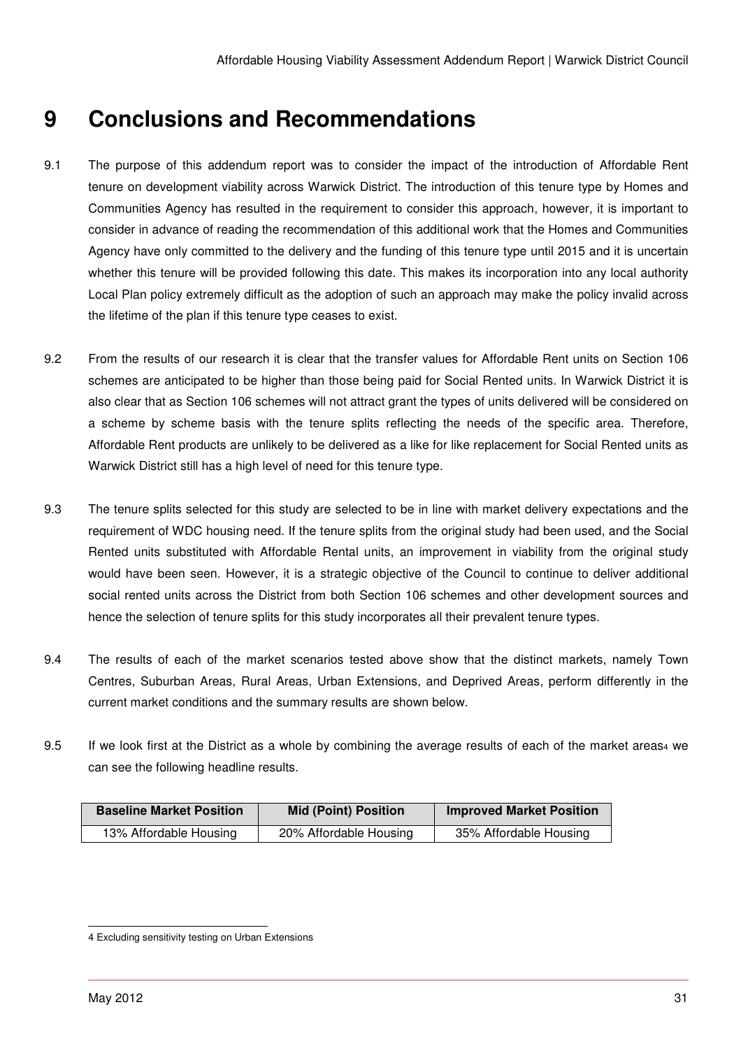# 9 Conclusions and Recommendations

9.1 The purpose of this addendum report was to consider the impact of the introduction of Affordable Rent tenure on development viability across Warwick District. The introduction of this tenure type by Homes and Communities Agency has resulted in the requirement to consider this approach, however, it is important to consider in advance of reading the recommendation of this additional work that the Homes and Communities Agency have only committed to the delivery and the funding of this tenure type until 2015 and it is uncertain whether this tenure will be provided following this date. This makes its incorporation into any local authority Local Plan policy extremely difficult as the adoption of such an approach may make the policy invalid across the lifetime of the plan if this tenure type ceases to exist.

9.2 From the results of our research it is clear that the transfer values for Affordable Rent units on Section 106 schemes are anticipated to be higher than those being paid for Social Rented units. In Warwick District it is also clear that as Section 106 schemes will not attract grant the types of units delivered will be considered on a scheme by scheme basis with the tenure splits reflecting the needs of the specific area. Therefore, Affordable Rent products are unlikely to be delivered as a like for like replacement for Social Rented units as Warwick District still has a high level of need for this tenure type.

9.3 The tenure splits selected for this study are selected to be in line with market delivery expectations and the requirement of WDC housing need. If the tenure splits from the original study had been used, and the Social Rented units substituted with Affordable Rental units, an improvement in viability from the original study would have been seen. However, it is a strategic objective of the Council to continue to deliver additional social rented units across the District from both Section 106 schemes and other development sources and hence the selection of tenure splits for this study incorporates all their prevalent tenure types.

9.4 The results of each of the market scenarios tested above show that the distinct markets, namely Town Centres, Suburban Areas, Rural Areas, Urban Extensions, and Deprived Areas, perform differently in the current market conditions and the summary results are shown below.

9.5 If we look first at the District as a whole by combining the average results of each of the market areas[4] we can see the following headline results.

| Baseline Market Position | Mid (Point) Position | Improved Market Position |
|---|---|---|
| 13% Affordable Housing | 20% Affordable Housing | 35% Affordable Housing |

---

[4] Excluding sensitivity testing on Urban Extensions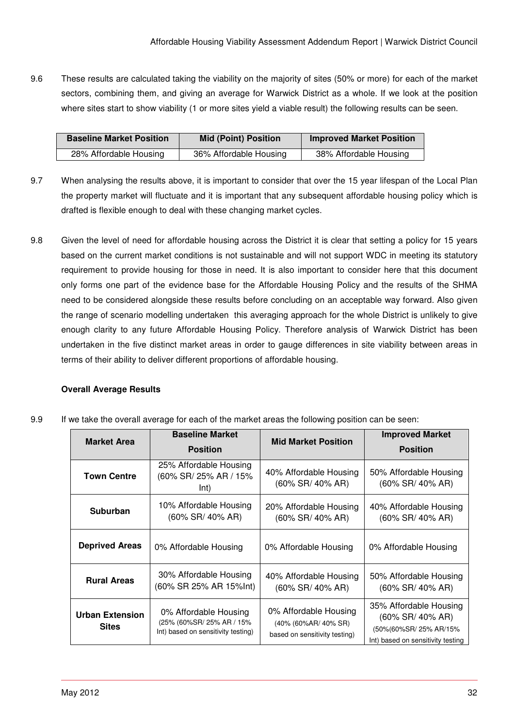9.6 These results are calculated taking the viability on the majority of sites (50% or more) for each of the market sectors, combining them, and giving an average for Warwick District as a whole. If we look at the position where sites start to show viability (1 or more sites yield a viable result) the following results can be seen.

| Baseline Market Position | Mid (Point) Position | Improved Market Position |
|---|---|---|
| 28% Affordable Housing | 36% Affordable Housing | 38% Affordable Housing |

9.7 When analysing the results above, it is important to consider that over the 15 year lifespan of the Local Plan the property market will fluctuate and it is important that any subsequent affordable housing policy which is drafted is flexible enough to deal with these changing market cycles.

9.8 Given the level of need for affordable housing across the District it is clear that setting a policy for 15 years based on the current market conditions is not sustainable and will not support WDC in meeting its statutory requirement to provide housing for those in need. It is also important to consider here that this document only forms one part of the evidence base for the Affordable Housing Policy and the results of the SHMA need to be considered alongside these results before concluding on an acceptable way forward. Also given the range of scenario modelling undertaken this averaging approach for the whole District is unlikely to give enough clarity to any future Affordable Housing Policy. Therefore analysis of Warwick District has been undertaken in the five distinct market areas in order to gauge differences in site viability between areas in terms of their ability to deliver different proportions of affordable housing.

**Overall Average Results**

9.9 If we take the overall average for each of the market areas the following position can be seen:

| Market Area | Baseline Market Position | Mid Market Position | Improved Market Position |
|---|---|---|---|
| **Town Centre** | 25% Affordable Housing (60% SR/ 25% AR / 15% Int) | 40% Affordable Housing (60% SR/ 40% AR) | 50% Affordable Housing (60% SR/ 40% AR) |
| **Suburban** | 10% Affordable Housing (60% SR/ 40% AR) | 20% Affordable Housing (60% SR/ 40% AR) | 40% Affordable Housing (60% SR/ 40% AR) |
| **Deprived Areas** | 0% Affordable Housing | 0% Affordable Housing | 0% Affordable Housing |
| **Rural Areas** | 30% Affordable Housing (60% SR 25% AR 15%Int) | 40% Affordable Housing (60% SR/ 40% AR) | 50% Affordable Housing (60% SR/ 40% AR) |
| **Urban Extension Sites** | 0% Affordable Housing (25% (60%SR/ 25% AR / 15% Int) based on sensitivity testing) | 0% Affordable Housing (40% (60%AR/ 40% SR) based on sensitivity testing) | 35% Affordable Housing (60% SR/ 40% AR) (50%(60%SR/ 25% AR/15% Int) based on sensitivity testing |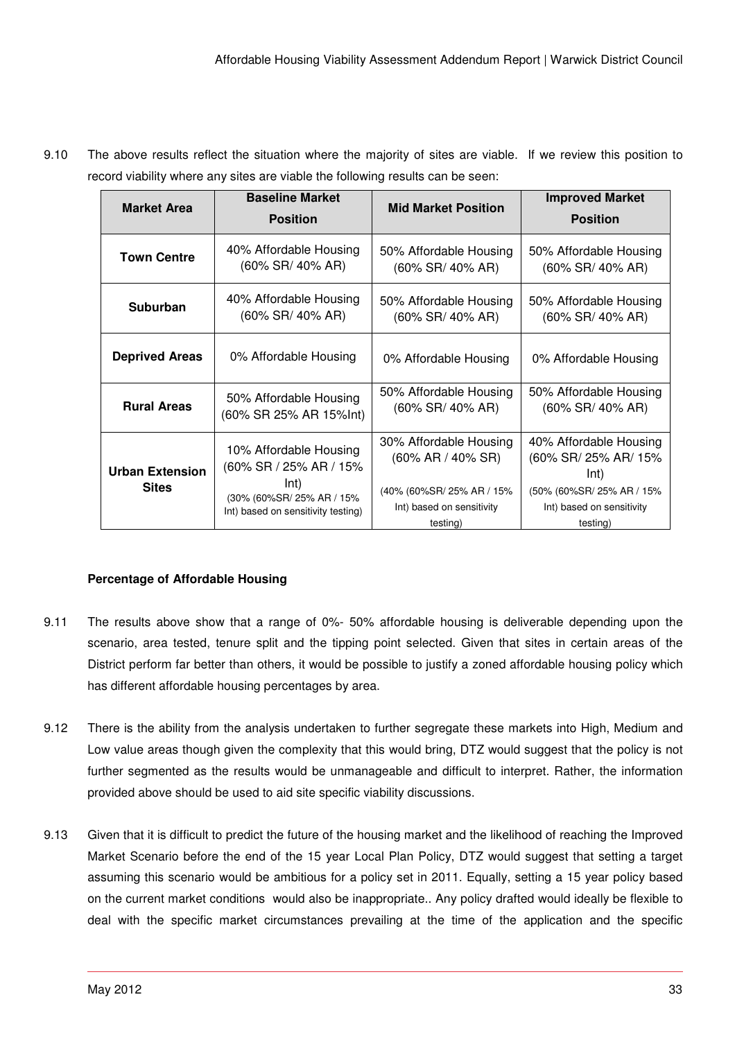9.10 The above results reflect the situation where the majority of sites are viable. If we review this position to record viability where any sites are viable the following results can be seen:

| Market Area | Baseline Market Position | Mid Market Position | Improved Market Position |
|---|---|---|---|
| **Town Centre** | 40% Affordable Housing (60% SR/ 40% AR) | 50% Affordable Housing (60% SR/ 40% AR) | 50% Affordable Housing (60% SR/ 40% AR) |
| **Suburban** | 40% Affordable Housing (60% SR/ 40% AR) | 50% Affordable Housing (60% SR/ 40% AR) | 50% Affordable Housing (60% SR/ 40% AR) |
| **Deprived Areas** | 0% Affordable Housing | 0% Affordable Housing | 0% Affordable Housing |
| **Rural Areas** | 50% Affordable Housing (60% SR 25% AR 15%Int) | 50% Affordable Housing (60% SR/ 40% AR) | 50% Affordable Housing (60% SR/ 40% AR) |
| **Urban Extension Sites** | 10% Affordable Housing (60% SR / 25% AR / 15% Int) (30% (60%SR/ 25% AR / 15% Int) based on sensitivity testing) | 30% Affordable Housing (60% AR / 40% SR) (40% (60%SR/ 25% AR / 15% Int) based on sensitivity testing) | 40% Affordable Housing (60% SR/ 25% AR/ 15% Int) (50% (60%SR/ 25% AR / 15% Int) based on sensitivity testing) |

**Percentage of Affordable Housing**

9.11 The results above show that a range of 0%- 50% affordable housing is deliverable depending upon the scenario, area tested, tenure split and the tipping point selected. Given that sites in certain areas of the District perform far better than others, it would be possible to justify a zoned affordable housing policy which has different affordable housing percentages by area.

9.12 There is the ability from the analysis undertaken to further segregate these markets into High, Medium and Low value areas though given the complexity that this would bring, DTZ would suggest that the policy is not further segmented as the results would be unmanageable and difficult to interpret. Rather, the information provided above should be used to aid site specific viability discussions.

9.13 Given that it is difficult to predict the future of the housing market and the likelihood of reaching the Improved Market Scenario before the end of the 15 year Local Plan Policy, DTZ would suggest that setting a target assuming this scenario would be ambitious for a policy set in 2011. Equally, setting a 15 year policy based on the current market conditions would also be inappropriate.. Any policy drafted would ideally be flexible to deal with the specific market circumstances prevailing at the time of the application and the specific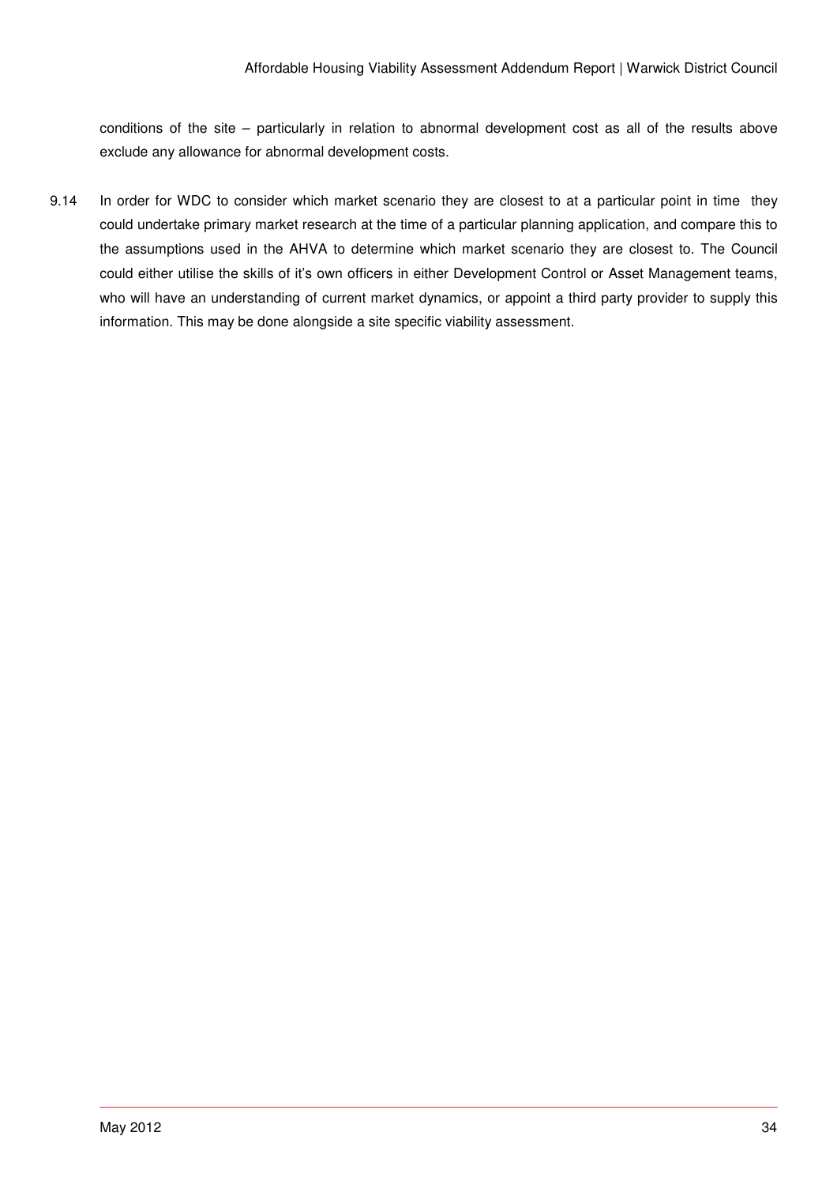conditions of the site – particularly in relation to abnormal development cost as all of the results above exclude any allowance for abnormal development costs.

9.14 In order for WDC to consider which market scenario they are closest to at a particular point in time they could undertake primary market research at the time of a particular planning application, and compare this to the assumptions used in the AHVA to determine which market scenario they are closest to. The Council could either utilise the skills of it's own officers in either Development Control or Asset Management teams, who will have an understanding of current market dynamics, or appoint a third party provider to supply this information. This may be done alongside a site specific viability assessment.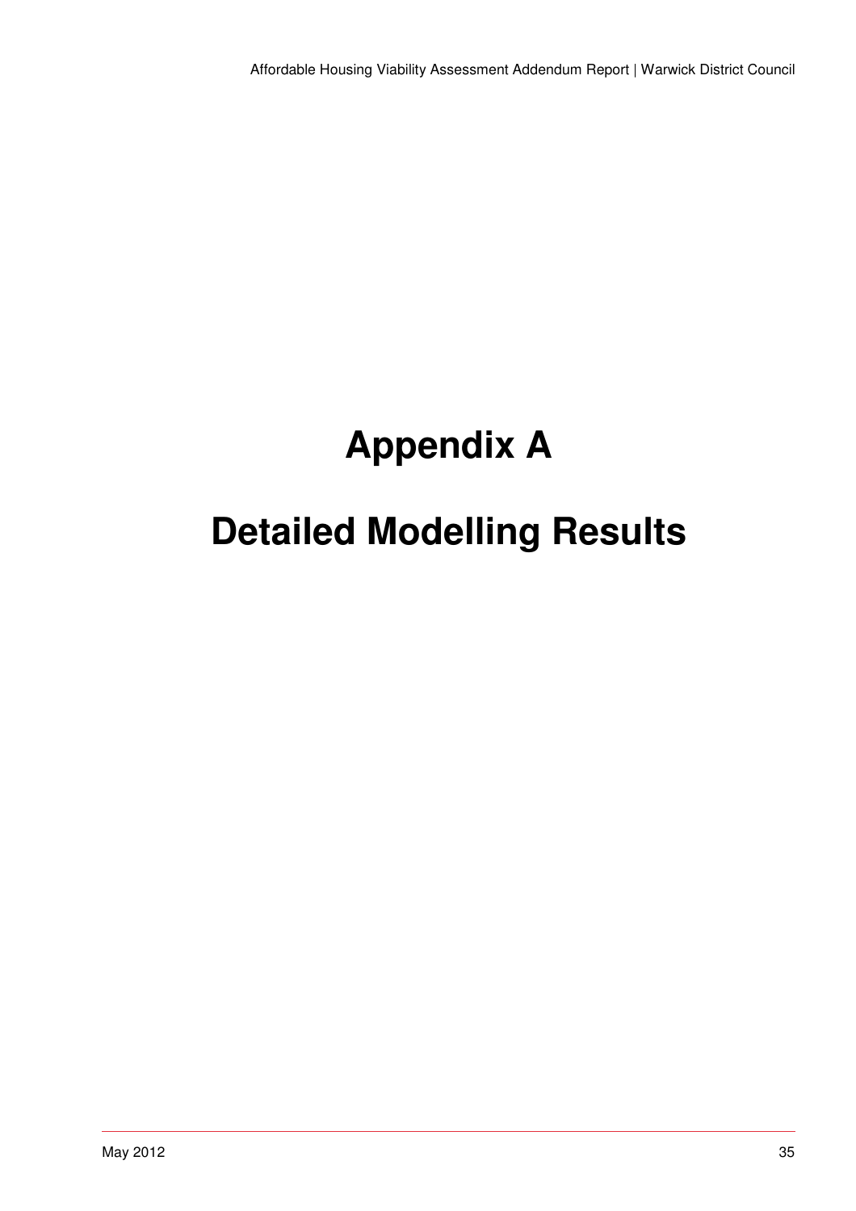# Appendix A

# Detailed Modelling Results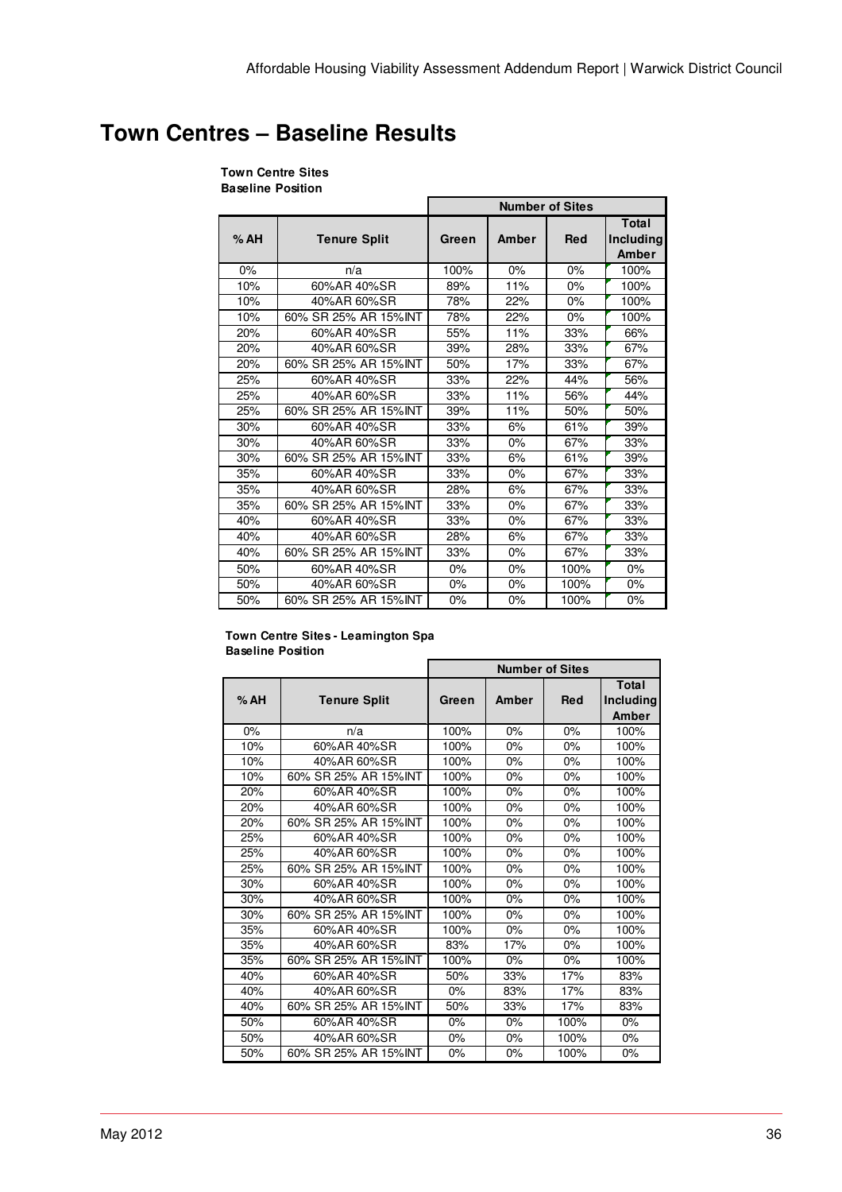# Town Centres – Baseline Results

**Town Centre Sites**
**Baseline Position**

| % AH | Tenure Split | Number of Sites | | | |
|---|---|---|---|---|---|
| | | Green | Amber | Red | Total Including Amber |
| 0% | n/a | 100% | 0% | 0% | 100% |
| 10% | 60%AR 40%SR | 89% | 11% | 0% | 100% |
| 10% | 40%AR 60%SR | 78% | 22% | 0% | 100% |
| 10% | 60% SR 25% AR 15%INT | 78% | 22% | 0% | 100% |
| 20% | 60%AR 40%SR | 55% | 11% | 33% | 66% |
| 20% | 40%AR 60%SR | 39% | 28% | 33% | 67% |
| 20% | 60% SR 25% AR 15%INT | 50% | 17% | 33% | 67% |
| 25% | 60%AR 40%SR | 33% | 22% | 44% | 56% |
| 25% | 40%AR 60%SR | 33% | 11% | 56% | 44% |
| 25% | 60% SR 25% AR 15%INT | 39% | 11% | 50% | 50% |
| 30% | 60%AR 40%SR | 33% | 6% | 61% | 39% |
| 30% | 40%AR 60%SR | 33% | 0% | 67% | 33% |
| 30% | 60% SR 25% AR 15%INT | 33% | 6% | 61% | 39% |
| 35% | 60%AR 40%SR | 33% | 0% | 67% | 33% |
| 35% | 40%AR 60%SR | 28% | 6% | 67% | 33% |
| 35% | 60% SR 25% AR 15%INT | 33% | 0% | 67% | 33% |
| 40% | 60%AR 40%SR | 33% | 0% | 67% | 33% |
| 40% | 40%AR 60%SR | 28% | 6% | 67% | 33% |
| 40% | 60% SR 25% AR 15%INT | 33% | 0% | 67% | 33% |
| 50% | 60%AR 40%SR | 0% | 0% | 100% | 0% |
| 50% | 40%AR 60%SR | 0% | 0% | 100% | 0% |
| 50% | 60% SR 25% AR 15%INT | 0% | 0% | 100% | 0% |

**Town Centre Sites - Leamington Spa**
**Baseline Position**

| % AH | Tenure Split | Number of Sites | | | |
|---|---|---|---|---|---|
| | | Green | Amber | Red | Total Including Amber |
| 0% | n/a | 100% | 0% | 0% | 100% |
| 10% | 60%AR 40%SR | 100% | 0% | 0% | 100% |
| 10% | 40%AR 60%SR | 100% | 0% | 0% | 100% |
| 10% | 60% SR 25% AR 15%INT | 100% | 0% | 0% | 100% |
| 20% | 60%AR 40%SR | 100% | 0% | 0% | 100% |
| 20% | 40%AR 60%SR | 100% | 0% | 0% | 100% |
| 20% | 60% SR 25% AR 15%INT | 100% | 0% | 0% | 100% |
| 25% | 60%AR 40%SR | 100% | 0% | 0% | 100% |
| 25% | 40%AR 60%SR | 100% | 0% | 0% | 100% |
| 25% | 60% SR 25% AR 15%INT | 100% | 0% | 0% | 100% |
| 30% | 60%AR 40%SR | 100% | 0% | 0% | 100% |
| 30% | 40%AR 60%SR | 100% | 0% | 0% | 100% |
| 30% | 60% SR 25% AR 15%INT | 100% | 0% | 0% | 100% |
| 35% | 60%AR 40%SR | 100% | 0% | 0% | 100% |
| 35% | 40%AR 60%SR | 83% | 17% | 0% | 100% |
| 35% | 60% SR 25% AR 15%INT | 100% | 0% | 0% | 100% |
| 40% | 60%AR 40%SR | 50% | 33% | 17% | 83% |
| 40% | 40%AR 60%SR | 0% | 83% | 17% | 83% |
| 40% | 60% SR 25% AR 15%INT | 50% | 33% | 17% | 83% |
| 50% | 60%AR 40%SR | 0% | 0% | 100% | 0% |
| 50% | 40%AR 60%SR | 0% | 0% | 100% | 0% |
| 50% | 60% SR 25% AR 15%INT | 0% | 0% | 100% | 0% |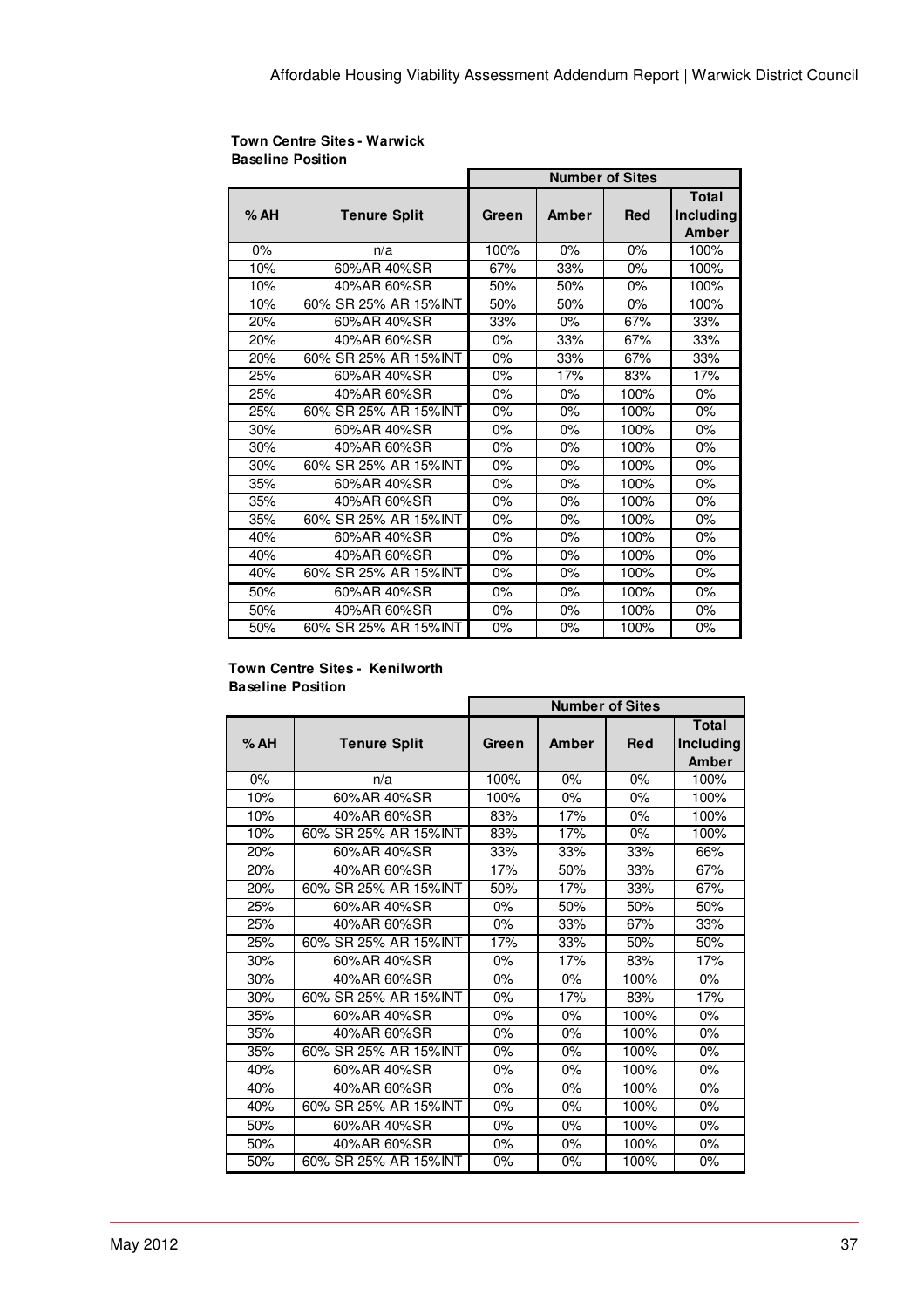**Town Centre Sites - Warwick**
**Baseline Position**

| % AH | Tenure Split | Number of Sites | | | |
|---|---|---|---|---|---|
| | | Green | Amber | Red | Total Including Amber |
| 0% | n/a | 100% | 0% | 0% | 100% |
| 10% | 60%AR 40%SR | 67% | 33% | 0% | 100% |
| 10% | 40%AR 60%SR | 50% | 50% | 0% | 100% |
| 10% | 60% SR 25% AR 15%INT | 50% | 50% | 0% | 100% |
| 20% | 60%AR 40%SR | 33% | 0% | 67% | 33% |
| 20% | 40%AR 60%SR | 0% | 33% | 67% | 33% |
| 20% | 60% SR 25% AR 15%INT | 0% | 33% | 67% | 33% |
| 25% | 60%AR 40%SR | 0% | 17% | 83% | 17% |
| 25% | 40%AR 60%SR | 0% | 0% | 100% | 0% |
| 25% | 60% SR 25% AR 15%INT | 0% | 0% | 100% | 0% |
| 30% | 60%AR 40%SR | 0% | 0% | 100% | 0% |
| 30% | 40%AR 60%SR | 0% | 0% | 100% | 0% |
| 30% | 60% SR 25% AR 15%INT | 0% | 0% | 100% | 0% |
| 35% | 60%AR 40%SR | 0% | 0% | 100% | 0% |
| 35% | 40%AR 60%SR | 0% | 0% | 100% | 0% |
| 35% | 60% SR 25% AR 15%INT | 0% | 0% | 100% | 0% |
| 40% | 60%AR 40%SR | 0% | 0% | 100% | 0% |
| 40% | 40%AR 60%SR | 0% | 0% | 100% | 0% |
| 40% | 60% SR 25% AR 15%INT | 0% | 0% | 100% | 0% |
| 50% | 60%AR 40%SR | 0% | 0% | 100% | 0% |
| 50% | 40%AR 60%SR | 0% | 0% | 100% | 0% |
| 50% | 60% SR 25% AR 15%INT | 0% | 0% | 100% | 0% |

**Town Centre Sites - Kenilworth**
**Baseline Position**

| % AH | Tenure Split | Number of Sites | | | |
|---|---|---|---|---|---|
| | | Green | Amber | Red | Total Including Amber |
| 0% | n/a | 100% | 0% | 0% | 100% |
| 10% | 60%AR 40%SR | 100% | 0% | 0% | 100% |
| 10% | 40%AR 60%SR | 83% | 17% | 0% | 100% |
| 10% | 60% SR 25% AR 15%INT | 83% | 17% | 0% | 100% |
| 20% | 60%AR 40%SR | 33% | 33% | 33% | 66% |
| 20% | 40%AR 60%SR | 17% | 50% | 33% | 67% |
| 20% | 60% SR 25% AR 15%INT | 50% | 17% | 33% | 67% |
| 25% | 60%AR 40%SR | 0% | 50% | 50% | 50% |
| 25% | 40%AR 60%SR | 0% | 33% | 67% | 33% |
| 25% | 60% SR 25% AR 15%INT | 17% | 33% | 50% | 50% |
| 30% | 60%AR 40%SR | 0% | 17% | 83% | 17% |
| 30% | 40%AR 60%SR | 0% | 0% | 100% | 0% |
| 30% | 60% SR 25% AR 15%INT | 0% | 17% | 83% | 17% |
| 35% | 60%AR 40%SR | 0% | 0% | 100% | 0% |
| 35% | 40%AR 60%SR | 0% | 0% | 100% | 0% |
| 35% | 60% SR 25% AR 15%INT | 0% | 0% | 100% | 0% |
| 40% | 60%AR 40%SR | 0% | 0% | 100% | 0% |
| 40% | 40%AR 60%SR | 0% | 0% | 100% | 0% |
| 40% | 60% SR 25% AR 15%INT | 0% | 0% | 100% | 0% |
| 50% | 60%AR 40%SR | 0% | 0% | 100% | 0% |
| 50% | 40%AR 60%SR | 0% | 0% | 100% | 0% |
| 50% | 60% SR 25% AR 15%INT | 0% | 0% | 100% | 0% |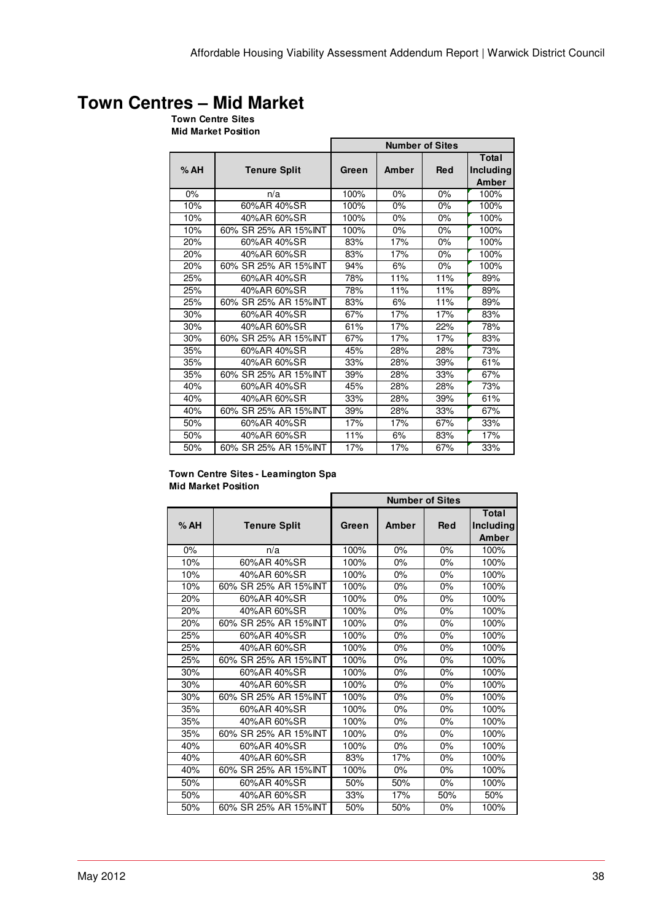# Town Centres – Mid Market

**Town Centre Sites**
**Mid Market Position**

| % AH | Tenure Split | Number of Sites | | | |
|---|---|---|---|---|---|
| | | Green | Amber | Red | Total Including Amber |
| 0% | n/a | 100% | 0% | 0% | 100% |
| 10% | 60%AR 40%SR | 100% | 0% | 0% | 100% |
| 10% | 40%AR 60%SR | 100% | 0% | 0% | 100% |
| 10% | 60% SR 25% AR 15%INT | 100% | 0% | 0% | 100% |
| 20% | 60%AR 40%SR | 83% | 17% | 0% | 100% |
| 20% | 40%AR 60%SR | 83% | 17% | 0% | 100% |
| 20% | 60% SR 25% AR 15%INT | 94% | 6% | 0% | 100% |
| 25% | 60%AR 40%SR | 78% | 11% | 11% | 89% |
| 25% | 40%AR 60%SR | 78% | 11% | 11% | 89% |
| 25% | 60% SR 25% AR 15%INT | 83% | 6% | 11% | 89% |
| 30% | 60%AR 40%SR | 67% | 17% | 17% | 83% |
| 30% | 40%AR 60%SR | 61% | 17% | 22% | 78% |
| 30% | 60% SR 25% AR 15%INT | 67% | 17% | 17% | 83% |
| 35% | 60%AR 40%SR | 45% | 28% | 28% | 73% |
| 35% | 40%AR 60%SR | 33% | 28% | 39% | 61% |
| 35% | 60% SR 25% AR 15%INT | 39% | 28% | 33% | 67% |
| 40% | 60%AR 40%SR | 45% | 28% | 28% | 73% |
| 40% | 40%AR 60%SR | 33% | 28% | 39% | 61% |
| 40% | 60% SR 25% AR 15%INT | 39% | 28% | 33% | 67% |
| 50% | 60%AR 40%SR | 17% | 17% | 67% | 33% |
| 50% | 40%AR 60%SR | 11% | 6% | 83% | 17% |
| 50% | 60% SR 25% AR 15%INT | 17% | 17% | 67% | 33% |

**Town Centre Sites - Leamington Spa**
**Mid Market Position**

| % AH | Tenure Split | Number of Sites | | | |
|---|---|---|---|---|---|
| | | Green | Amber | Red | Total Including Amber |
| 0% | n/a | 100% | 0% | 0% | 100% |
| 10% | 60%AR 40%SR | 100% | 0% | 0% | 100% |
| 10% | 40%AR 60%SR | 100% | 0% | 0% | 100% |
| 10% | 60% SR 25% AR 15%INT | 100% | 0% | 0% | 100% |
| 20% | 60%AR 40%SR | 100% | 0% | 0% | 100% |
| 20% | 40%AR 60%SR | 100% | 0% | 0% | 100% |
| 20% | 60% SR 25% AR 15%INT | 100% | 0% | 0% | 100% |
| 25% | 60%AR 40%SR | 100% | 0% | 0% | 100% |
| 25% | 40%AR 60%SR | 100% | 0% | 0% | 100% |
| 25% | 60% SR 25% AR 15%INT | 100% | 0% | 0% | 100% |
| 30% | 60%AR 40%SR | 100% | 0% | 0% | 100% |
| 30% | 40%AR 60%SR | 100% | 0% | 0% | 100% |
| 30% | 60% SR 25% AR 15%INT | 100% | 0% | 0% | 100% |
| 35% | 60%AR 40%SR | 100% | 0% | 0% | 100% |
| 35% | 40%AR 60%SR | 100% | 0% | 0% | 100% |
| 35% | 60% SR 25% AR 15%INT | 100% | 0% | 0% | 100% |
| 40% | 60%AR 40%SR | 100% | 0% | 0% | 100% |
| 40% | 40%AR 60%SR | 83% | 17% | 0% | 100% |
| 40% | 60% SR 25% AR 15%INT | 100% | 0% | 0% | 100% |
| 50% | 60%AR 40%SR | 50% | 50% | 0% | 100% |
| 50% | 40%AR 60%SR | 33% | 17% | 50% | 50% |
| 50% | 60% SR 25% AR 15%INT | 50% | 50% | 0% | 100% |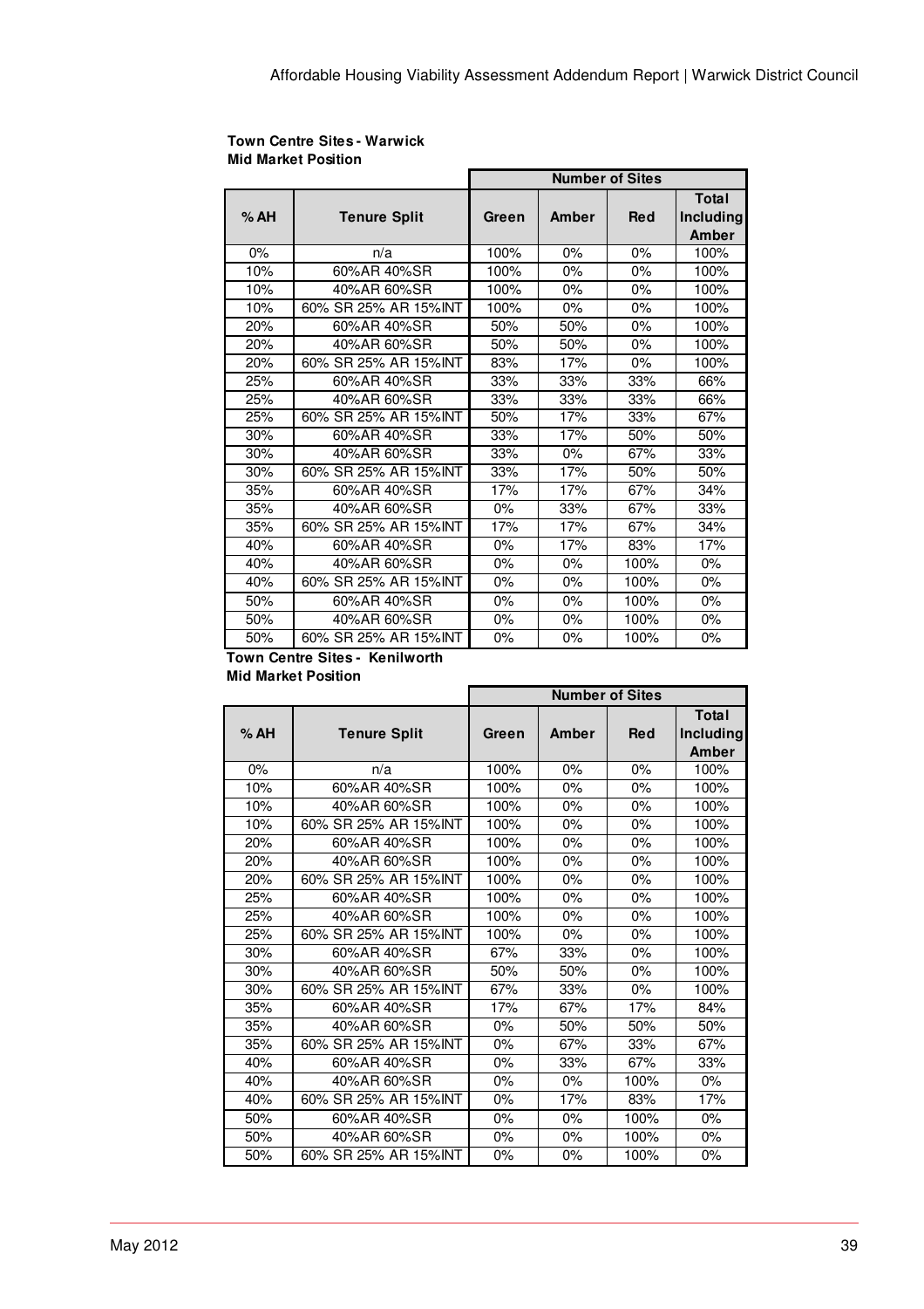**Town Centre Sites - Warwick**
**Mid Market Position**

| % AH | Tenure Split | Number of Sites | | | |
|---|---|---|---|---|---|
| | | Green | Amber | Red | Total Including Amber |
| 0% | n/a | 100% | 0% | 0% | 100% |
| 10% | 60%AR 40%SR | 100% | 0% | 0% | 100% |
| 10% | 40%AR 60%SR | 100% | 0% | 0% | 100% |
| 10% | 60% SR 25% AR 15%INT | 100% | 0% | 0% | 100% |
| 20% | 60%AR 40%SR | 50% | 50% | 0% | 100% |
| 20% | 40%AR 60%SR | 50% | 50% | 0% | 100% |
| 20% | 60% SR 25% AR 15%INT | 83% | 17% | 0% | 100% |
| 25% | 60%AR 40%SR | 33% | 33% | 33% | 66% |
| 25% | 40%AR 60%SR | 33% | 33% | 33% | 66% |
| 25% | 60% SR 25% AR 15%INT | 50% | 17% | 33% | 67% |
| 30% | 60%AR 40%SR | 33% | 17% | 50% | 50% |
| 30% | 40%AR 60%SR | 33% | 0% | 67% | 33% |
| 30% | 60% SR 25% AR 15%INT | 33% | 17% | 50% | 50% |
| 35% | 60%AR 40%SR | 17% | 17% | 67% | 34% |
| 35% | 40%AR 60%SR | 0% | 33% | 67% | 33% |
| 35% | 60% SR 25% AR 15%INT | 17% | 17% | 67% | 34% |
| 40% | 60%AR 40%SR | 0% | 17% | 83% | 17% |
| 40% | 40%AR 60%SR | 0% | 0% | 100% | 0% |
| 40% | 60% SR 25% AR 15%INT | 0% | 0% | 100% | 0% |
| 50% | 60%AR 40%SR | 0% | 0% | 100% | 0% |
| 50% | 40%AR 60%SR | 0% | 0% | 100% | 0% |
| 50% | 60% SR 25% AR 15%INT | 0% | 0% | 100% | 0% |

**Town Centre Sites - Kenilworth**
**Mid Market Position**

| % AH | Tenure Split | Number of Sites | | | |
|---|---|---|---|---|---|
| | | Green | Amber | Red | Total Including Amber |
| 0% | n/a | 100% | 0% | 0% | 100% |
| 10% | 60%AR 40%SR | 100% | 0% | 0% | 100% |
| 10% | 40%AR 60%SR | 100% | 0% | 0% | 100% |
| 10% | 60% SR 25% AR 15%INT | 100% | 0% | 0% | 100% |
| 20% | 60%AR 40%SR | 100% | 0% | 0% | 100% |
| 20% | 40%AR 60%SR | 100% | 0% | 0% | 100% |
| 20% | 60% SR 25% AR 15%INT | 100% | 0% | 0% | 100% |
| 25% | 60%AR 40%SR | 100% | 0% | 0% | 100% |
| 25% | 40%AR 60%SR | 100% | 0% | 0% | 100% |
| 25% | 60% SR 25% AR 15%INT | 100% | 0% | 0% | 100% |
| 30% | 60%AR 40%SR | 67% | 33% | 0% | 100% |
| 30% | 40%AR 60%SR | 50% | 50% | 0% | 100% |
| 30% | 60% SR 25% AR 15%INT | 67% | 33% | 0% | 100% |
| 35% | 60%AR 40%SR | 17% | 67% | 17% | 84% |
| 35% | 40%AR 60%SR | 0% | 50% | 50% | 50% |
| 35% | 60% SR 25% AR 15%INT | 0% | 67% | 33% | 67% |
| 40% | 60%AR 40%SR | 0% | 33% | 67% | 33% |
| 40% | 40%AR 60%SR | 0% | 0% | 100% | 0% |
| 40% | 60% SR 25% AR 15%INT | 0% | 17% | 83% | 17% |
| 50% | 60%AR 40%SR | 0% | 0% | 100% | 0% |
| 50% | 40%AR 60%SR | 0% | 0% | 100% | 0% |
| 50% | 60% SR 25% AR 15%INT | 0% | 0% | 100% | 0% |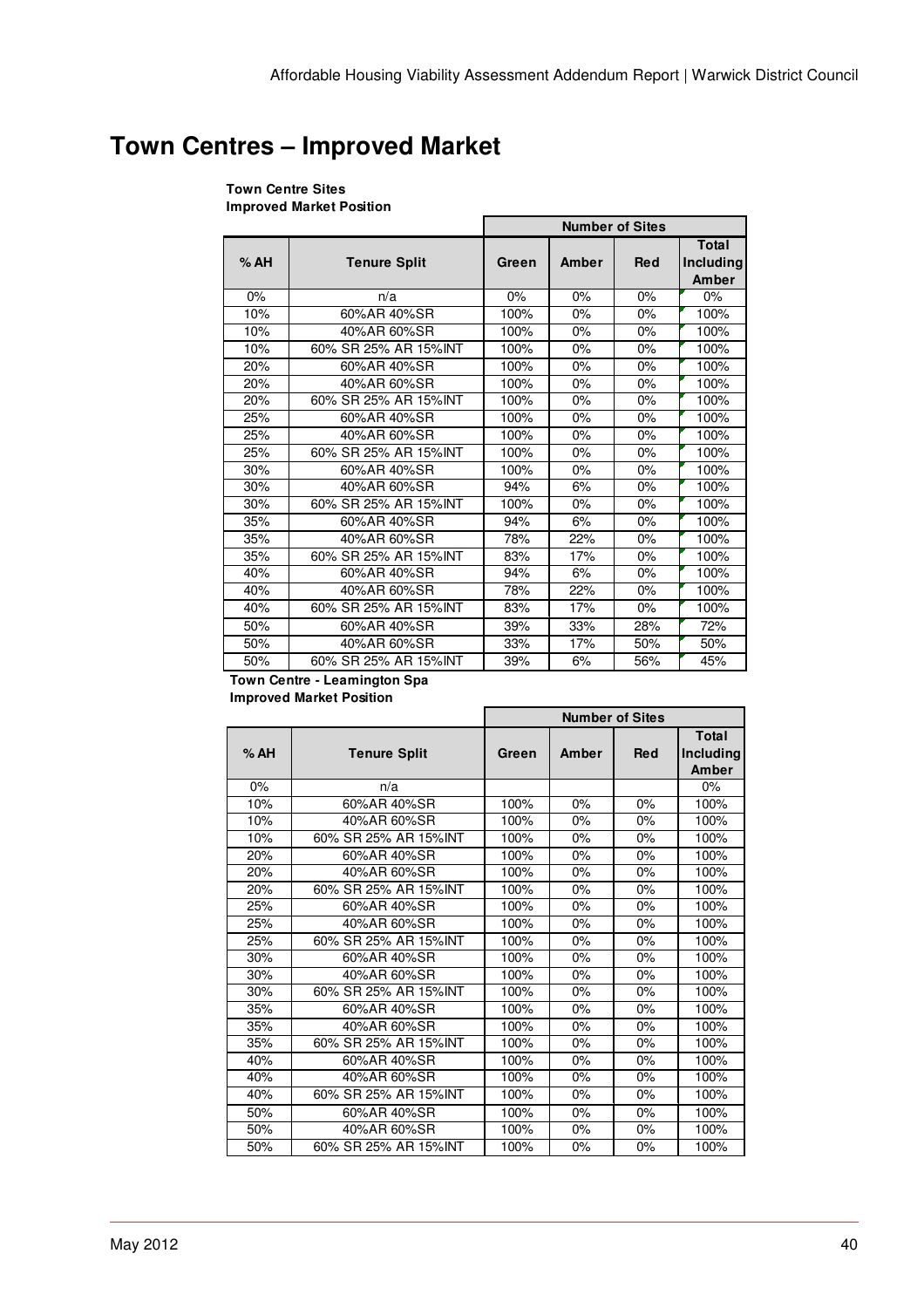# Town Centres – Improved Market

**Town Centre Sites**
**Improved Market Position**

| % AH | Tenure Split | Number of Sites | | | |
|---|---|---|---|---|---|
| | | Green | Amber | Red | Total Including Amber |
| 0% | n/a | 0% | 0% | 0% | 0% |
| 10% | 60%AR 40%SR | 100% | 0% | 0% | 100% |
| 10% | 40%AR 60%SR | 100% | 0% | 0% | 100% |
| 10% | 60% SR 25% AR 15%INT | 100% | 0% | 0% | 100% |
| 20% | 60%AR 40%SR | 100% | 0% | 0% | 100% |
| 20% | 40%AR 60%SR | 100% | 0% | 0% | 100% |
| 20% | 60% SR 25% AR 15%INT | 100% | 0% | 0% | 100% |
| 25% | 60%AR 40%SR | 100% | 0% | 0% | 100% |
| 25% | 40%AR 60%SR | 100% | 0% | 0% | 100% |
| 25% | 60% SR 25% AR 15%INT | 100% | 0% | 0% | 100% |
| 30% | 60%AR 40%SR | 100% | 0% | 0% | 100% |
| 30% | 40%AR 60%SR | 94% | 6% | 0% | 100% |
| 30% | 60% SR 25% AR 15%INT | 100% | 0% | 0% | 100% |
| 35% | 60%AR 40%SR | 94% | 6% | 0% | 100% |
| 35% | 40%AR 60%SR | 78% | 22% | 0% | 100% |
| 35% | 60% SR 25% AR 15%INT | 83% | 17% | 0% | 100% |
| 40% | 60%AR 40%SR | 94% | 6% | 0% | 100% |
| 40% | 40%AR 60%SR | 78% | 22% | 0% | 100% |
| 40% | 60% SR 25% AR 15%INT | 83% | 17% | 0% | 100% |
| 50% | 60%AR 40%SR | 39% | 33% | 28% | 72% |
| 50% | 40%AR 60%SR | 33% | 17% | 50% | 50% |
| 50% | 60% SR 25% AR 15%INT | 39% | 6% | 56% | 45% |

**Town Centre - Leamington Spa**
**Improved Market Position**

| % AH | Tenure Split | Number of Sites | | | |
|---|---|---|---|---|---|
| | | Green | Amber | Red | Total Including Amber |
| 0% | n/a | | | | 0% |
| 10% | 60%AR 40%SR | 100% | 0% | 0% | 100% |
| 10% | 40%AR 60%SR | 100% | 0% | 0% | 100% |
| 10% | 60% SR 25% AR 15%INT | 100% | 0% | 0% | 100% |
| 20% | 60%AR 40%SR | 100% | 0% | 0% | 100% |
| 20% | 40%AR 60%SR | 100% | 0% | 0% | 100% |
| 20% | 60% SR 25% AR 15%INT | 100% | 0% | 0% | 100% |
| 25% | 60%AR 40%SR | 100% | 0% | 0% | 100% |
| 25% | 40%AR 60%SR | 100% | 0% | 0% | 100% |
| 25% | 60% SR 25% AR 15%INT | 100% | 0% | 0% | 100% |
| 30% | 60%AR 40%SR | 100% | 0% | 0% | 100% |
| 30% | 40%AR 60%SR | 100% | 0% | 0% | 100% |
| 30% | 60% SR 25% AR 15%INT | 100% | 0% | 0% | 100% |
| 35% | 60%AR 40%SR | 100% | 0% | 0% | 100% |
| 35% | 40%AR 60%SR | 100% | 0% | 0% | 100% |
| 35% | 60% SR 25% AR 15%INT | 100% | 0% | 0% | 100% |
| 40% | 60%AR 40%SR | 100% | 0% | 0% | 100% |
| 40% | 40%AR 60%SR | 100% | 0% | 0% | 100% |
| 40% | 60% SR 25% AR 15%INT | 100% | 0% | 0% | 100% |
| 50% | 60%AR 40%SR | 100% | 0% | 0% | 100% |
| 50% | 40%AR 60%SR | 100% | 0% | 0% | 100% |
| 50% | 60% SR 25% AR 15%INT | 100% | 0% | 0% | 100% |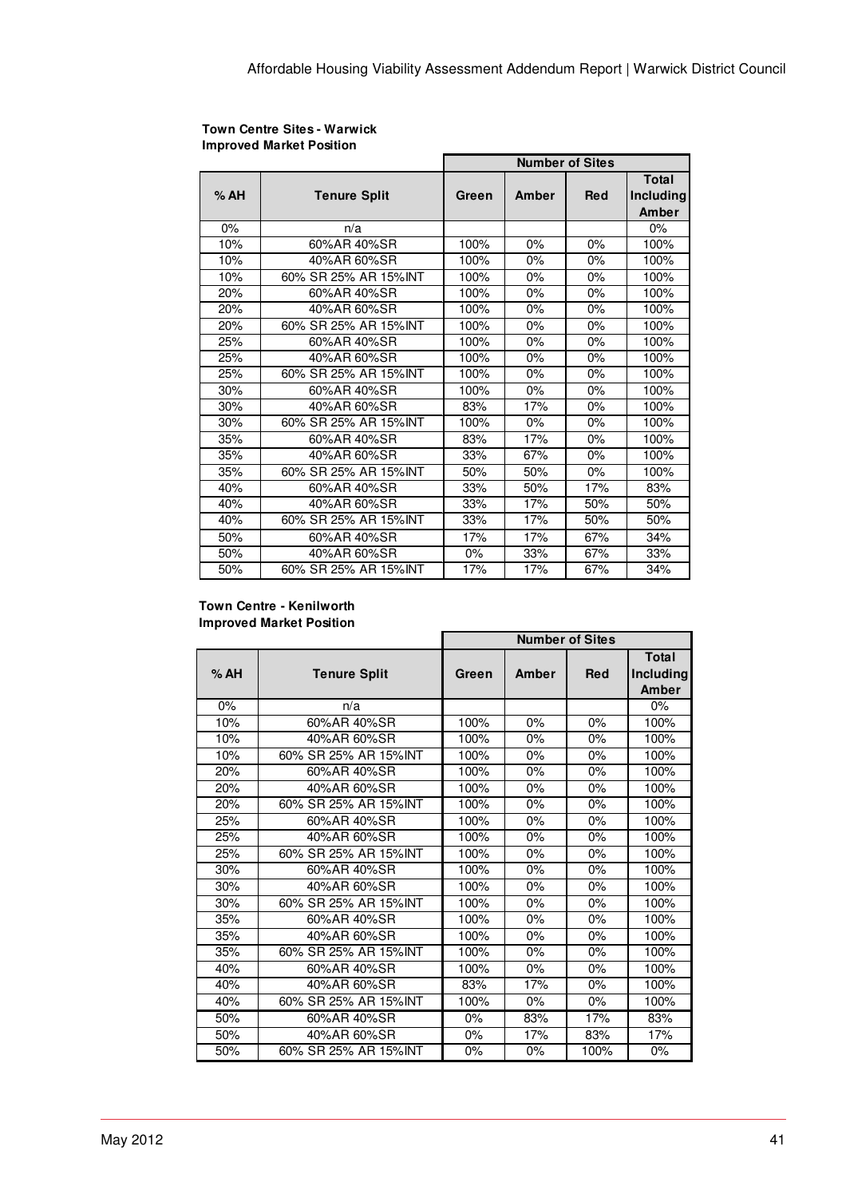**Town Centre Sites - Warwick**
**Improved Market Position**

| % AH | Tenure Split | Number of Sites | | | |
|---|---|---|---|---|---|
| | | Green | Amber | Red | Total Including Amber |
| 0% | n/a | | | | 0% |
| 10% | 60%AR 40%SR | 100% | 0% | 0% | 100% |
| 10% | 40%AR 60%SR | 100% | 0% | 0% | 100% |
| 10% | 60% SR 25% AR 15%INT | 100% | 0% | 0% | 100% |
| 20% | 60%AR 40%SR | 100% | 0% | 0% | 100% |
| 20% | 40%AR 60%SR | 100% | 0% | 0% | 100% |
| 20% | 60% SR 25% AR 15%INT | 100% | 0% | 0% | 100% |
| 25% | 60%AR 40%SR | 100% | 0% | 0% | 100% |
| 25% | 40%AR 60%SR | 100% | 0% | 0% | 100% |
| 25% | 60% SR 25% AR 15%INT | 100% | 0% | 0% | 100% |
| 30% | 60%AR 40%SR | 100% | 0% | 0% | 100% |
| 30% | 40%AR 60%SR | 83% | 17% | 0% | 100% |
| 30% | 60% SR 25% AR 15%INT | 100% | 0% | 0% | 100% |
| 35% | 60%AR 40%SR | 83% | 17% | 0% | 100% |
| 35% | 40%AR 60%SR | 33% | 67% | 0% | 100% |
| 35% | 60% SR 25% AR 15%INT | 50% | 50% | 0% | 100% |
| 40% | 60%AR 40%SR | 33% | 50% | 17% | 83% |
| 40% | 40%AR 60%SR | 33% | 17% | 50% | 50% |
| 40% | 60% SR 25% AR 15%INT | 33% | 17% | 50% | 50% |
| 50% | 60%AR 40%SR | 17% | 17% | 67% | 34% |
| 50% | 40%AR 60%SR | 0% | 33% | 67% | 33% |
| 50% | 60% SR 25% AR 15%INT | 17% | 17% | 67% | 34% |

**Town Centre - Kenilworth**
**Improved Market Position**

| % AH | Tenure Split | Number of Sites | | | |
|---|---|---|---|---|---|
| | | Green | Amber | Red | Total Including Amber |
| 0% | n/a | | | | 0% |
| 10% | 60%AR 40%SR | 100% | 0% | 0% | 100% |
| 10% | 40%AR 60%SR | 100% | 0% | 0% | 100% |
| 10% | 60% SR 25% AR 15%INT | 100% | 0% | 0% | 100% |
| 20% | 60%AR 40%SR | 100% | 0% | 0% | 100% |
| 20% | 40%AR 60%SR | 100% | 0% | 0% | 100% |
| 20% | 60% SR 25% AR 15%INT | 100% | 0% | 0% | 100% |
| 25% | 60%AR 40%SR | 100% | 0% | 0% | 100% |
| 25% | 40%AR 60%SR | 100% | 0% | 0% | 100% |
| 25% | 60% SR 25% AR 15%INT | 100% | 0% | 0% | 100% |
| 30% | 60%AR 40%SR | 100% | 0% | 0% | 100% |
| 30% | 40%AR 60%SR | 100% | 0% | 0% | 100% |
| 30% | 60% SR 25% AR 15%INT | 100% | 0% | 0% | 100% |
| 35% | 60%AR 40%SR | 100% | 0% | 0% | 100% |
| 35% | 40%AR 60%SR | 100% | 0% | 0% | 100% |
| 35% | 60% SR 25% AR 15%INT | 100% | 0% | 0% | 100% |
| 40% | 60%AR 40%SR | 100% | 0% | 0% | 100% |
| 40% | 40%AR 60%SR | 83% | 17% | 0% | 100% |
| 40% | 60% SR 25% AR 15%INT | 100% | 0% | 0% | 100% |
| 50% | 60%AR 40%SR | 0% | 83% | 17% | 83% |
| 50% | 40%AR 60%SR | 0% | 17% | 83% | 17% |
| 50% | 60% SR 25% AR 15%INT | 0% | 0% | 100% | 0% |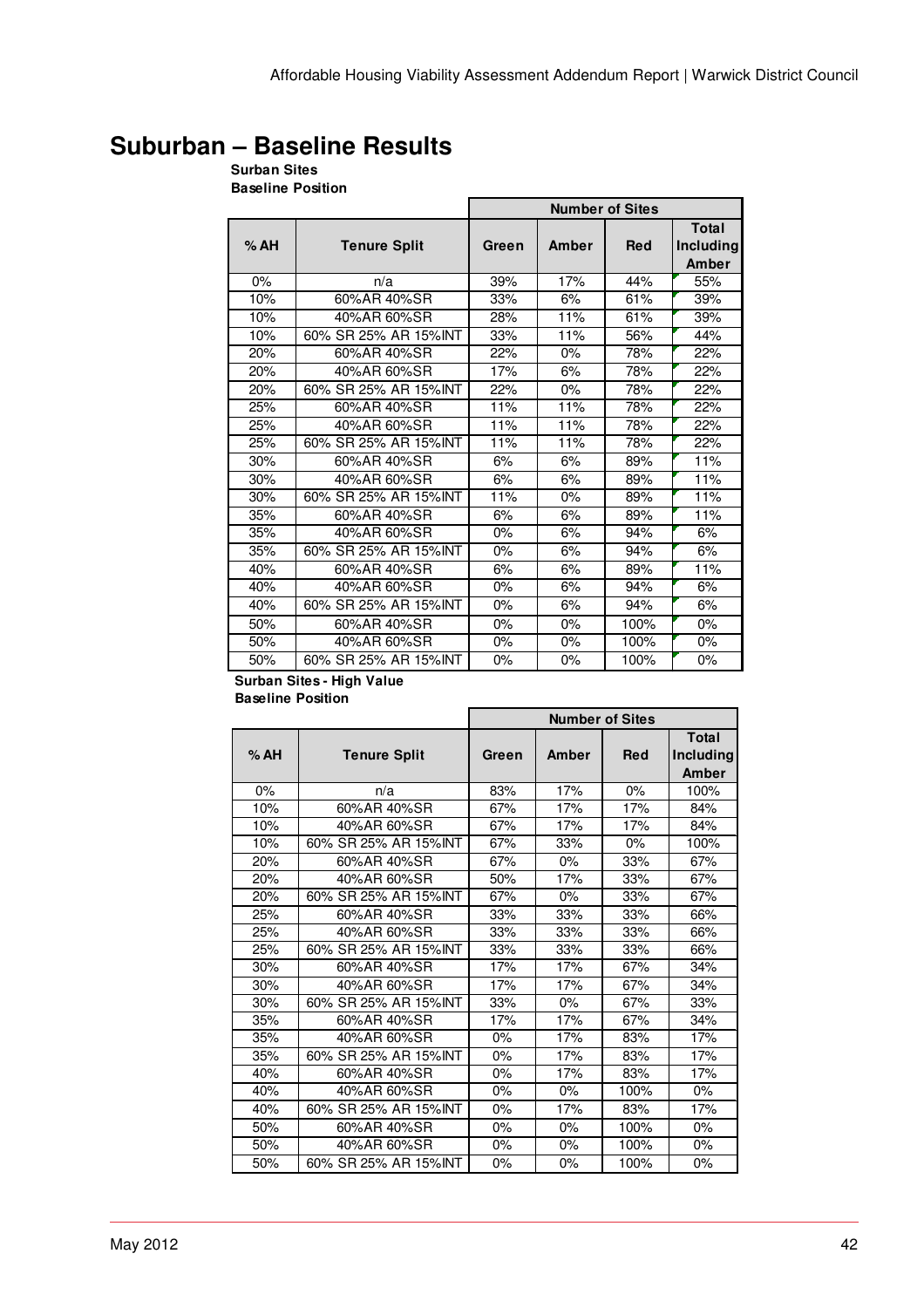# Suburban – Baseline Results

**Surban Sites**
**Baseline Position**

| % AH | Tenure Split | Number of Sites | | | |
|---|---|---|---|---|---|
| | | Green | Amber | Red | Total Including Amber |
| 0% | n/a | 39% | 17% | 44% | 55% |
| 10% | 60%AR 40%SR | 33% | 6% | 61% | 39% |
| 10% | 40%AR 60%SR | 28% | 11% | 61% | 39% |
| 10% | 60% SR 25% AR 15%INT | 33% | 11% | 56% | 44% |
| 20% | 60%AR 40%SR | 22% | 0% | 78% | 22% |
| 20% | 40%AR 60%SR | 17% | 6% | 78% | 22% |
| 20% | 60% SR 25% AR 15%INT | 22% | 0% | 78% | 22% |
| 25% | 60%AR 40%SR | 11% | 11% | 78% | 22% |
| 25% | 40%AR 60%SR | 11% | 11% | 78% | 22% |
| 25% | 60% SR 25% AR 15%INT | 11% | 11% | 78% | 22% |
| 30% | 60%AR 40%SR | 6% | 6% | 89% | 11% |
| 30% | 40%AR 60%SR | 6% | 6% | 89% | 11% |
| 30% | 60% SR 25% AR 15%INT | 11% | 0% | 89% | 11% |
| 35% | 60%AR 40%SR | 6% | 6% | 89% | 11% |
| 35% | 40%AR 60%SR | 0% | 6% | 94% | 6% |
| 35% | 60% SR 25% AR 15%INT | 0% | 6% | 94% | 6% |
| 40% | 60%AR 40%SR | 6% | 6% | 89% | 11% |
| 40% | 40%AR 60%SR | 0% | 6% | 94% | 6% |
| 40% | 60% SR 25% AR 15%INT | 0% | 6% | 94% | 6% |
| 50% | 60%AR 40%SR | 0% | 0% | 100% | 0% |
| 50% | 40%AR 60%SR | 0% | 0% | 100% | 0% |
| 50% | 60% SR 25% AR 15%INT | 0% | 0% | 100% | 0% |

**Surban Sites - High Value**
**Baseline Position**

| % AH | Tenure Split | Number of Sites | | | |
|---|---|---|---|---|---|
| | | Green | Amber | Red | Total Including Amber |
| 0% | n/a | 83% | 17% | 0% | 100% |
| 10% | 60%AR 40%SR | 67% | 17% | 17% | 84% |
| 10% | 40%AR 60%SR | 67% | 17% | 17% | 84% |
| 10% | 60% SR 25% AR 15%INT | 67% | 33% | 0% | 100% |
| 20% | 60%AR 40%SR | 67% | 0% | 33% | 67% |
| 20% | 40%AR 60%SR | 50% | 17% | 33% | 67% |
| 20% | 60% SR 25% AR 15%INT | 67% | 0% | 33% | 67% |
| 25% | 60%AR 40%SR | 33% | 33% | 33% | 66% |
| 25% | 40%AR 60%SR | 33% | 33% | 33% | 66% |
| 25% | 60% SR 25% AR 15%INT | 33% | 33% | 33% | 66% |
| 30% | 60%AR 40%SR | 17% | 17% | 67% | 34% |
| 30% | 40%AR 60%SR | 17% | 17% | 67% | 34% |
| 30% | 60% SR 25% AR 15%INT | 33% | 0% | 67% | 33% |
| 35% | 60%AR 40%SR | 17% | 17% | 67% | 34% |
| 35% | 40%AR 60%SR | 0% | 17% | 83% | 17% |
| 35% | 60% SR 25% AR 15%INT | 0% | 17% | 83% | 17% |
| 40% | 60%AR 40%SR | 0% | 17% | 83% | 17% |
| 40% | 40%AR 60%SR | 0% | 0% | 100% | 0% |
| 40% | 60% SR 25% AR 15%INT | 0% | 17% | 83% | 17% |
| 50% | 60%AR 40%SR | 0% | 0% | 100% | 0% |
| 50% | 40%AR 60%SR | 0% | 0% | 100% | 0% |
| 50% | 60% SR 25% AR 15%INT | 0% | 0% | 100% | 0% |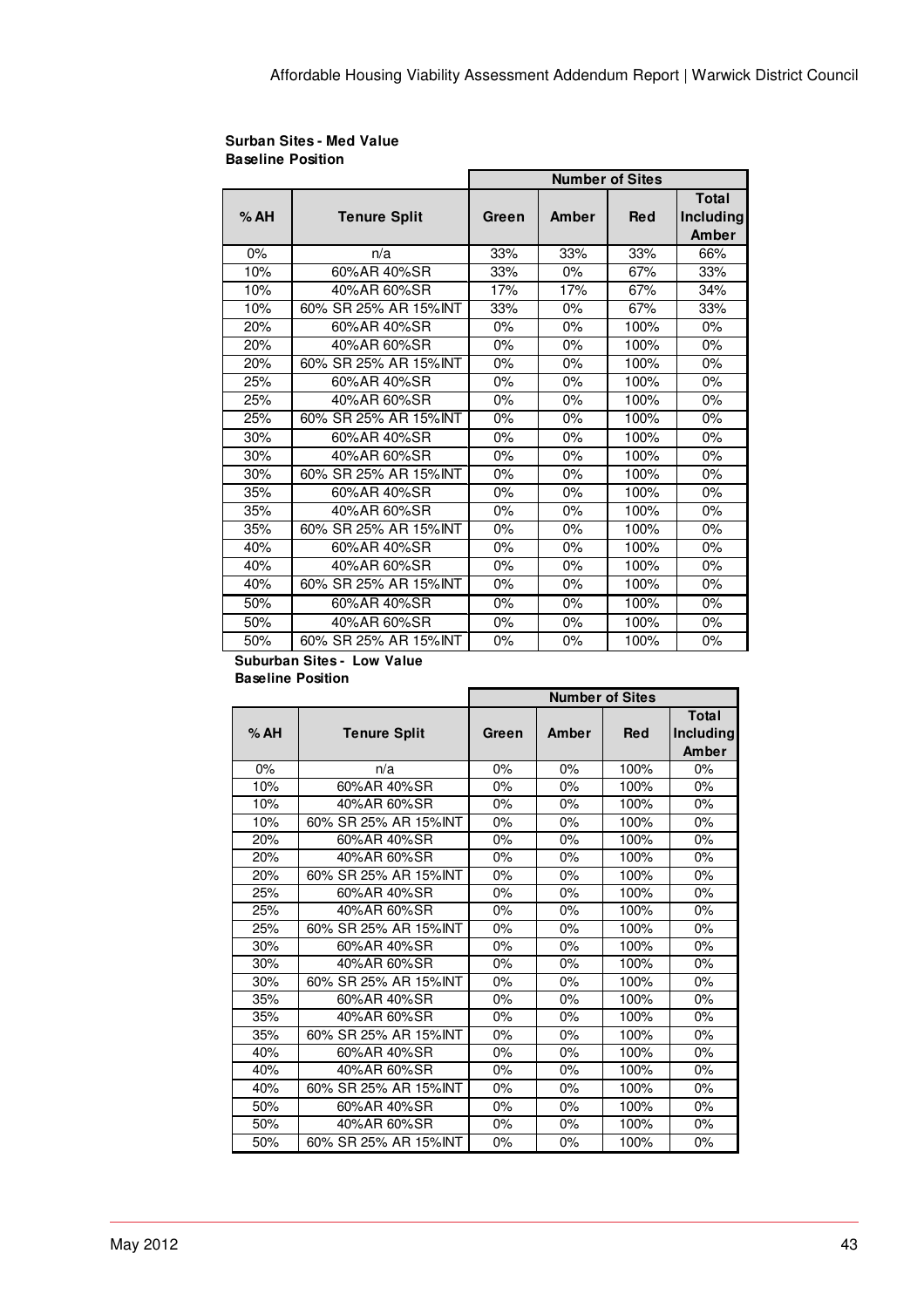**Surban Sites - Med Value**
**Baseline Position**

| % AH | Tenure Split | Number of Sites | | | |
|---|---|---|---|---|---|
| | | Green | Amber | Red | Total Including Amber |
| 0% | n/a | 33% | 33% | 33% | 66% |
| 10% | 60%AR 40%SR | 33% | 0% | 67% | 33% |
| 10% | 40%AR 60%SR | 17% | 17% | 67% | 34% |
| 10% | 60% SR 25% AR 15%INT | 33% | 0% | 67% | 33% |
| 20% | 60%AR 40%SR | 0% | 0% | 100% | 0% |
| 20% | 40%AR 60%SR | 0% | 0% | 100% | 0% |
| 20% | 60% SR 25% AR 15%INT | 0% | 0% | 100% | 0% |
| 25% | 60%AR 40%SR | 0% | 0% | 100% | 0% |
| 25% | 40%AR 60%SR | 0% | 0% | 100% | 0% |
| 25% | 60% SR 25% AR 15%INT | 0% | 0% | 100% | 0% |
| 30% | 60%AR 40%SR | 0% | 0% | 100% | 0% |
| 30% | 40%AR 60%SR | 0% | 0% | 100% | 0% |
| 30% | 60% SR 25% AR 15%INT | 0% | 0% | 100% | 0% |
| 35% | 60%AR 40%SR | 0% | 0% | 100% | 0% |
| 35% | 40%AR 60%SR | 0% | 0% | 100% | 0% |
| 35% | 60% SR 25% AR 15%INT | 0% | 0% | 100% | 0% |
| 40% | 60%AR 40%SR | 0% | 0% | 100% | 0% |
| 40% | 40%AR 60%SR | 0% | 0% | 100% | 0% |
| 40% | 60% SR 25% AR 15%INT | 0% | 0% | 100% | 0% |
| 50% | 60%AR 40%SR | 0% | 0% | 100% | 0% |
| 50% | 40%AR 60%SR | 0% | 0% | 100% | 0% |
| 50% | 60% SR 25% AR 15%INT | 0% | 0% | 100% | 0% |

**Suburban Sites - Low Value**
**Baseline Position**

| % AH | Tenure Split | Number of Sites | | | |
|---|---|---|---|---|---|
| | | Green | Amber | Red | Total Including Amber |
| 0% | n/a | 0% | 0% | 100% | 0% |
| 10% | 60%AR 40%SR | 0% | 0% | 100% | 0% |
| 10% | 40%AR 60%SR | 0% | 0% | 100% | 0% |
| 10% | 60% SR 25% AR 15%INT | 0% | 0% | 100% | 0% |
| 20% | 60%AR 40%SR | 0% | 0% | 100% | 0% |
| 20% | 40%AR 60%SR | 0% | 0% | 100% | 0% |
| 20% | 60% SR 25% AR 15%INT | 0% | 0% | 100% | 0% |
| 25% | 60%AR 40%SR | 0% | 0% | 100% | 0% |
| 25% | 40%AR 60%SR | 0% | 0% | 100% | 0% |
| 25% | 60% SR 25% AR 15%INT | 0% | 0% | 100% | 0% |
| 30% | 60%AR 40%SR | 0% | 0% | 100% | 0% |
| 30% | 40%AR 60%SR | 0% | 0% | 100% | 0% |
| 30% | 60% SR 25% AR 15%INT | 0% | 0% | 100% | 0% |
| 35% | 60%AR 40%SR | 0% | 0% | 100% | 0% |
| 35% | 40%AR 60%SR | 0% | 0% | 100% | 0% |
| 35% | 60% SR 25% AR 15%INT | 0% | 0% | 100% | 0% |
| 40% | 60%AR 40%SR | 0% | 0% | 100% | 0% |
| 40% | 40%AR 60%SR | 0% | 0% | 100% | 0% |
| 40% | 60% SR 25% AR 15%INT | 0% | 0% | 100% | 0% |
| 50% | 60%AR 40%SR | 0% | 0% | 100% | 0% |
| 50% | 40%AR 60%SR | 0% | 0% | 100% | 0% |
| 50% | 60% SR 25% AR 15%INT | 0% | 0% | 100% | 0% |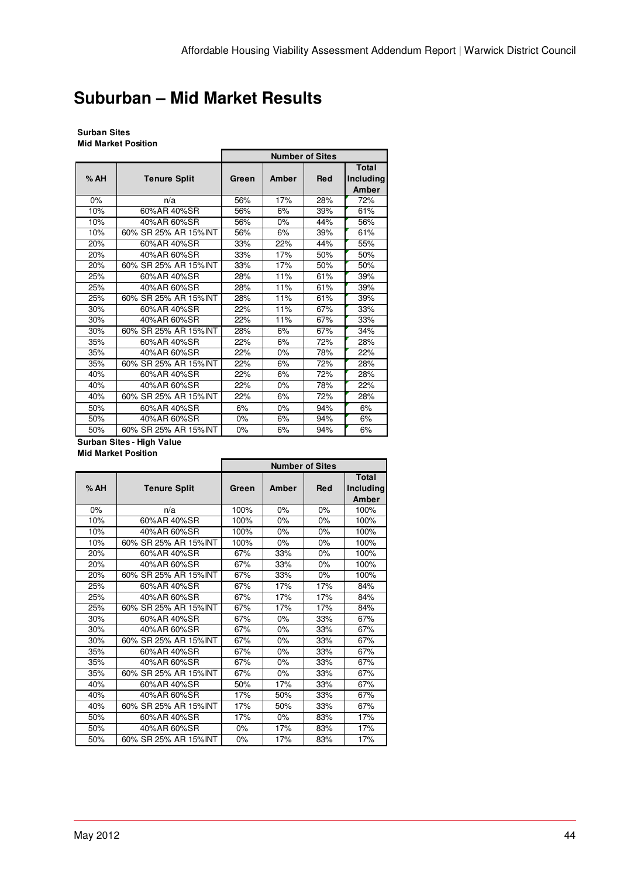# Suburban – Mid Market Results

**Surban Sites**
**Mid Market Position**

| % AH | Tenure Split | Number of Sites | | | |
|---|---|---|---|---|---|
| | | Green | Amber | Red | Total Including Amber |
| 0% | n/a | 56% | 17% | 28% | 72% |
| 10% | 60%AR 40%SR | 56% | 6% | 39% | 61% |
| 10% | 40%AR 60%SR | 56% | 0% | 44% | 56% |
| 10% | 60% SR 25% AR 15%INT | 56% | 6% | 39% | 61% |
| 20% | 60%AR 40%SR | 33% | 22% | 44% | 55% |
| 20% | 40%AR 60%SR | 33% | 17% | 50% | 50% |
| 20% | 60% SR 25% AR 15%INT | 33% | 17% | 50% | 50% |
| 25% | 60%AR 40%SR | 28% | 11% | 61% | 39% |
| 25% | 40%AR 60%SR | 28% | 11% | 61% | 39% |
| 25% | 60% SR 25% AR 15%INT | 28% | 11% | 61% | 39% |
| 30% | 60%AR 40%SR | 22% | 11% | 67% | 33% |
| 30% | 40%AR 60%SR | 22% | 11% | 67% | 33% |
| 30% | 60% SR 25% AR 15%INT | 28% | 6% | 67% | 34% |
| 35% | 60%AR 40%SR | 22% | 6% | 72% | 28% |
| 35% | 40%AR 60%SR | 22% | 0% | 78% | 22% |
| 35% | 60% SR 25% AR 15%INT | 22% | 6% | 72% | 28% |
| 40% | 60%AR 40%SR | 22% | 6% | 72% | 28% |
| 40% | 40%AR 60%SR | 22% | 0% | 78% | 22% |
| 40% | 60% SR 25% AR 15%INT | 22% | 6% | 72% | 28% |
| 50% | 60%AR 40%SR | 6% | 0% | 94% | 6% |
| 50% | 40%AR 60%SR | 0% | 6% | 94% | 6% |
| 50% | 60% SR 25% AR 15%INT | 0% | 6% | 94% | 6% |

**Surban Sites - High Value**
**Mid Market Position**

| % AH | Tenure Split | Number of Sites | | | |
|---|---|---|---|---|---|
| | | Green | Amber | Red | Total Including Amber |
| 0% | n/a | 100% | 0% | 0% | 100% |
| 10% | 60%AR 40%SR | 100% | 0% | 0% | 100% |
| 10% | 40%AR 60%SR | 100% | 0% | 0% | 100% |
| 10% | 60% SR 25% AR 15%INT | 100% | 0% | 0% | 100% |
| 20% | 60%AR 40%SR | 67% | 33% | 0% | 100% |
| 20% | 40%AR 60%SR | 67% | 33% | 0% | 100% |
| 20% | 60% SR 25% AR 15%INT | 67% | 33% | 0% | 100% |
| 25% | 60%AR 40%SR | 67% | 17% | 17% | 84% |
| 25% | 40%AR 60%SR | 67% | 17% | 17% | 84% |
| 25% | 60% SR 25% AR 15%INT | 67% | 17% | 17% | 84% |
| 30% | 60%AR 40%SR | 67% | 0% | 33% | 67% |
| 30% | 40%AR 60%SR | 67% | 0% | 33% | 67% |
| 30% | 60% SR 25% AR 15%INT | 67% | 0% | 33% | 67% |
| 35% | 60%AR 40%SR | 67% | 0% | 33% | 67% |
| 35% | 40%AR 60%SR | 67% | 0% | 33% | 67% |
| 35% | 60% SR 25% AR 15%INT | 67% | 0% | 33% | 67% |
| 40% | 60%AR 40%SR | 50% | 17% | 33% | 67% |
| 40% | 40%AR 60%SR | 17% | 50% | 33% | 67% |
| 40% | 60% SR 25% AR 15%INT | 17% | 50% | 33% | 67% |
| 50% | 60%AR 40%SR | 17% | 0% | 83% | 17% |
| 50% | 40%AR 60%SR | 0% | 17% | 83% | 17% |
| 50% | 60% SR 25% AR 15%INT | 0% | 17% | 83% | 17% |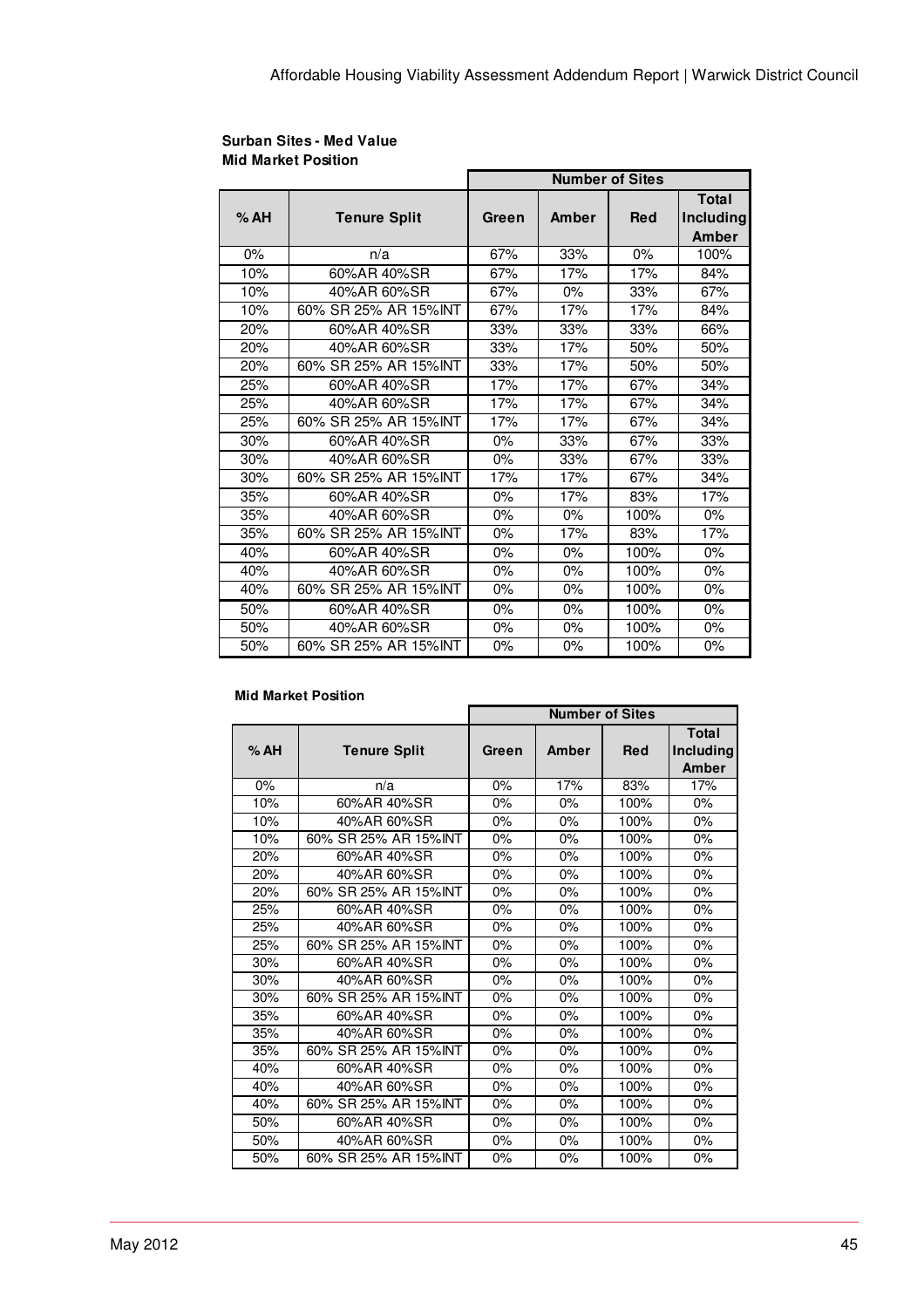**Surban Sites - Med Value**
**Mid Market Position**

| % AH | Tenure Split | Number of Sites | | | |
|---|---|---|---|---|---|
| | | Green | Amber | Red | Total Including Amber |
| 0% | n/a | 67% | 33% | 0% | 100% |
| 10% | 60%AR 40%SR | 67% | 17% | 17% | 84% |
| 10% | 40%AR 60%SR | 67% | 0% | 33% | 67% |
| 10% | 60% SR 25% AR 15%INT | 67% | 17% | 17% | 84% |
| 20% | 60%AR 40%SR | 33% | 33% | 33% | 66% |
| 20% | 40%AR 60%SR | 33% | 17% | 50% | 50% |
| 20% | 60% SR 25% AR 15%INT | 33% | 17% | 50% | 50% |
| 25% | 60%AR 40%SR | 17% | 17% | 67% | 34% |
| 25% | 40%AR 60%SR | 17% | 17% | 67% | 34% |
| 25% | 60% SR 25% AR 15%INT | 17% | 17% | 67% | 34% |
| 30% | 60%AR 40%SR | 0% | 33% | 67% | 33% |
| 30% | 40%AR 60%SR | 0% | 33% | 67% | 33% |
| 30% | 60% SR 25% AR 15%INT | 17% | 17% | 67% | 34% |
| 35% | 60%AR 40%SR | 0% | 17% | 83% | 17% |
| 35% | 40%AR 60%SR | 0% | 0% | 100% | 0% |
| 35% | 60% SR 25% AR 15%INT | 0% | 17% | 83% | 17% |
| 40% | 60%AR 40%SR | 0% | 0% | 100% | 0% |
| 40% | 40%AR 60%SR | 0% | 0% | 100% | 0% |
| 40% | 60% SR 25% AR 15%INT | 0% | 0% | 100% | 0% |
| 50% | 60%AR 40%SR | 0% | 0% | 100% | 0% |
| 50% | 40%AR 60%SR | 0% | 0% | 100% | 0% |
| 50% | 60% SR 25% AR 15%INT | 0% | 0% | 100% | 0% |

**Mid Market Position**

| % AH | Tenure Split | Number of Sites | | | |
|---|---|---|---|---|---|
| | | Green | Amber | Red | Total Including Amber |
| 0% | n/a | 0% | 17% | 83% | 17% |
| 10% | 60%AR 40%SR | 0% | 0% | 100% | 0% |
| 10% | 40%AR 60%SR | 0% | 0% | 100% | 0% |
| 10% | 60% SR 25% AR 15%INT | 0% | 0% | 100% | 0% |
| 20% | 60%AR 40%SR | 0% | 0% | 100% | 0% |
| 20% | 40%AR 60%SR | 0% | 0% | 100% | 0% |
| 20% | 60% SR 25% AR 15%INT | 0% | 0% | 100% | 0% |
| 25% | 60%AR 40%SR | 0% | 0% | 100% | 0% |
| 25% | 40%AR 60%SR | 0% | 0% | 100% | 0% |
| 25% | 60% SR 25% AR 15%INT | 0% | 0% | 100% | 0% |
| 30% | 60%AR 40%SR | 0% | 0% | 100% | 0% |
| 30% | 40%AR 60%SR | 0% | 0% | 100% | 0% |
| 30% | 60% SR 25% AR 15%INT | 0% | 0% | 100% | 0% |
| 35% | 60%AR 40%SR | 0% | 0% | 100% | 0% |
| 35% | 40%AR 60%SR | 0% | 0% | 100% | 0% |
| 35% | 60% SR 25% AR 15%INT | 0% | 0% | 100% | 0% |
| 40% | 60%AR 40%SR | 0% | 0% | 100% | 0% |
| 40% | 40%AR 60%SR | 0% | 0% | 100% | 0% |
| 40% | 60% SR 25% AR 15%INT | 0% | 0% | 100% | 0% |
| 50% | 60%AR 40%SR | 0% | 0% | 100% | 0% |
| 50% | 40%AR 60%SR | 0% | 0% | 100% | 0% |
| 50% | 60% SR 25% AR 15%INT | 0% | 0% | 100% | 0% |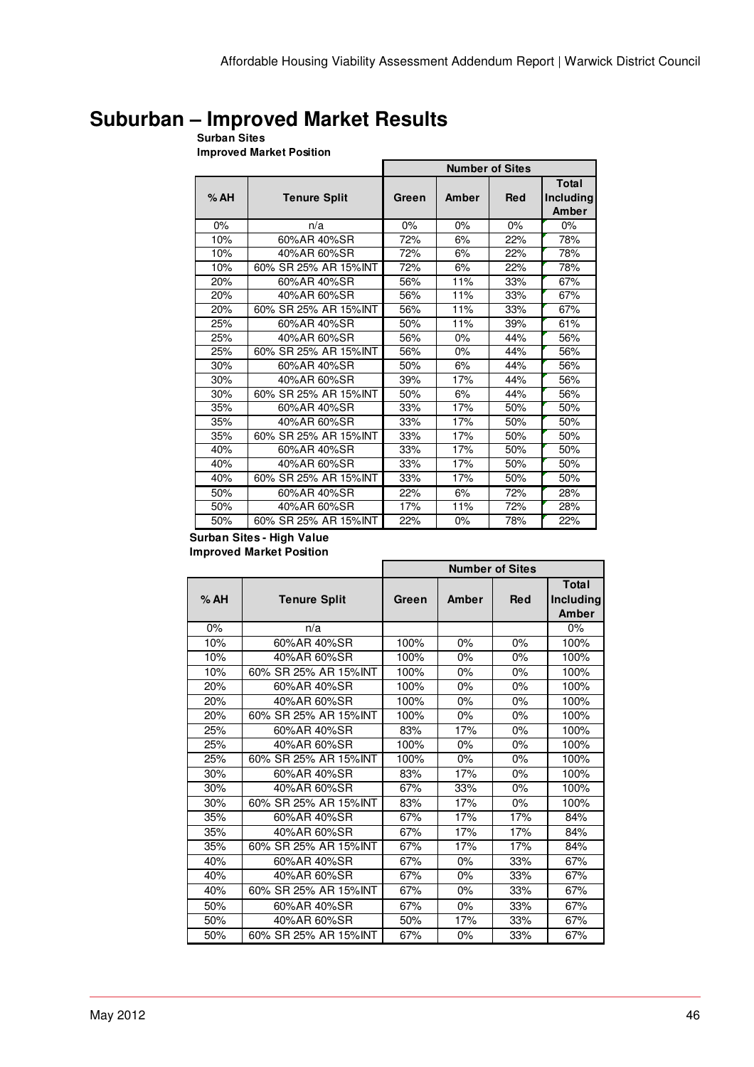# Suburban – Improved Market Results

**Surban Sites**
**Improved Market Position**

| % AH | Tenure Split | Number of Sites | | | |
|---|---|---|---|---|---|
| | | Green | Amber | Red | Total Including Amber |
| 0% | n/a | 0% | 0% | 0% | 0% |
| 10% | 60%AR 40%SR | 72% | 6% | 22% | 78% |
| 10% | 40%AR 60%SR | 72% | 6% | 22% | 78% |
| 10% | 60% SR 25% AR 15%INT | 72% | 6% | 22% | 78% |
| 20% | 60%AR 40%SR | 56% | 11% | 33% | 67% |
| 20% | 40%AR 60%SR | 56% | 11% | 33% | 67% |
| 20% | 60% SR 25% AR 15%INT | 56% | 11% | 33% | 67% |
| 25% | 60%AR 40%SR | 50% | 11% | 39% | 61% |
| 25% | 40%AR 60%SR | 56% | 0% | 44% | 56% |
| 25% | 60% SR 25% AR 15%INT | 56% | 0% | 44% | 56% |
| 30% | 60%AR 40%SR | 50% | 6% | 44% | 56% |
| 30% | 40%AR 60%SR | 39% | 17% | 44% | 56% |
| 30% | 60% SR 25% AR 15%INT | 50% | 6% | 44% | 56% |
| 35% | 60%AR 40%SR | 33% | 17% | 50% | 50% |
| 35% | 40%AR 60%SR | 33% | 17% | 50% | 50% |
| 35% | 60% SR 25% AR 15%INT | 33% | 17% | 50% | 50% |
| 40% | 60%AR 40%SR | 33% | 17% | 50% | 50% |
| 40% | 40%AR 60%SR | 33% | 17% | 50% | 50% |
| 40% | 60% SR 25% AR 15%INT | 33% | 17% | 50% | 50% |
| 50% | 60%AR 40%SR | 22% | 6% | 72% | 28% |
| 50% | 40%AR 60%SR | 17% | 11% | 72% | 28% |
| 50% | 60% SR 25% AR 15%INT | 22% | 0% | 78% | 22% |

**Surban Sites - High Value**
**Improved Market Position**

| % AH | Tenure Split | Number of Sites | | | |
|---|---|---|---|---|---|
| | | Green | Amber | Red | Total Including Amber |
| 0% | n/a | | | | 0% |
| 10% | 60%AR 40%SR | 100% | 0% | 0% | 100% |
| 10% | 40%AR 60%SR | 100% | 0% | 0% | 100% |
| 10% | 60% SR 25% AR 15%INT | 100% | 0% | 0% | 100% |
| 20% | 60%AR 40%SR | 100% | 0% | 0% | 100% |
| 20% | 40%AR 60%SR | 100% | 0% | 0% | 100% |
| 20% | 60% SR 25% AR 15%INT | 100% | 0% | 0% | 100% |
| 25% | 60%AR 40%SR | 83% | 17% | 0% | 100% |
| 25% | 40%AR 60%SR | 100% | 0% | 0% | 100% |
| 25% | 60% SR 25% AR 15%INT | 100% | 0% | 0% | 100% |
| 30% | 60%AR 40%SR | 83% | 17% | 0% | 100% |
| 30% | 40%AR 60%SR | 67% | 33% | 0% | 100% |
| 30% | 60% SR 25% AR 15%INT | 83% | 17% | 0% | 100% |
| 35% | 60%AR 40%SR | 67% | 17% | 17% | 84% |
| 35% | 40%AR 60%SR | 67% | 17% | 17% | 84% |
| 35% | 60% SR 25% AR 15%INT | 67% | 17% | 17% | 84% |
| 40% | 60%AR 40%SR | 67% | 0% | 33% | 67% |
| 40% | 40%AR 60%SR | 67% | 0% | 33% | 67% |
| 40% | 60% SR 25% AR 15%INT | 67% | 0% | 33% | 67% |
| 50% | 60%AR 40%SR | 67% | 0% | 33% | 67% |
| 50% | 40%AR 60%SR | 50% | 17% | 33% | 67% |
| 50% | 60% SR 25% AR 15%INT | 67% | 0% | 33% | 67% |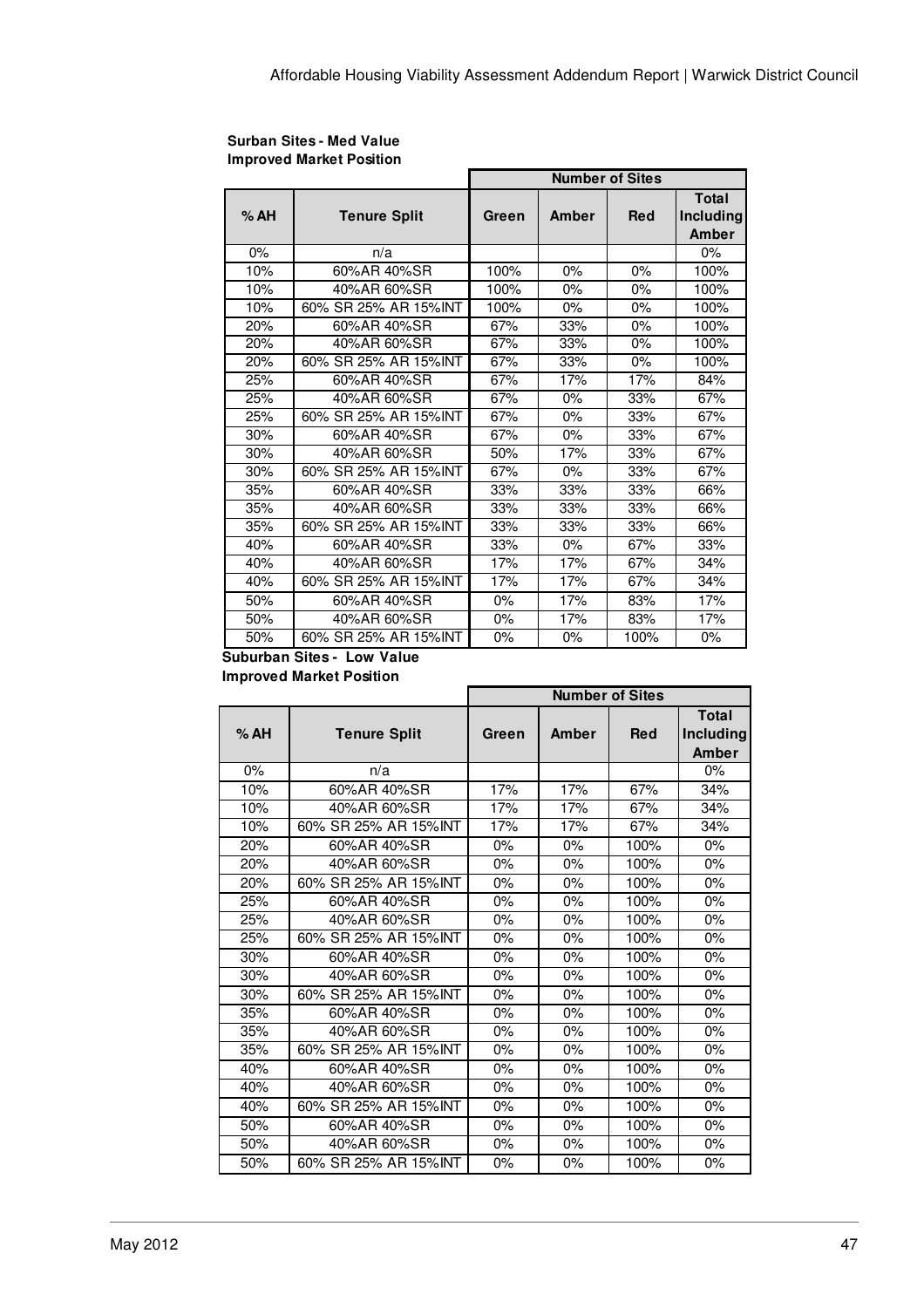**Surban Sites - Med Value**
**Improved Market Position**

| % AH | Tenure Split | Number of Sites | | | |
|---|---|---|---|---|---|
| | | Green | Amber | Red | Total Including Amber |
| 0% | n/a | | | | 0% |
| 10% | 60%AR 40%SR | 100% | 0% | 0% | 100% |
| 10% | 40%AR 60%SR | 100% | 0% | 0% | 100% |
| 10% | 60% SR 25% AR 15%INT | 100% | 0% | 0% | 100% |
| 20% | 60%AR 40%SR | 67% | 33% | 0% | 100% |
| 20% | 40%AR 60%SR | 67% | 33% | 0% | 100% |
| 20% | 60% SR 25% AR 15%INT | 67% | 33% | 0% | 100% |
| 25% | 60%AR 40%SR | 67% | 17% | 17% | 84% |
| 25% | 40%AR 60%SR | 67% | 0% | 33% | 67% |
| 25% | 60% SR 25% AR 15%INT | 67% | 0% | 33% | 67% |
| 30% | 60%AR 40%SR | 67% | 0% | 33% | 67% |
| 30% | 40%AR 60%SR | 50% | 17% | 33% | 67% |
| 30% | 60% SR 25% AR 15%INT | 67% | 0% | 33% | 67% |
| 35% | 60%AR 40%SR | 33% | 33% | 33% | 66% |
| 35% | 40%AR 60%SR | 33% | 33% | 33% | 66% |
| 35% | 60% SR 25% AR 15%INT | 33% | 33% | 33% | 66% |
| 40% | 60%AR 40%SR | 33% | 0% | 67% | 33% |
| 40% | 40%AR 60%SR | 17% | 17% | 67% | 34% |
| 40% | 60% SR 25% AR 15%INT | 17% | 17% | 67% | 34% |
| 50% | 60%AR 40%SR | 0% | 17% | 83% | 17% |
| 50% | 40%AR 60%SR | 0% | 17% | 83% | 17% |
| 50% | 60% SR 25% AR 15%INT | 0% | 0% | 100% | 0% |

**Suburban Sites - Low Value**
**Improved Market Position**

| % AH | Tenure Split | Number of Sites | | | |
|---|---|---|---|---|---|
| | | Green | Amber | Red | Total Including Amber |
| 0% | n/a | | | | 0% |
| 10% | 60%AR 40%SR | 17% | 17% | 67% | 34% |
| 10% | 40%AR 60%SR | 17% | 17% | 67% | 34% |
| 10% | 60% SR 25% AR 15%INT | 17% | 17% | 67% | 34% |
| 20% | 60%AR 40%SR | 0% | 0% | 100% | 0% |
| 20% | 40%AR 60%SR | 0% | 0% | 100% | 0% |
| 20% | 60% SR 25% AR 15%INT | 0% | 0% | 100% | 0% |
| 25% | 60%AR 40%SR | 0% | 0% | 100% | 0% |
| 25% | 40%AR 60%SR | 0% | 0% | 100% | 0% |
| 25% | 60% SR 25% AR 15%INT | 0% | 0% | 100% | 0% |
| 30% | 60%AR 40%SR | 0% | 0% | 100% | 0% |
| 30% | 40%AR 60%SR | 0% | 0% | 100% | 0% |
| 30% | 60% SR 25% AR 15%INT | 0% | 0% | 100% | 0% |
| 35% | 60%AR 40%SR | 0% | 0% | 100% | 0% |
| 35% | 40%AR 60%SR | 0% | 0% | 100% | 0% |
| 35% | 60% SR 25% AR 15%INT | 0% | 0% | 100% | 0% |
| 40% | 60%AR 40%SR | 0% | 0% | 100% | 0% |
| 40% | 40%AR 60%SR | 0% | 0% | 100% | 0% |
| 40% | 60% SR 25% AR 15%INT | 0% | 0% | 100% | 0% |
| 50% | 60%AR 40%SR | 0% | 0% | 100% | 0% |
| 50% | 40%AR 60%SR | 0% | 0% | 100% | 0% |
| 50% | 60% SR 25% AR 15%INT | 0% | 0% | 100% | 0% |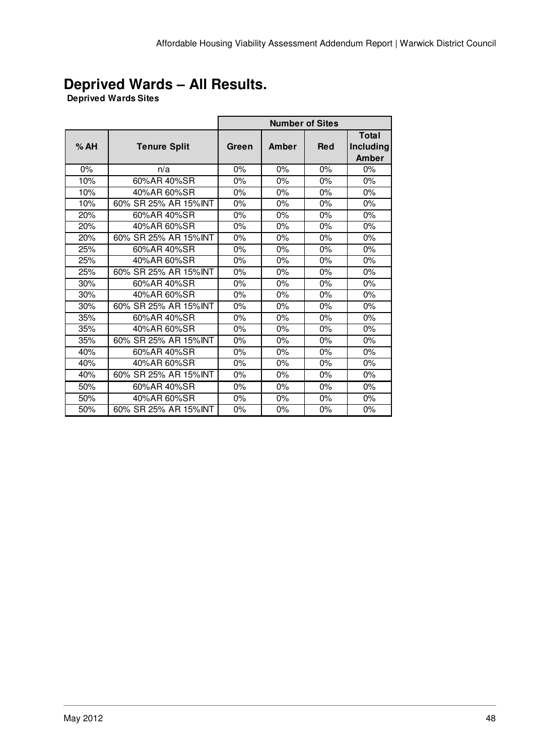# Deprived Wards – All Results.

**Deprived Wards Sites**

| | | Number of Sites | | | |
|---|---|---|---|---|---|
| **% AH** | **Tenure Split** | **Green** | **Amber** | **Red** | **Total Including Amber** |
| 0% | n/a | 0% | 0% | 0% | 0% |
| 10% | 60%AR 40%SR | 0% | 0% | 0% | 0% |
| 10% | 40%AR 60%SR | 0% | 0% | 0% | 0% |
| 10% | 60% SR 25% AR 15%INT | 0% | 0% | 0% | 0% |
| 20% | 60%AR 40%SR | 0% | 0% | 0% | 0% |
| 20% | 40%AR 60%SR | 0% | 0% | 0% | 0% |
| 20% | 60% SR 25% AR 15%INT | 0% | 0% | 0% | 0% |
| 25% | 60%AR 40%SR | 0% | 0% | 0% | 0% |
| 25% | 40%AR 60%SR | 0% | 0% | 0% | 0% |
| 25% | 60% SR 25% AR 15%INT | 0% | 0% | 0% | 0% |
| 30% | 60%AR 40%SR | 0% | 0% | 0% | 0% |
| 30% | 40%AR 60%SR | 0% | 0% | 0% | 0% |
| 30% | 60% SR 25% AR 15%INT | 0% | 0% | 0% | 0% |
| 35% | 60%AR 40%SR | 0% | 0% | 0% | 0% |
| 35% | 40%AR 60%SR | 0% | 0% | 0% | 0% |
| 35% | 60% SR 25% AR 15%INT | 0% | 0% | 0% | 0% |
| 40% | 60%AR 40%SR | 0% | 0% | 0% | 0% |
| 40% | 40%AR 60%SR | 0% | 0% | 0% | 0% |
| 40% | 60% SR 25% AR 15%INT | 0% | 0% | 0% | 0% |
| 50% | 60%AR 40%SR | 0% | 0% | 0% | 0% |
| 50% | 40%AR 60%SR | 0% | 0% | 0% | 0% |
| 50% | 60% SR 25% AR 15%INT | 0% | 0% | 0% | 0% |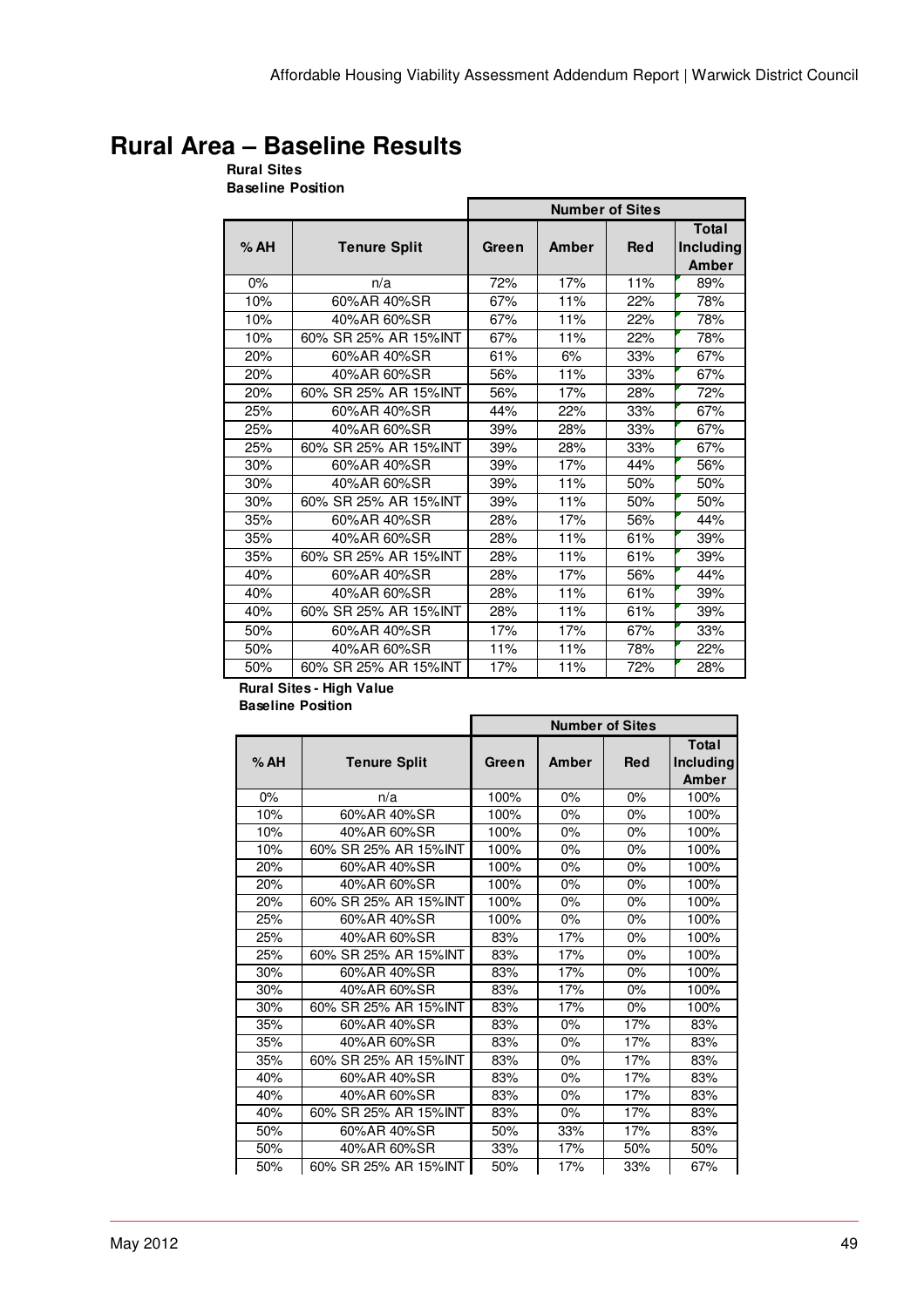# Rural Area – Baseline Results

**Rural Sites**
**Baseline Position**

| % AH | Tenure Split | Number of Sites | | | |
|---|---|---|---|---|---|
| | | Green | Amber | Red | Total Including Amber |
| 0% | n/a | 72% | 17% | 11% | 89% |
| 10% | 60%AR 40%SR | 67% | 11% | 22% | 78% |
| 10% | 40%AR 60%SR | 67% | 11% | 22% | 78% |
| 10% | 60% SR 25% AR 15%INT | 67% | 11% | 22% | 78% |
| 20% | 60%AR 40%SR | 61% | 6% | 33% | 67% |
| 20% | 40%AR 60%SR | 56% | 11% | 33% | 67% |
| 20% | 60% SR 25% AR 15%INT | 56% | 17% | 28% | 72% |
| 25% | 60%AR 40%SR | 44% | 22% | 33% | 67% |
| 25% | 40%AR 60%SR | 39% | 28% | 33% | 67% |
| 25% | 60% SR 25% AR 15%INT | 39% | 28% | 33% | 67% |
| 30% | 60%AR 40%SR | 39% | 17% | 44% | 56% |
| 30% | 40%AR 60%SR | 39% | 11% | 50% | 50% |
| 30% | 60% SR 25% AR 15%INT | 39% | 11% | 50% | 50% |
| 35% | 60%AR 40%SR | 28% | 17% | 56% | 44% |
| 35% | 40%AR 60%SR | 28% | 11% | 61% | 39% |
| 35% | 60% SR 25% AR 15%INT | 28% | 11% | 61% | 39% |
| 40% | 60%AR 40%SR | 28% | 17% | 56% | 44% |
| 40% | 40%AR 60%SR | 28% | 11% | 61% | 39% |
| 40% | 60% SR 25% AR 15%INT | 28% | 11% | 61% | 39% |
| 50% | 60%AR 40%SR | 17% | 17% | 67% | 33% |
| 50% | 40%AR 60%SR | 11% | 11% | 78% | 22% |
| 50% | 60% SR 25% AR 15%INT | 17% | 11% | 72% | 28% |

**Rural Sites - High Value**
**Baseline Position**

| % AH | Tenure Split | Number of Sites | | | |
|---|---|---|---|---|---|
| | | Green | Amber | Red | Total Including Amber |
| 0% | n/a | 100% | 0% | 0% | 100% |
| 10% | 60%AR 40%SR | 100% | 0% | 0% | 100% |
| 10% | 40%AR 60%SR | 100% | 0% | 0% | 100% |
| 10% | 60% SR 25% AR 15%INT | 100% | 0% | 0% | 100% |
| 20% | 60%AR 40%SR | 100% | 0% | 0% | 100% |
| 20% | 40%AR 60%SR | 100% | 0% | 0% | 100% |
| 20% | 60% SR 25% AR 15%INT | 100% | 0% | 0% | 100% |
| 25% | 60%AR 40%SR | 100% | 0% | 0% | 100% |
| 25% | 40%AR 60%SR | 83% | 17% | 0% | 100% |
| 25% | 60% SR 25% AR 15%INT | 83% | 17% | 0% | 100% |
| 30% | 60%AR 40%SR | 83% | 17% | 0% | 100% |
| 30% | 40%AR 60%SR | 83% | 17% | 0% | 100% |
| 30% | 60% SR 25% AR 15%INT | 83% | 17% | 0% | 100% |
| 35% | 60%AR 40%SR | 83% | 0% | 17% | 83% |
| 35% | 40%AR 60%SR | 83% | 0% | 17% | 83% |
| 35% | 60% SR 25% AR 15%INT | 83% | 0% | 17% | 83% |
| 40% | 60%AR 40%SR | 83% | 0% | 17% | 83% |
| 40% | 40%AR 60%SR | 83% | 0% | 17% | 83% |
| 40% | 60% SR 25% AR 15%INT | 83% | 0% | 17% | 83% |
| 50% | 60%AR 40%SR | 50% | 33% | 17% | 83% |
| 50% | 40%AR 60%SR | 33% | 17% | 50% | 50% |
| 50% | 60% SR 25% AR 15%INT | 50% | 17% | 33% | 67% |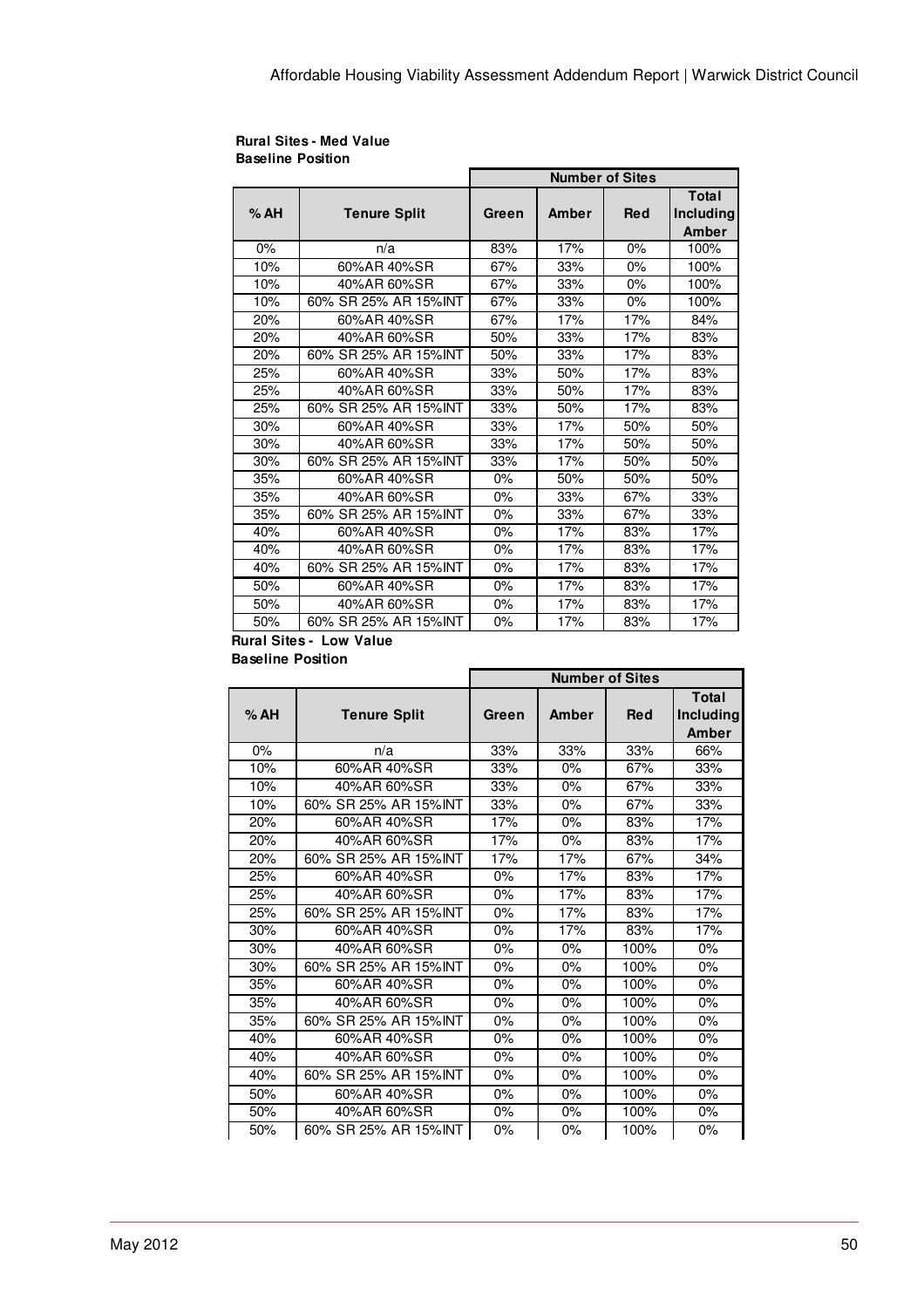**Rural Sites - Med Value**
**Baseline Position**

| % AH | Tenure Split | Number of Sites | | | |
|---|---|---|---|---|---|
| | | Green | Amber | Red | Total Including Amber |
| 0% | n/a | 83% | 17% | 0% | 100% |
| 10% | 60%AR 40%SR | 67% | 33% | 0% | 100% |
| 10% | 40%AR 60%SR | 67% | 33% | 0% | 100% |
| 10% | 60% SR 25% AR 15%INT | 67% | 33% | 0% | 100% |
| 20% | 60%AR 40%SR | 67% | 17% | 17% | 84% |
| 20% | 40%AR 60%SR | 50% | 33% | 17% | 83% |
| 20% | 60% SR 25% AR 15%INT | 50% | 33% | 17% | 83% |
| 25% | 60%AR 40%SR | 33% | 50% | 17% | 83% |
| 25% | 40%AR 60%SR | 33% | 50% | 17% | 83% |
| 25% | 60% SR 25% AR 15%INT | 33% | 50% | 17% | 83% |
| 30% | 60%AR 40%SR | 33% | 17% | 50% | 50% |
| 30% | 40%AR 60%SR | 33% | 17% | 50% | 50% |
| 30% | 60% SR 25% AR 15%INT | 33% | 17% | 50% | 50% |
| 35% | 60%AR 40%SR | 0% | 50% | 50% | 50% |
| 35% | 40%AR 60%SR | 0% | 33% | 67% | 33% |
| 35% | 60% SR 25% AR 15%INT | 0% | 33% | 67% | 33% |
| 40% | 60%AR 40%SR | 0% | 17% | 83% | 17% |
| 40% | 40%AR 60%SR | 0% | 17% | 83% | 17% |
| 40% | 60% SR 25% AR 15%INT | 0% | 17% | 83% | 17% |
| 50% | 60%AR 40%SR | 0% | 17% | 83% | 17% |
| 50% | 40%AR 60%SR | 0% | 17% | 83% | 17% |
| 50% | 60% SR 25% AR 15%INT | 0% | 17% | 83% | 17% |

**Rural Sites - Low Value**
**Baseline Position**

| % AH | Tenure Split | Number of Sites | | | |
|---|---|---|---|---|---|
| | | Green | Amber | Red | Total Including Amber |
| 0% | n/a | 33% | 33% | 33% | 66% |
| 10% | 60%AR 40%SR | 33% | 0% | 67% | 33% |
| 10% | 40%AR 60%SR | 33% | 0% | 67% | 33% |
| 10% | 60% SR 25% AR 15%INT | 33% | 0% | 67% | 33% |
| 20% | 60%AR 40%SR | 17% | 0% | 83% | 17% |
| 20% | 40%AR 60%SR | 17% | 0% | 83% | 17% |
| 20% | 60% SR 25% AR 15%INT | 17% | 17% | 67% | 34% |
| 25% | 60%AR 40%SR | 0% | 17% | 83% | 17% |
| 25% | 40%AR 60%SR | 0% | 17% | 83% | 17% |
| 25% | 60% SR 25% AR 15%INT | 0% | 17% | 83% | 17% |
| 30% | 60%AR 40%SR | 0% | 17% | 83% | 17% |
| 30% | 40%AR 60%SR | 0% | 0% | 100% | 0% |
| 30% | 60% SR 25% AR 15%INT | 0% | 0% | 100% | 0% |
| 35% | 60%AR 40%SR | 0% | 0% | 100% | 0% |
| 35% | 40%AR 60%SR | 0% | 0% | 100% | 0% |
| 35% | 60% SR 25% AR 15%INT | 0% | 0% | 100% | 0% |
| 40% | 60%AR 40%SR | 0% | 0% | 100% | 0% |
| 40% | 40%AR 60%SR | 0% | 0% | 100% | 0% |
| 40% | 60% SR 25% AR 15%INT | 0% | 0% | 100% | 0% |
| 50% | 60%AR 40%SR | 0% | 0% | 100% | 0% |
| 50% | 40%AR 60%SR | 0% | 0% | 100% | 0% |
| 50% | 60% SR 25% AR 15%INT | 0% | 0% | 100% | 0% |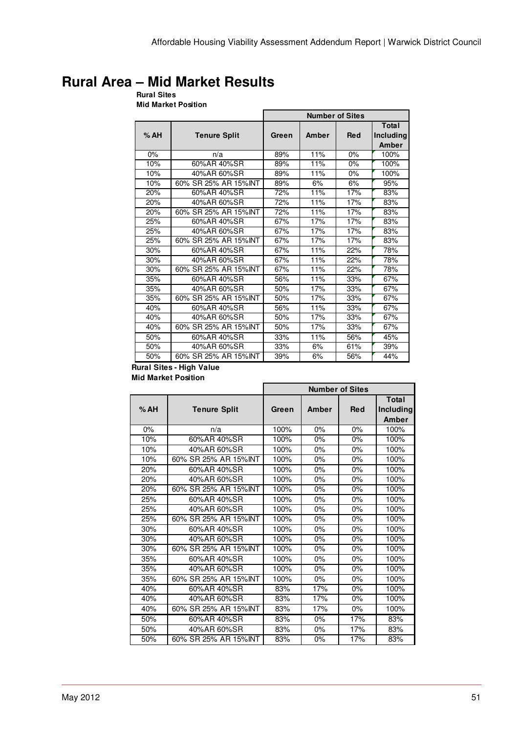# Rural Area – Mid Market Results

**Rural Sites**
**Mid Market Position**

| % AH | Tenure Split | Number of Sites | | | |
|---|---|---|---|---|---|
| | | Green | Amber | Red | Total Including Amber |
| 0% | n/a | 89% | 11% | 0% | 100% |
| 10% | 60%AR 40%SR | 89% | 11% | 0% | 100% |
| 10% | 40%AR 60%SR | 89% | 11% | 0% | 100% |
| 10% | 60% SR 25% AR 15%INT | 89% | 6% | 6% | 95% |
| 20% | 60%AR 40%SR | 72% | 11% | 17% | 83% |
| 20% | 40%AR 60%SR | 72% | 11% | 17% | 83% |
| 20% | 60% SR 25% AR 15%INT | 72% | 11% | 17% | 83% |
| 25% | 60%AR 40%SR | 67% | 17% | 17% | 83% |
| 25% | 40%AR 60%SR | 67% | 17% | 17% | 83% |
| 25% | 60% SR 25% AR 15%INT | 67% | 17% | 17% | 83% |
| 30% | 60%AR 40%SR | 67% | 11% | 22% | 78% |
| 30% | 40%AR 60%SR | 67% | 11% | 22% | 78% |
| 30% | 60% SR 25% AR 15%INT | 67% | 11% | 22% | 78% |
| 35% | 60%AR 40%SR | 56% | 11% | 33% | 67% |
| 35% | 40%AR 60%SR | 50% | 17% | 33% | 67% |
| 35% | 60% SR 25% AR 15%INT | 50% | 17% | 33% | 67% |
| 40% | 60%AR 40%SR | 56% | 11% | 33% | 67% |
| 40% | 40%AR 60%SR | 50% | 17% | 33% | 67% |
| 40% | 60% SR 25% AR 15%INT | 50% | 17% | 33% | 67% |
| 50% | 60%AR 40%SR | 33% | 11% | 56% | 45% |
| 50% | 40%AR 60%SR | 33% | 6% | 61% | 39% |
| 50% | 60% SR 25% AR 15%INT | 39% | 6% | 56% | 44% |

**Rural Sites - High Value**
**Mid Market Position**

| % AH | Tenure Split | Number of Sites | | | |
|---|---|---|---|---|---|
| | | Green | Amber | Red | Total Including Amber |
| 0% | n/a | 100% | 0% | 0% | 100% |
| 10% | 60%AR 40%SR | 100% | 0% | 0% | 100% |
| 10% | 40%AR 60%SR | 100% | 0% | 0% | 100% |
| 10% | 60% SR 25% AR 15%INT | 100% | 0% | 0% | 100% |
| 20% | 60%AR 40%SR | 100% | 0% | 0% | 100% |
| 20% | 40%AR 60%SR | 100% | 0% | 0% | 100% |
| 20% | 60% SR 25% AR 15%INT | 100% | 0% | 0% | 100% |
| 25% | 60%AR 40%SR | 100% | 0% | 0% | 100% |
| 25% | 40%AR 60%SR | 100% | 0% | 0% | 100% |
| 25% | 60% SR 25% AR 15%INT | 100% | 0% | 0% | 100% |
| 30% | 60%AR 40%SR | 100% | 0% | 0% | 100% |
| 30% | 40%AR 60%SR | 100% | 0% | 0% | 100% |
| 30% | 60% SR 25% AR 15%INT | 100% | 0% | 0% | 100% |
| 35% | 60%AR 40%SR | 100% | 0% | 0% | 100% |
| 35% | 40%AR 60%SR | 100% | 0% | 0% | 100% |
| 35% | 60% SR 25% AR 15%INT | 100% | 0% | 0% | 100% |
| 40% | 60%AR 40%SR | 83% | 17% | 0% | 100% |
| 40% | 40%AR 60%SR | 83% | 17% | 0% | 100% |
| 40% | 60% SR 25% AR 15%INT | 83% | 17% | 0% | 100% |
| 50% | 60%AR 40%SR | 83% | 0% | 17% | 83% |
| 50% | 40%AR 60%SR | 83% | 0% | 17% | 83% |
| 50% | 60% SR 25% AR 15%INT | 83% | 0% | 17% | 83% |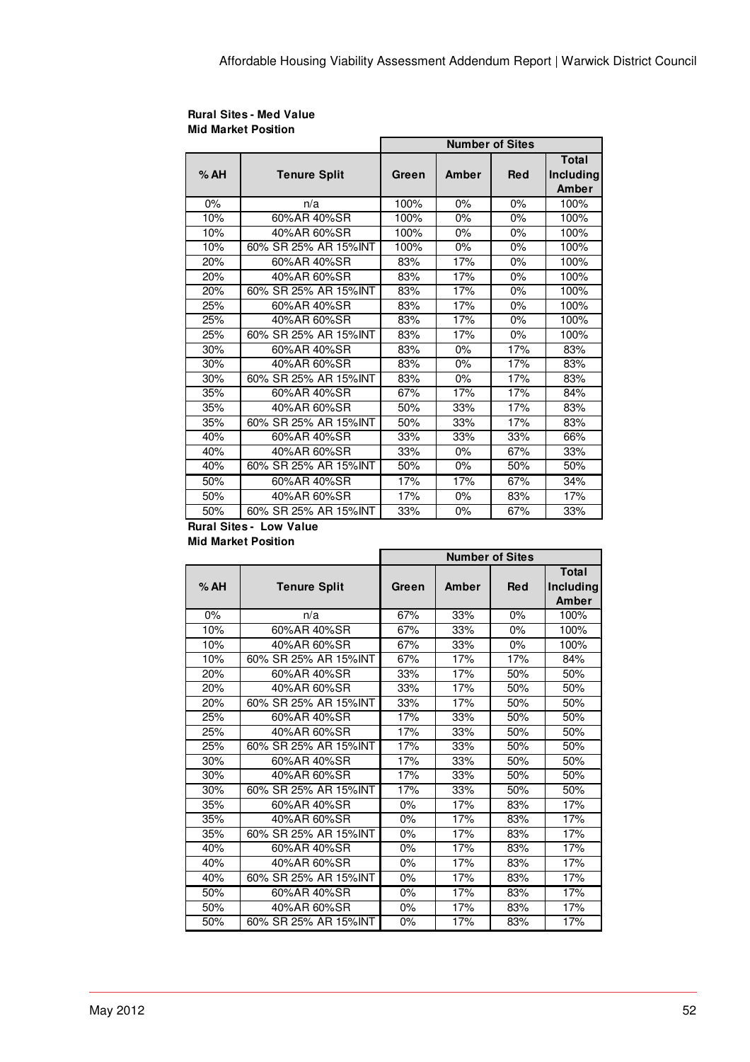**Rural Sites - Med Value**
**Mid Market Position**

| | | Number of Sites | | | |
|---|---|---|---|---|---|
| **% AH** | **Tenure Split** | **Green** | **Amber** | **Red** | **Total Including Amber** |
| 0% | n/a | 100% | 0% | 0% | 100% |
| 10% | 60%AR 40%SR | 100% | 0% | 0% | 100% |
| 10% | 40%AR 60%SR | 100% | 0% | 0% | 100% |
| 10% | 60% SR 25% AR 15%INT | 100% | 0% | 0% | 100% |
| 20% | 60%AR 40%SR | 83% | 17% | 0% | 100% |
| 20% | 40%AR 60%SR | 83% | 17% | 0% | 100% |
| 20% | 60% SR 25% AR 15%INT | 83% | 17% | 0% | 100% |
| 25% | 60%AR 40%SR | 83% | 17% | 0% | 100% |
| 25% | 40%AR 60%SR | 83% | 17% | 0% | 100% |
| 25% | 60% SR 25% AR 15%INT | 83% | 17% | 0% | 100% |
| 30% | 60%AR 40%SR | 83% | 0% | 17% | 83% |
| 30% | 40%AR 60%SR | 83% | 0% | 17% | 83% |
| 30% | 60% SR 25% AR 15%INT | 83% | 0% | 17% | 83% |
| 35% | 60%AR 40%SR | 67% | 17% | 17% | 84% |
| 35% | 40%AR 60%SR | 50% | 33% | 17% | 83% |
| 35% | 60% SR 25% AR 15%INT | 50% | 33% | 17% | 83% |
| 40% | 60%AR 40%SR | 33% | 33% | 33% | 66% |
| 40% | 40%AR 60%SR | 33% | 0% | 67% | 33% |
| 40% | 60% SR 25% AR 15%INT | 50% | 0% | 50% | 50% |
| 50% | 60%AR 40%SR | 17% | 17% | 67% | 34% |
| 50% | 40%AR 60%SR | 17% | 0% | 83% | 17% |
| 50% | 60% SR 25% AR 15%INT | 33% | 0% | 67% | 33% |

**Rural Sites - Low Value**
**Mid Market Position**

| | | Number of Sites | | | |
|---|---|---|---|---|---|
| **% AH** | **Tenure Split** | **Green** | **Amber** | **Red** | **Total Including Amber** |
| 0% | n/a | 67% | 33% | 0% | 100% |
| 10% | 60%AR 40%SR | 67% | 33% | 0% | 100% |
| 10% | 40%AR 60%SR | 67% | 33% | 0% | 100% |
| 10% | 60% SR 25% AR 15%INT | 67% | 17% | 17% | 84% |
| 20% | 60%AR 40%SR | 33% | 17% | 50% | 50% |
| 20% | 40%AR 60%SR | 33% | 17% | 50% | 50% |
| 20% | 60% SR 25% AR 15%INT | 33% | 17% | 50% | 50% |
| 25% | 60%AR 40%SR | 17% | 33% | 50% | 50% |
| 25% | 40%AR 60%SR | 17% | 33% | 50% | 50% |
| 25% | 60% SR 25% AR 15%INT | 17% | 33% | 50% | 50% |
| 30% | 60%AR 40%SR | 17% | 33% | 50% | 50% |
| 30% | 40%AR 60%SR | 17% | 33% | 50% | 50% |
| 30% | 60% SR 25% AR 15%INT | 17% | 33% | 50% | 50% |
| 35% | 60%AR 40%SR | 0% | 17% | 83% | 17% |
| 35% | 40%AR 60%SR | 0% | 17% | 83% | 17% |
| 35% | 60% SR 25% AR 15%INT | 0% | 17% | 83% | 17% |
| 40% | 60%AR 40%SR | 0% | 17% | 83% | 17% |
| 40% | 40%AR 60%SR | 0% | 17% | 83% | 17% |
| 40% | 60% SR 25% AR 15%INT | 0% | 17% | 83% | 17% |
| 50% | 60%AR 40%SR | 0% | 17% | 83% | 17% |
| 50% | 40%AR 60%SR | 0% | 17% | 83% | 17% |
| 50% | 60% SR 25% AR 15%INT | 0% | 17% | 83% | 17% |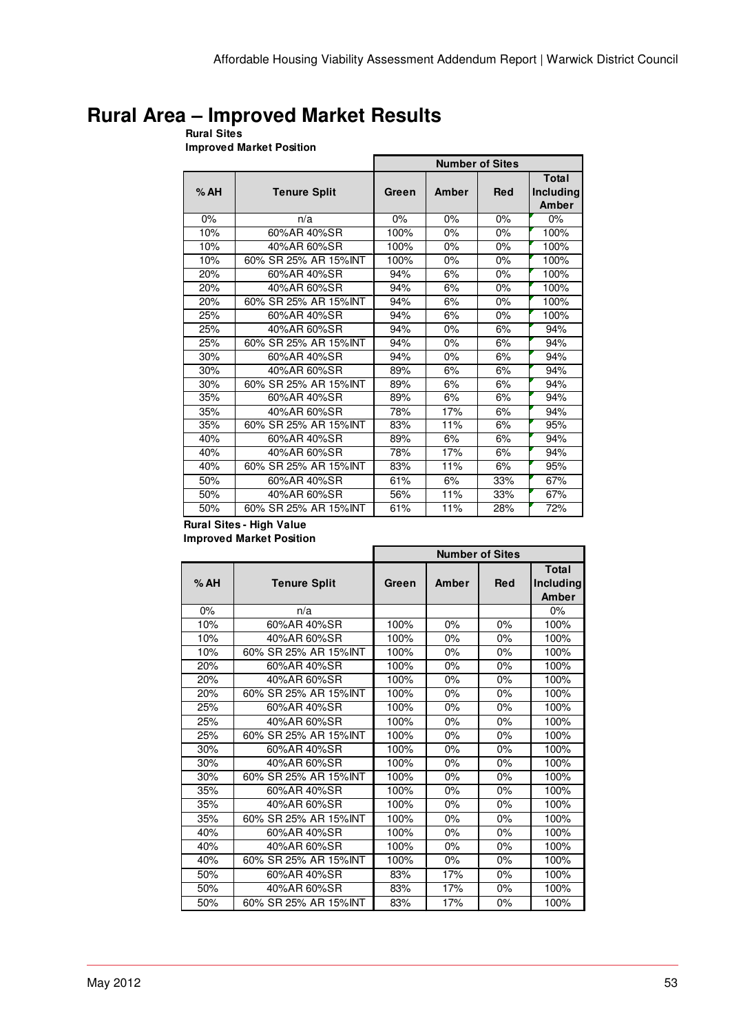# Rural Area – Improved Market Results

**Rural Sites**
**Improved Market Position**

| % AH | Tenure Split | Number of Sites | | | |
|---|---|---|---|---|---|
| | | Green | Amber | Red | Total Including Amber |
| 0% | n/a | 0% | 0% | 0% | 0% |
| 10% | 60%AR 40%SR | 100% | 0% | 0% | 100% |
| 10% | 40%AR 60%SR | 100% | 0% | 0% | 100% |
| 10% | 60% SR 25% AR 15%INT | 100% | 0% | 0% | 100% |
| 20% | 60%AR 40%SR | 94% | 6% | 0% | 100% |
| 20% | 40%AR 60%SR | 94% | 6% | 0% | 100% |
| 20% | 60% SR 25% AR 15%INT | 94% | 6% | 0% | 100% |
| 25% | 60%AR 40%SR | 94% | 6% | 0% | 100% |
| 25% | 40%AR 60%SR | 94% | 0% | 6% | 94% |
| 25% | 60% SR 25% AR 15%INT | 94% | 0% | 6% | 94% |
| 30% | 60%AR 40%SR | 94% | 0% | 6% | 94% |
| 30% | 40%AR 60%SR | 89% | 6% | 6% | 94% |
| 30% | 60% SR 25% AR 15%INT | 89% | 6% | 6% | 94% |
| 35% | 60%AR 40%SR | 89% | 6% | 6% | 94% |
| 35% | 40%AR 60%SR | 78% | 17% | 6% | 94% |
| 35% | 60% SR 25% AR 15%INT | 83% | 11% | 6% | 95% |
| 40% | 60%AR 40%SR | 89% | 6% | 6% | 94% |
| 40% | 40%AR 60%SR | 78% | 17% | 6% | 94% |
| 40% | 60% SR 25% AR 15%INT | 83% | 11% | 6% | 95% |
| 50% | 60%AR 40%SR | 61% | 6% | 33% | 67% |
| 50% | 40%AR 60%SR | 56% | 11% | 33% | 67% |
| 50% | 60% SR 25% AR 15%INT | 61% | 11% | 28% | 72% |

**Rural Sites - High Value**
**Improved Market Position**

| % AH | Tenure Split | Number of Sites | | | |
|---|---|---|---|---|---|
| | | Green | Amber | Red | Total Including Amber |
| 0% | n/a | | | | 0% |
| 10% | 60%AR 40%SR | 100% | 0% | 0% | 100% |
| 10% | 40%AR 60%SR | 100% | 0% | 0% | 100% |
| 10% | 60% SR 25% AR 15%INT | 100% | 0% | 0% | 100% |
| 20% | 60%AR 40%SR | 100% | 0% | 0% | 100% |
| 20% | 40%AR 60%SR | 100% | 0% | 0% | 100% |
| 20% | 60% SR 25% AR 15%INT | 100% | 0% | 0% | 100% |
| 25% | 60%AR 40%SR | 100% | 0% | 0% | 100% |
| 25% | 40%AR 60%SR | 100% | 0% | 0% | 100% |
| 25% | 60% SR 25% AR 15%INT | 100% | 0% | 0% | 100% |
| 30% | 60%AR 40%SR | 100% | 0% | 0% | 100% |
| 30% | 40%AR 60%SR | 100% | 0% | 0% | 100% |
| 30% | 60% SR 25% AR 15%INT | 100% | 0% | 0% | 100% |
| 35% | 60%AR 40%SR | 100% | 0% | 0% | 100% |
| 35% | 40%AR 60%SR | 100% | 0% | 0% | 100% |
| 35% | 60% SR 25% AR 15%INT | 100% | 0% | 0% | 100% |
| 40% | 60%AR 40%SR | 100% | 0% | 0% | 100% |
| 40% | 40%AR 60%SR | 100% | 0% | 0% | 100% |
| 40% | 60% SR 25% AR 15%INT | 100% | 0% | 0% | 100% |
| 50% | 60%AR 40%SR | 83% | 17% | 0% | 100% |
| 50% | 40%AR 60%SR | 83% | 17% | 0% | 100% |
| 50% | 60% SR 25% AR 15%INT | 83% | 17% | 0% | 100% |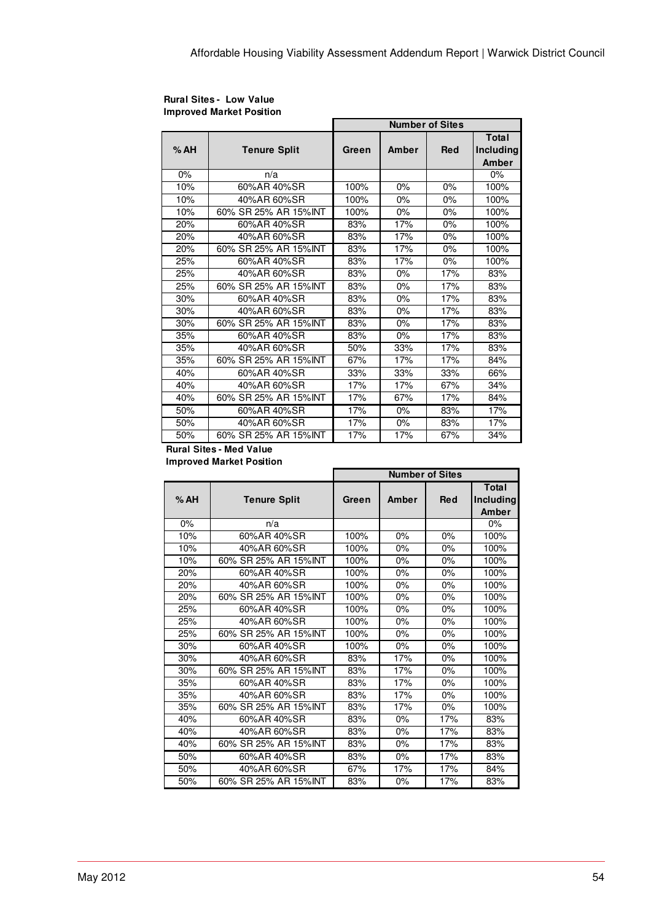**Rural Sites - Low Value**
**Improved Market Position**

| % AH | Tenure Split | Number of Sites | | | |
|---|---|---|---|---|---|
| | | Green | Amber | Red | Total Including Amber |
| 0% | n/a | | | | 0% |
| 10% | 60%AR 40%SR | 100% | 0% | 0% | 100% |
| 10% | 40%AR 60%SR | 100% | 0% | 0% | 100% |
| 10% | 60% SR 25% AR 15%INT | 100% | 0% | 0% | 100% |
| 20% | 60%AR 40%SR | 83% | 17% | 0% | 100% |
| 20% | 40%AR 60%SR | 83% | 17% | 0% | 100% |
| 20% | 60% SR 25% AR 15%INT | 83% | 17% | 0% | 100% |
| 25% | 60%AR 40%SR | 83% | 17% | 0% | 100% |
| 25% | 40%AR 60%SR | 83% | 0% | 17% | 83% |
| 25% | 60% SR 25% AR 15%INT | 83% | 0% | 17% | 83% |
| 30% | 60%AR 40%SR | 83% | 0% | 17% | 83% |
| 30% | 40%AR 60%SR | 83% | 0% | 17% | 83% |
| 30% | 60% SR 25% AR 15%INT | 83% | 0% | 17% | 83% |
| 35% | 60%AR 40%SR | 83% | 0% | 17% | 83% |
| 35% | 40%AR 60%SR | 50% | 33% | 17% | 83% |
| 35% | 60% SR 25% AR 15%INT | 67% | 17% | 17% | 84% |
| 40% | 60%AR 40%SR | 33% | 33% | 33% | 66% |
| 40% | 40%AR 60%SR | 17% | 17% | 67% | 34% |
| 40% | 60% SR 25% AR 15%INT | 17% | 67% | 17% | 84% |
| 50% | 60%AR 40%SR | 17% | 0% | 83% | 17% |
| 50% | 40%AR 60%SR | 17% | 0% | 83% | 17% |
| 50% | 60% SR 25% AR 15%INT | 17% | 17% | 67% | 34% |

**Rural Sites - Med Value**
**Improved Market Position**

| % AH | Tenure Split | Number of Sites | | | |
|---|---|---|---|---|---|
| | | Green | Amber | Red | Total Including Amber |
| 0% | n/a | | | | 0% |
| 10% | 60%AR 40%SR | 100% | 0% | 0% | 100% |
| 10% | 40%AR 60%SR | 100% | 0% | 0% | 100% |
| 10% | 60% SR 25% AR 15%INT | 100% | 0% | 0% | 100% |
| 20% | 60%AR 40%SR | 100% | 0% | 0% | 100% |
| 20% | 40%AR 60%SR | 100% | 0% | 0% | 100% |
| 20% | 60% SR 25% AR 15%INT | 100% | 0% | 0% | 100% |
| 25% | 60%AR 40%SR | 100% | 0% | 0% | 100% |
| 25% | 40%AR 60%SR | 100% | 0% | 0% | 100% |
| 25% | 60% SR 25% AR 15%INT | 100% | 0% | 0% | 100% |
| 30% | 60%AR 40%SR | 100% | 0% | 0% | 100% |
| 30% | 40%AR 60%SR | 83% | 17% | 0% | 100% |
| 30% | 60% SR 25% AR 15%INT | 83% | 17% | 0% | 100% |
| 35% | 60%AR 40%SR | 83% | 17% | 0% | 100% |
| 35% | 40%AR 60%SR | 83% | 17% | 0% | 100% |
| 35% | 60% SR 25% AR 15%INT | 83% | 17% | 0% | 100% |
| 40% | 60%AR 40%SR | 83% | 0% | 17% | 83% |
| 40% | 40%AR 60%SR | 83% | 0% | 17% | 83% |
| 40% | 60% SR 25% AR 15%INT | 83% | 0% | 17% | 83% |
| 50% | 60%AR 40%SR | 83% | 0% | 17% | 83% |
| 50% | 40%AR 60%SR | 67% | 17% | 17% | 84% |
| 50% | 60% SR 25% AR 15%INT | 83% | 0% | 17% | 83% |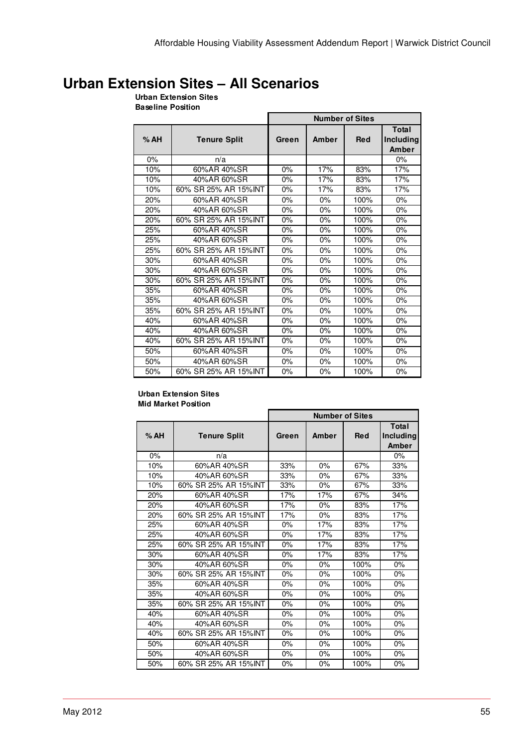# Urban Extension Sites – All Scenarios

**Urban Extension Sites**
**Baseline Position**

| % AH | Tenure Split | Number of Sites | | | |
|---|---|---|---|---|---|
| | | Green | Amber | Red | Total Including Amber |
| 0% | n/a | | | | 0% |
| 10% | 60%AR 40%SR | 0% | 17% | 83% | 17% |
| 10% | 40%AR 60%SR | 0% | 17% | 83% | 17% |
| 10% | 60% SR 25% AR 15%INT | 0% | 17% | 83% | 17% |
| 20% | 60%AR 40%SR | 0% | 0% | 100% | 0% |
| 20% | 40%AR 60%SR | 0% | 0% | 100% | 0% |
| 20% | 60% SR 25% AR 15%INT | 0% | 0% | 100% | 0% |
| 25% | 60%AR 40%SR | 0% | 0% | 100% | 0% |
| 25% | 40%AR 60%SR | 0% | 0% | 100% | 0% |
| 25% | 60% SR 25% AR 15%INT | 0% | 0% | 100% | 0% |
| 30% | 60%AR 40%SR | 0% | 0% | 100% | 0% |
| 30% | 40%AR 60%SR | 0% | 0% | 100% | 0% |
| 30% | 60% SR 25% AR 15%INT | 0% | 0% | 100% | 0% |
| 35% | 60%AR 40%SR | 0% | 0% | 100% | 0% |
| 35% | 40%AR 60%SR | 0% | 0% | 100% | 0% |
| 35% | 60% SR 25% AR 15%INT | 0% | 0% | 100% | 0% |
| 40% | 60%AR 40%SR | 0% | 0% | 100% | 0% |
| 40% | 40%AR 60%SR | 0% | 0% | 100% | 0% |
| 40% | 60% SR 25% AR 15%INT | 0% | 0% | 100% | 0% |
| 50% | 60%AR 40%SR | 0% | 0% | 100% | 0% |
| 50% | 40%AR 60%SR | 0% | 0% | 100% | 0% |
| 50% | 60% SR 25% AR 15%INT | 0% | 0% | 100% | 0% |

**Urban Extension Sites**
**Mid Market Position**

| % AH | Tenure Split | Number of Sites | | | |
|---|---|---|---|---|---|
| | | Green | Amber | Red | Total Including Amber |
| 0% | n/a | | | | 0% |
| 10% | 60%AR 40%SR | 33% | 0% | 67% | 33% |
| 10% | 40%AR 60%SR | 33% | 0% | 67% | 33% |
| 10% | 60% SR 25% AR 15%INT | 33% | 0% | 67% | 33% |
| 20% | 60%AR 40%SR | 17% | 17% | 67% | 34% |
| 20% | 40%AR 60%SR | 17% | 0% | 83% | 17% |
| 20% | 60% SR 25% AR 15%INT | 17% | 0% | 83% | 17% |
| 25% | 60%AR 40%SR | 0% | 17% | 83% | 17% |
| 25% | 40%AR 60%SR | 0% | 17% | 83% | 17% |
| 25% | 60% SR 25% AR 15%INT | 0% | 17% | 83% | 17% |
| 30% | 60%AR 40%SR | 0% | 17% | 83% | 17% |
| 30% | 40%AR 60%SR | 0% | 0% | 100% | 0% |
| 30% | 60% SR 25% AR 15%INT | 0% | 0% | 100% | 0% |
| 35% | 60%AR 40%SR | 0% | 0% | 100% | 0% |
| 35% | 40%AR 60%SR | 0% | 0% | 100% | 0% |
| 35% | 60% SR 25% AR 15%INT | 0% | 0% | 100% | 0% |
| 40% | 60%AR 40%SR | 0% | 0% | 100% | 0% |
| 40% | 40%AR 60%SR | 0% | 0% | 100% | 0% |
| 40% | 60% SR 25% AR 15%INT | 0% | 0% | 100% | 0% |
| 50% | 60%AR 40%SR | 0% | 0% | 100% | 0% |
| 50% | 40%AR 60%SR | 0% | 0% | 100% | 0% |
| 50% | 60% SR 25% AR 15%INT | 0% | 0% | 100% | 0% |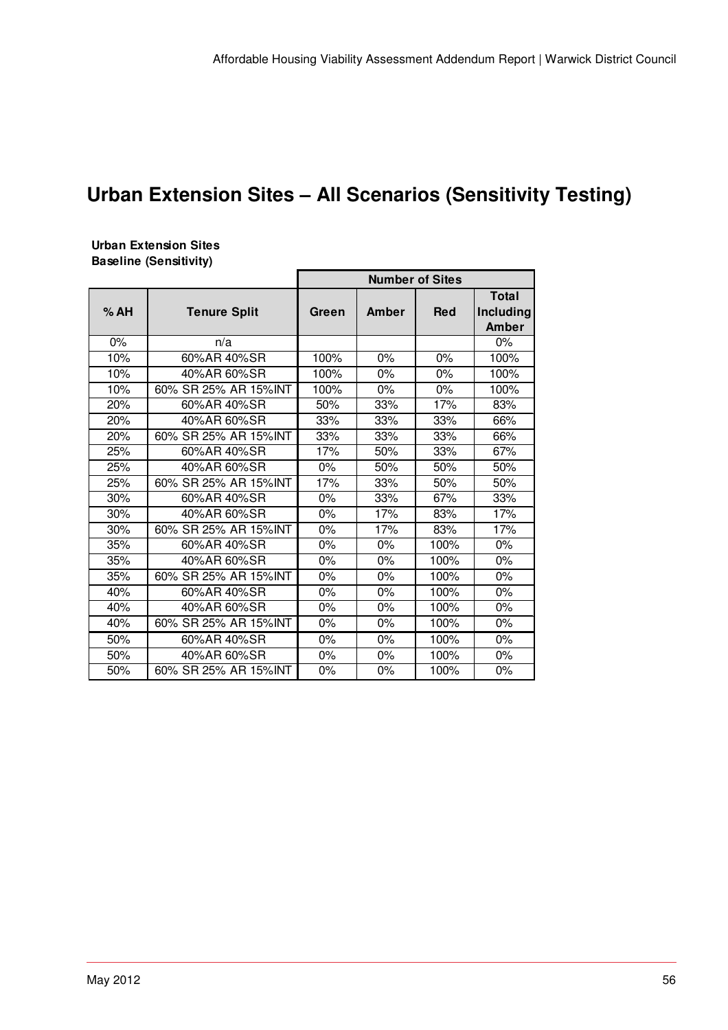# Urban Extension Sites – All Scenarios (Sensitivity Testing)

**Urban Extension Sites**
**Baseline (Sensitivity)**

| | | Number of Sites | | | |
|---|---|---|---|---|---|
| % AH | Tenure Split | Green | Amber | Red | Total Including Amber |
| 0% | n/a | | | | 0% |
| 10% | 60%AR 40%SR | 100% | 0% | 0% | 100% |
| 10% | 40%AR 60%SR | 100% | 0% | 0% | 100% |
| 10% | 60% SR 25% AR 15%INT | 100% | 0% | 0% | 100% |
| 20% | 60%AR 40%SR | 50% | 33% | 17% | 83% |
| 20% | 40%AR 60%SR | 33% | 33% | 33% | 66% |
| 20% | 60% SR 25% AR 15%INT | 33% | 33% | 33% | 66% |
| 25% | 60%AR 40%SR | 17% | 50% | 33% | 67% |
| 25% | 40%AR 60%SR | 0% | 50% | 50% | 50% |
| 25% | 60% SR 25% AR 15%INT | 17% | 33% | 50% | 50% |
| 30% | 60%AR 40%SR | 0% | 33% | 67% | 33% |
| 30% | 40%AR 60%SR | 0% | 17% | 83% | 17% |
| 30% | 60% SR 25% AR 15%INT | 0% | 17% | 83% | 17% |
| 35% | 60%AR 40%SR | 0% | 0% | 100% | 0% |
| 35% | 40%AR 60%SR | 0% | 0% | 100% | 0% |
| 35% | 60% SR 25% AR 15%INT | 0% | 0% | 100% | 0% |
| 40% | 60%AR 40%SR | 0% | 0% | 100% | 0% |
| 40% | 40%AR 60%SR | 0% | 0% | 100% | 0% |
| 40% | 60% SR 25% AR 15%INT | 0% | 0% | 100% | 0% |
| 50% | 60%AR 40%SR | 0% | 0% | 100% | 0% |
| 50% | 40%AR 60%SR | 0% | 0% | 100% | 0% |
| 50% | 60% SR 25% AR 15%INT | 0% | 0% | 100% | 0% |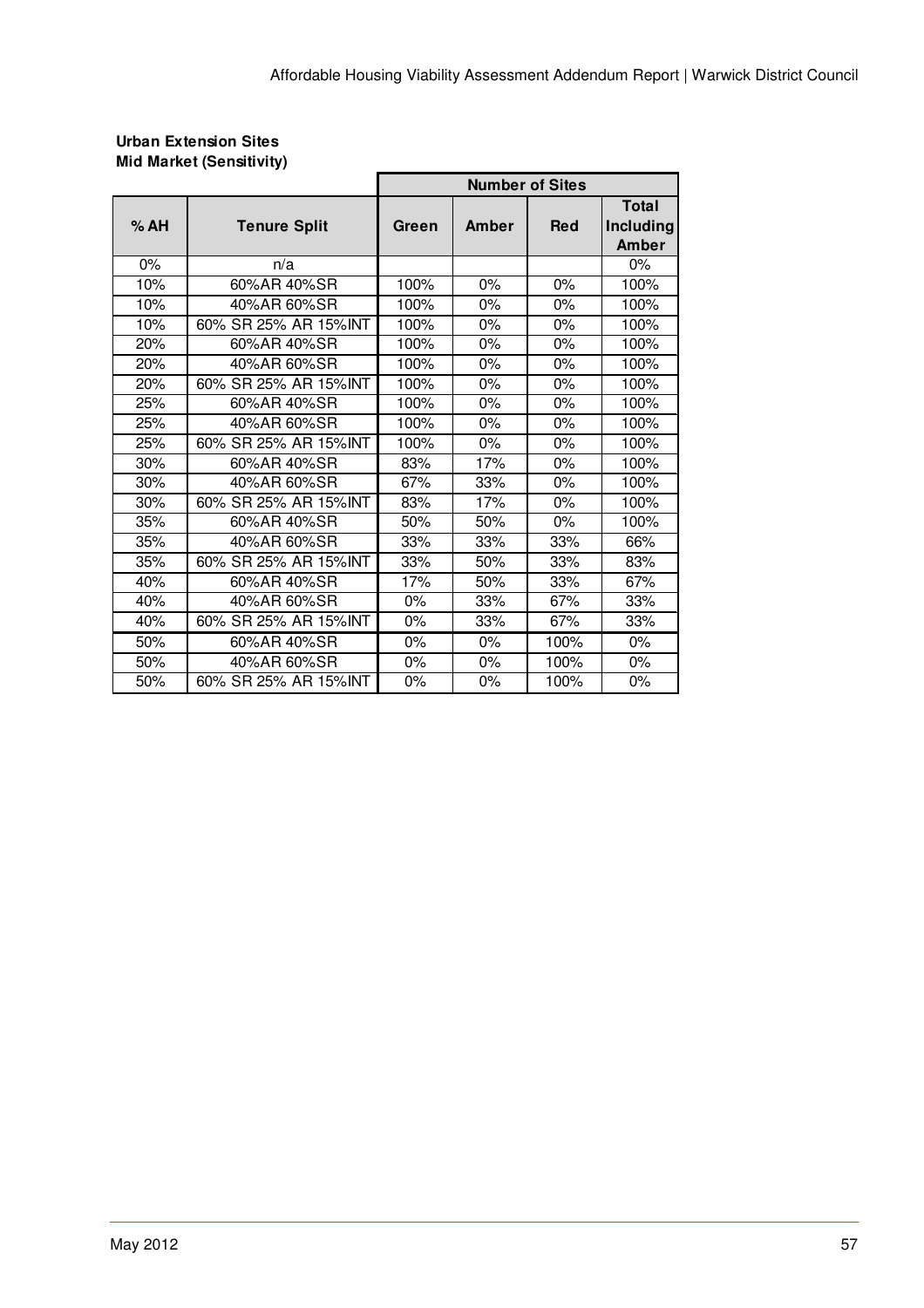**Urban Extension Sites**
**Mid Market (Sensitivity)**

| | | Number of Sites | | | |
|---|---|---|---|---|---|
| % AH | Tenure Split | Green | Amber | Red | Total Including Amber |
| 0% | n/a | | | | 0% |
| 10% | 60%AR 40%SR | 100% | 0% | 0% | 100% |
| 10% | 40%AR 60%SR | 100% | 0% | 0% | 100% |
| 10% | 60% SR 25% AR 15%INT | 100% | 0% | 0% | 100% |
| 20% | 60%AR 40%SR | 100% | 0% | 0% | 100% |
| 20% | 40%AR 60%SR | 100% | 0% | 0% | 100% |
| 20% | 60% SR 25% AR 15%INT | 100% | 0% | 0% | 100% |
| 25% | 60%AR 40%SR | 100% | 0% | 0% | 100% |
| 25% | 40%AR 60%SR | 100% | 0% | 0% | 100% |
| 25% | 60% SR 25% AR 15%INT | 100% | 0% | 0% | 100% |
| 30% | 60%AR 40%SR | 83% | 17% | 0% | 100% |
| 30% | 40%AR 60%SR | 67% | 33% | 0% | 100% |
| 30% | 60% SR 25% AR 15%INT | 83% | 17% | 0% | 100% |
| 35% | 60%AR 40%SR | 50% | 50% | 0% | 100% |
| 35% | 40%AR 60%SR | 33% | 33% | 33% | 66% |
| 35% | 60% SR 25% AR 15%INT | 33% | 50% | 33% | 83% |
| 40% | 60%AR 40%SR | 17% | 50% | 33% | 67% |
| 40% | 40%AR 60%SR | 0% | 33% | 67% | 33% |
| 40% | 60% SR 25% AR 15%INT | 0% | 33% | 67% | 33% |
| 50% | 60%AR 40%SR | 0% | 0% | 100% | 0% |
| 50% | 40%AR 60%SR | 0% | 0% | 100% | 0% |
| 50% | 60% SR 25% AR 15%INT | 0% | 0% | 100% | 0% |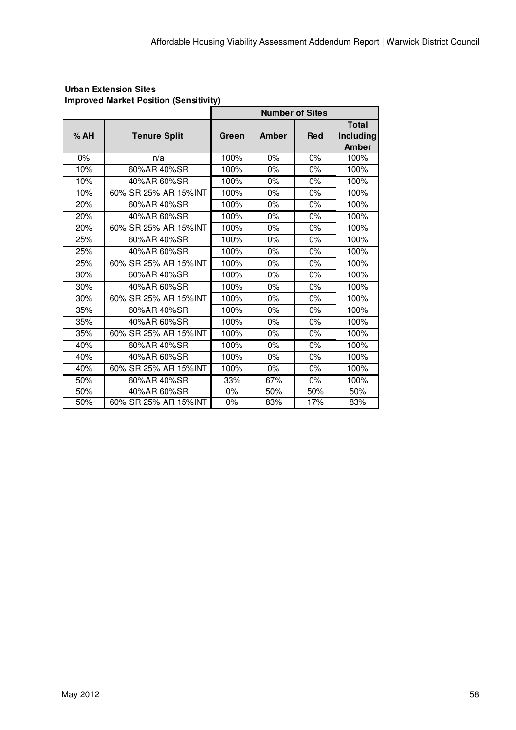**Urban Extension Sites**
**Improved Market Position (Sensitivity)**

| % AH | Tenure Split | Number of Sites | | | |
|---|---|---|---|---|---|
| | | Green | Amber | Red | Total Including Amber |
| 0% | n/a | 100% | 0% | 0% | 100% |
| 10% | 60%AR 40%SR | 100% | 0% | 0% | 100% |
| 10% | 40%AR 60%SR | 100% | 0% | 0% | 100% |
| 10% | 60% SR 25% AR 15%INT | 100% | 0% | 0% | 100% |
| 20% | 60%AR 40%SR | 100% | 0% | 0% | 100% |
| 20% | 40%AR 60%SR | 100% | 0% | 0% | 100% |
| 20% | 60% SR 25% AR 15%INT | 100% | 0% | 0% | 100% |
| 25% | 60%AR 40%SR | 100% | 0% | 0% | 100% |
| 25% | 40%AR 60%SR | 100% | 0% | 0% | 100% |
| 25% | 60% SR 25% AR 15%INT | 100% | 0% | 0% | 100% |
| 30% | 60%AR 40%SR | 100% | 0% | 0% | 100% |
| 30% | 40%AR 60%SR | 100% | 0% | 0% | 100% |
| 30% | 60% SR 25% AR 15%INT | 100% | 0% | 0% | 100% |
| 35% | 60%AR 40%SR | 100% | 0% | 0% | 100% |
| 35% | 40%AR 60%SR | 100% | 0% | 0% | 100% |
| 35% | 60% SR 25% AR 15%INT | 100% | 0% | 0% | 100% |
| 40% | 60%AR 40%SR | 100% | 0% | 0% | 100% |
| 40% | 40%AR 60%SR | 100% | 0% | 0% | 100% |
| 40% | 60% SR 25% AR 15%INT | 100% | 0% | 0% | 100% |
| 50% | 60%AR 40%SR | 33% | 67% | 0% | 100% |
| 50% | 40%AR 60%SR | 0% | 50% | 50% | 50% |
| 50% | 60% SR 25% AR 15%INT | 0% | 83% | 17% | 83% |